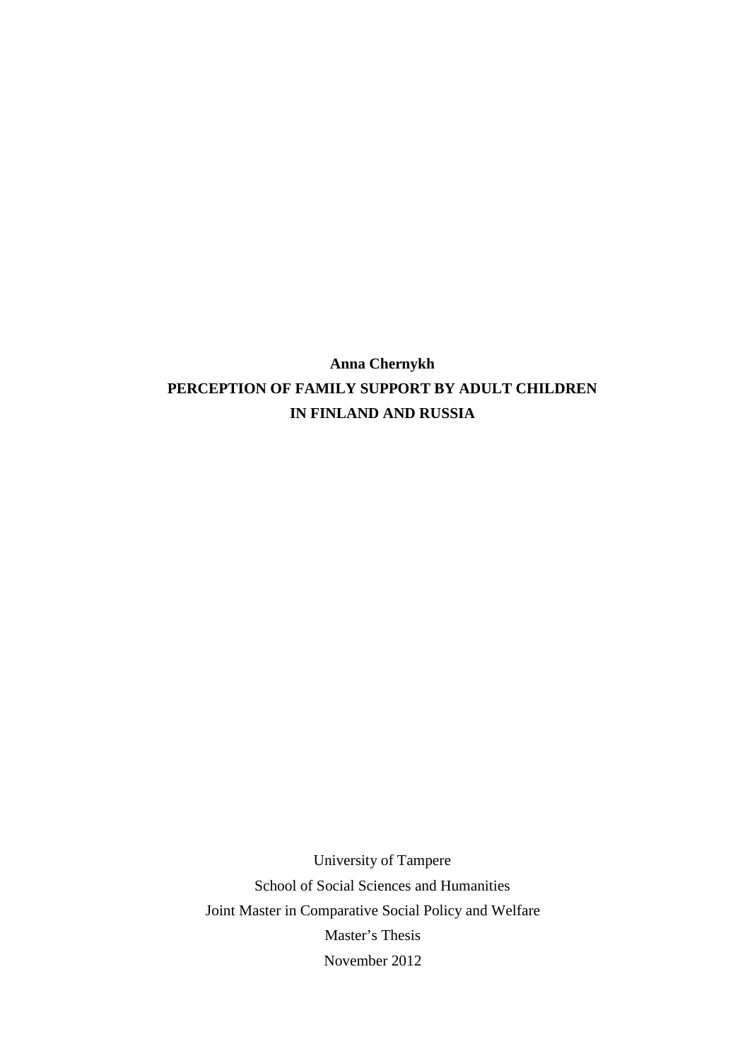**Anna Chernykh**

# PERCEPTION OF FAMILY SUPPORT BY ADULT CHILDREN IN FINLAND AND RUSSIA

University of Tampere

School of Social Sciences and Humanities

Joint Master in Comparative Social Policy and Welfare

Master's Thesis

November 2012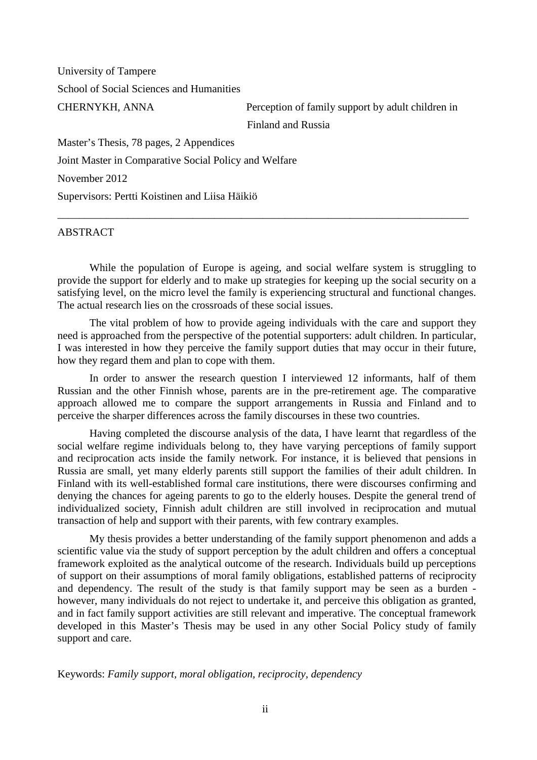University of Tampere

School of Social Sciences and Humanities

CHERNYKH, ANNA — Perception of family support by adult children in Finland and Russia

Master's Thesis, 78 pages, 2 Appendices

Joint Master in Comparative Social Policy and Welfare

November 2012

Supervisors: Pertti Koistinen and Liisa Häikiö

---

## ABSTRACT

While the population of Europe is ageing, and social welfare system is struggling to provide the support for elderly and to make up strategies for keeping up the social security on a satisfying level, on the micro level the family is experiencing structural and functional changes. The actual research lies on the crossroads of these social issues.

The vital problem of how to provide ageing individuals with the care and support they need is approached from the perspective of the potential supporters: adult children. In particular, I was interested in how they perceive the family support duties that may occur in their future, how they regard them and plan to cope with them.

In order to answer the research question I interviewed 12 informants, half of them Russian and the other Finnish whose, parents are in the pre-retirement age. The comparative approach allowed me to compare the support arrangements in Russia and Finland and to perceive the sharper differences across the family discourses in these two countries.

Having completed the discourse analysis of the data, I have learnt that regardless of the social welfare regime individuals belong to, they have varying perceptions of family support and reciprocation acts inside the family network. For instance, it is believed that pensions in Russia are small, yet many elderly parents still support the families of their adult children. In Finland with its well-established formal care institutions, there were discourses confirming and denying the chances for ageing parents to go to the elderly houses. Despite the general trend of individualized society, Finnish adult children are still involved in reciprocation and mutual transaction of help and support with their parents, with few contrary examples.

My thesis provides a better understanding of the family support phenomenon and adds a scientific value via the study of support perception by the adult children and offers a conceptual framework exploited as the analytical outcome of the research. Individuals build up perceptions of support on their assumptions of moral family obligations, established patterns of reciprocity and dependency. The result of the study is that family support may be seen as a burden - however, many individuals do not reject to undertake it, and perceive this obligation as granted, and in fact family support activities are still relevant and imperative. The conceptual framework developed in this Master's Thesis may be used in any other Social Policy study of family support and care.

Keywords: *Family support, moral obligation, reciprocity, dependency*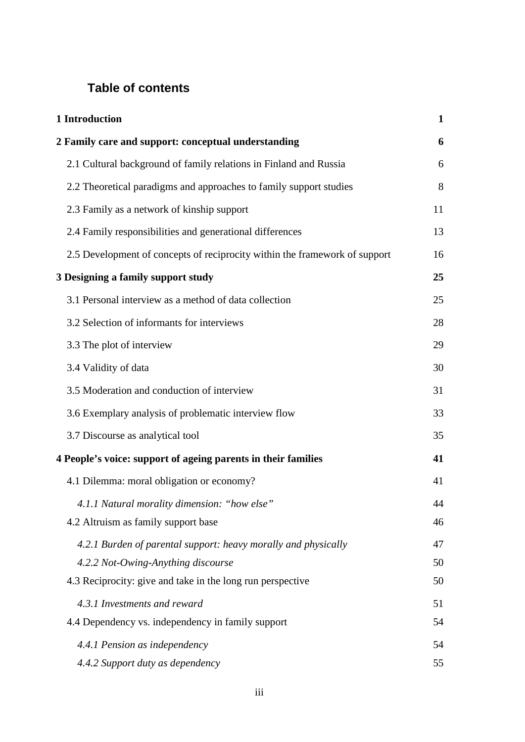## Table of contents

| | |
|---|---|
| **1 Introduction** | **1** |
| **2 Family care and support: conceptual understanding** | **6** |
| 2.1 Cultural background of family relations in Finland and Russia | 6 |
| 2.2 Theoretical paradigms and approaches to family support studies | 8 |
| 2.3 Family as a network of kinship support | 11 |
| 2.4 Family responsibilities and generational differences | 13 |
| 2.5 Development of concepts of reciprocity within the framework of support | 16 |
| **3 Designing a family support study** | **25** |
| 3.1 Personal interview as a method of data collection | 25 |
| 3.2 Selection of informants for interviews | 28 |
| 3.3 The plot of interview | 29 |
| 3.4 Validity of data | 30 |
| 3.5 Moderation and conduction of interview | 31 |
| 3.6 Exemplary analysis of problematic interview flow | 33 |
| 3.7 Discourse as analytical tool | 35 |
| **4 People's voice: support of ageing parents in their families** | **41** |
| 4.1 Dilemma: moral obligation or economy? | 41 |
| *4.1.1 Natural morality dimension: "how else"* | 44 |
| 4.2 Altruism as family support base | 46 |
| *4.2.1 Burden of parental support: heavy morally and physically* | 47 |
| *4.2.2 Not-Owing-Anything discourse* | 50 |
| 4.3 Reciprocity: give and take in the long run perspective | 50 |
| *4.3.1 Investments and reward* | 51 |
| 4.4 Dependency vs. independency in family support | 54 |
| *4.4.1 Pension as independency* | 54 |
| *4.4.2 Support duty as dependency* | 55 |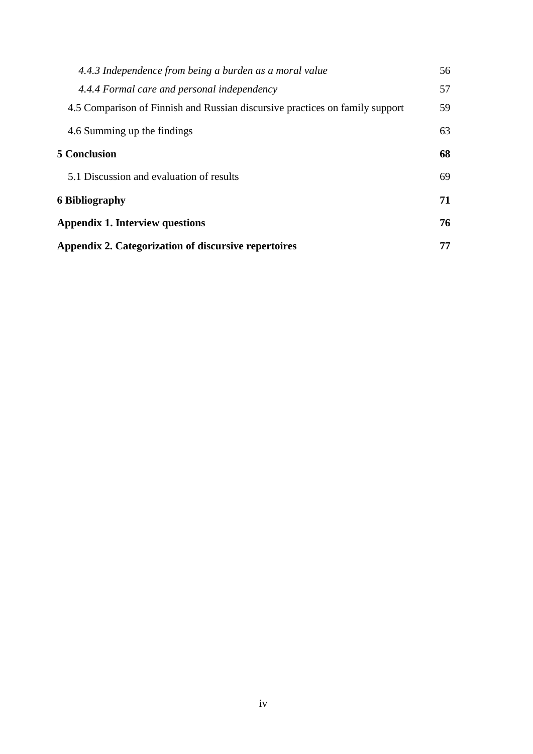*4.4.3 Independence from being a burden as a moral value* 56

*4.4.4 Formal care and personal independency* 57

4.5 Comparison of Finnish and Russian discursive practices on family support 59

4.6 Summing up the findings 63

**5 Conclusion** **68**

5.1 Discussion and evaluation of results 69

**6 Bibliography** **71**

**Appendix 1. Interview questions** **76**

**Appendix 2. Categorization of discursive repertoires** **77**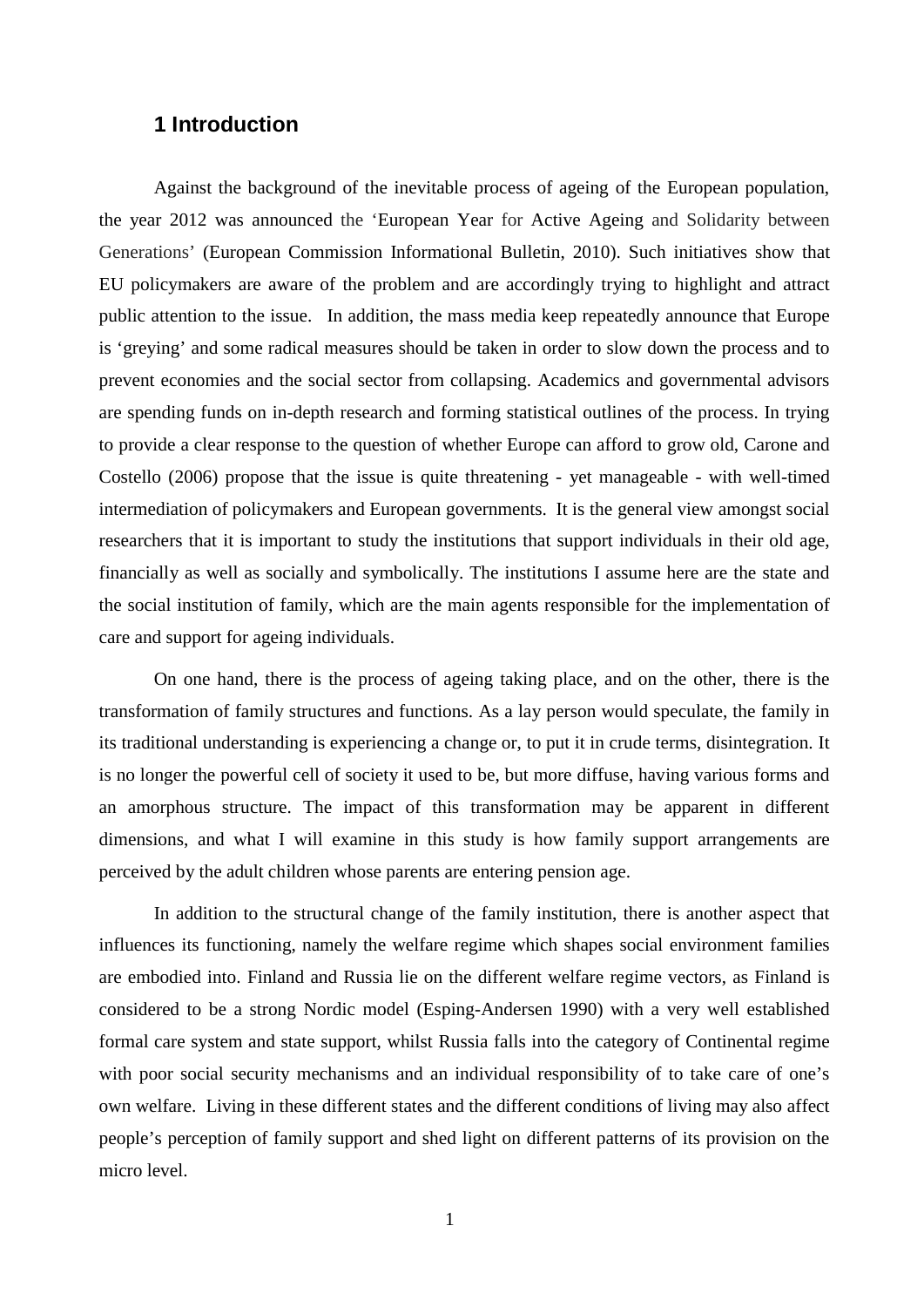## 1 Introduction

Against the background of the inevitable process of ageing of the European population, the year 2012 was announced the 'European Year for Active Ageing and Solidarity between Generations' (European Commission Informational Bulletin, 2010). Such initiatives show that EU policymakers are aware of the problem and are accordingly trying to highlight and attract public attention to the issue. In addition, the mass media keep repeatedly announce that Europe is 'greying' and some radical measures should be taken in order to slow down the process and to prevent economies and the social sector from collapsing. Academics and governmental advisors are spending funds on in-depth research and forming statistical outlines of the process. In trying to provide a clear response to the question of whether Europe can afford to grow old, Carone and Costello (2006) propose that the issue is quite threatening - yet manageable - with well-timed intermediation of policymakers and European governments. It is the general view amongst social researchers that it is important to study the institutions that support individuals in their old age, financially as well as socially and symbolically. The institutions I assume here are the state and the social institution of family, which are the main agents responsible for the implementation of care and support for ageing individuals.

On one hand, there is the process of ageing taking place, and on the other, there is the transformation of family structures and functions. As a lay person would speculate, the family in its traditional understanding is experiencing a change or, to put it in crude terms, disintegration. It is no longer the powerful cell of society it used to be, but more diffuse, having various forms and an amorphous structure. The impact of this transformation may be apparent in different dimensions, and what I will examine in this study is how family support arrangements are perceived by the adult children whose parents are entering pension age.

In addition to the structural change of the family institution, there is another aspect that influences its functioning, namely the welfare regime which shapes social environment families are embodied into. Finland and Russia lie on the different welfare regime vectors, as Finland is considered to be a strong Nordic model (Esping-Andersen 1990) with a very well established formal care system and state support, whilst Russia falls into the category of Continental regime with poor social security mechanisms and an individual responsibility of to take care of one's own welfare. Living in these different states and the different conditions of living may also affect people's perception of family support and shed light on different patterns of its provision on the micro level.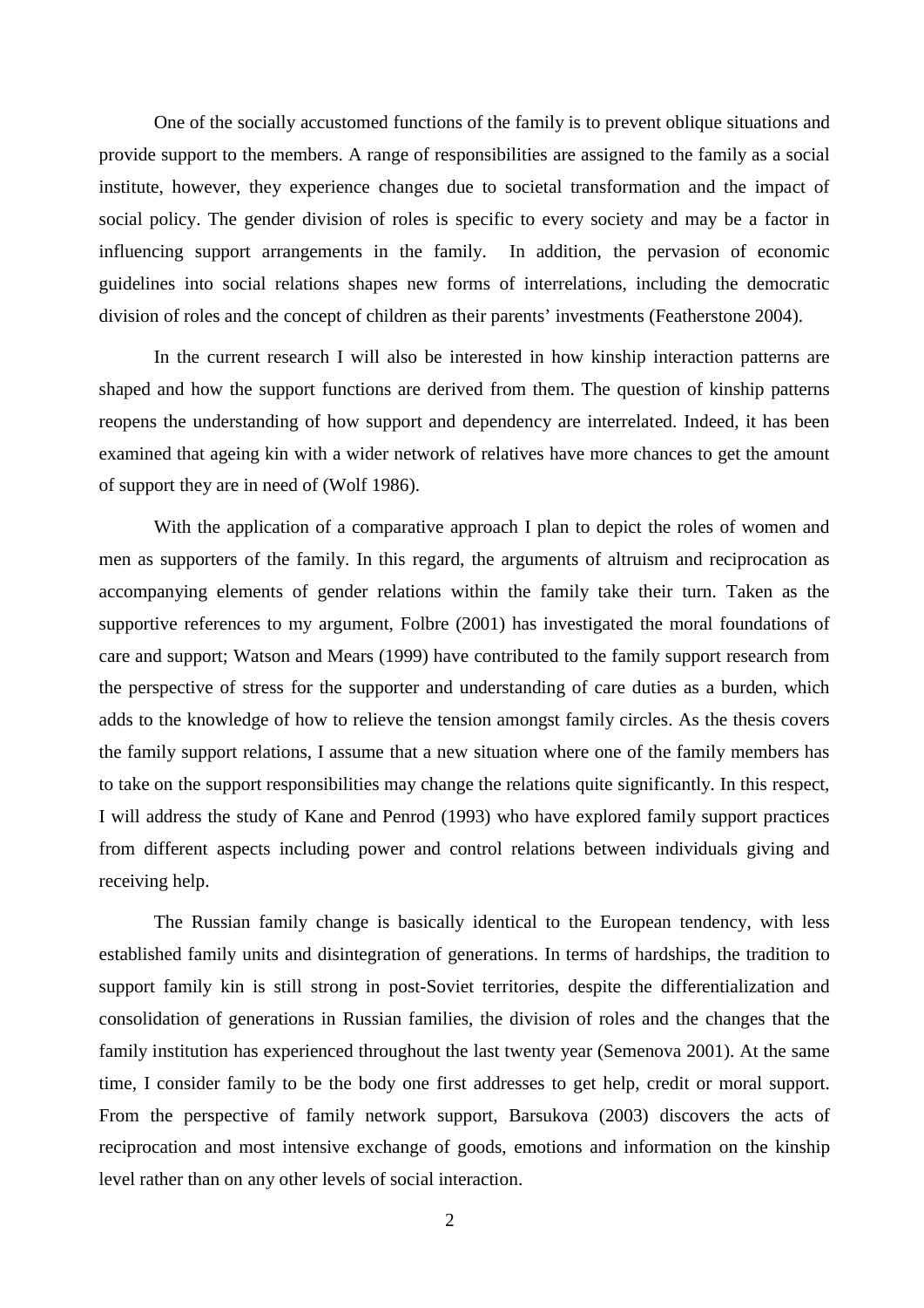One of the socially accustomed functions of the family is to prevent oblique situations and provide support to the members. A range of responsibilities are assigned to the family as a social institute, however, they experience changes due to societal transformation and the impact of social policy. The gender division of roles is specific to every society and may be a factor in influencing support arrangements in the family. In addition, the pervasion of economic guidelines into social relations shapes new forms of interrelations, including the democratic division of roles and the concept of children as their parents' investments (Featherstone 2004).

In the current research I will also be interested in how kinship interaction patterns are shaped and how the support functions are derived from them. The question of kinship patterns reopens the understanding of how support and dependency are interrelated. Indeed, it has been examined that ageing kin with a wider network of relatives have more chances to get the amount of support they are in need of (Wolf 1986).

With the application of a comparative approach I plan to depict the roles of women and men as supporters of the family. In this regard, the arguments of altruism and reciprocation as accompanying elements of gender relations within the family take their turn. Taken as the supportive references to my argument, Folbre (2001) has investigated the moral foundations of care and support; Watson and Mears (1999) have contributed to the family support research from the perspective of stress for the supporter and understanding of care duties as a burden, which adds to the knowledge of how to relieve the tension amongst family circles. As the thesis covers the family support relations, I assume that a new situation where one of the family members has to take on the support responsibilities may change the relations quite significantly. In this respect, I will address the study of Kane and Penrod (1993) who have explored family support practices from different aspects including power and control relations between individuals giving and receiving help.

The Russian family change is basically identical to the European tendency, with less established family units and disintegration of generations. In terms of hardships, the tradition to support family kin is still strong in post-Soviet territories, despite the differentialization and consolidation of generations in Russian families, the division of roles and the changes that the family institution has experienced throughout the last twenty year (Semenova 2001). At the same time, I consider family to be the body one first addresses to get help, credit or moral support. From the perspective of family network support, Barsukova (2003) discovers the acts of reciprocation and most intensive exchange of goods, emotions and information on the kinship level rather than on any other levels of social interaction.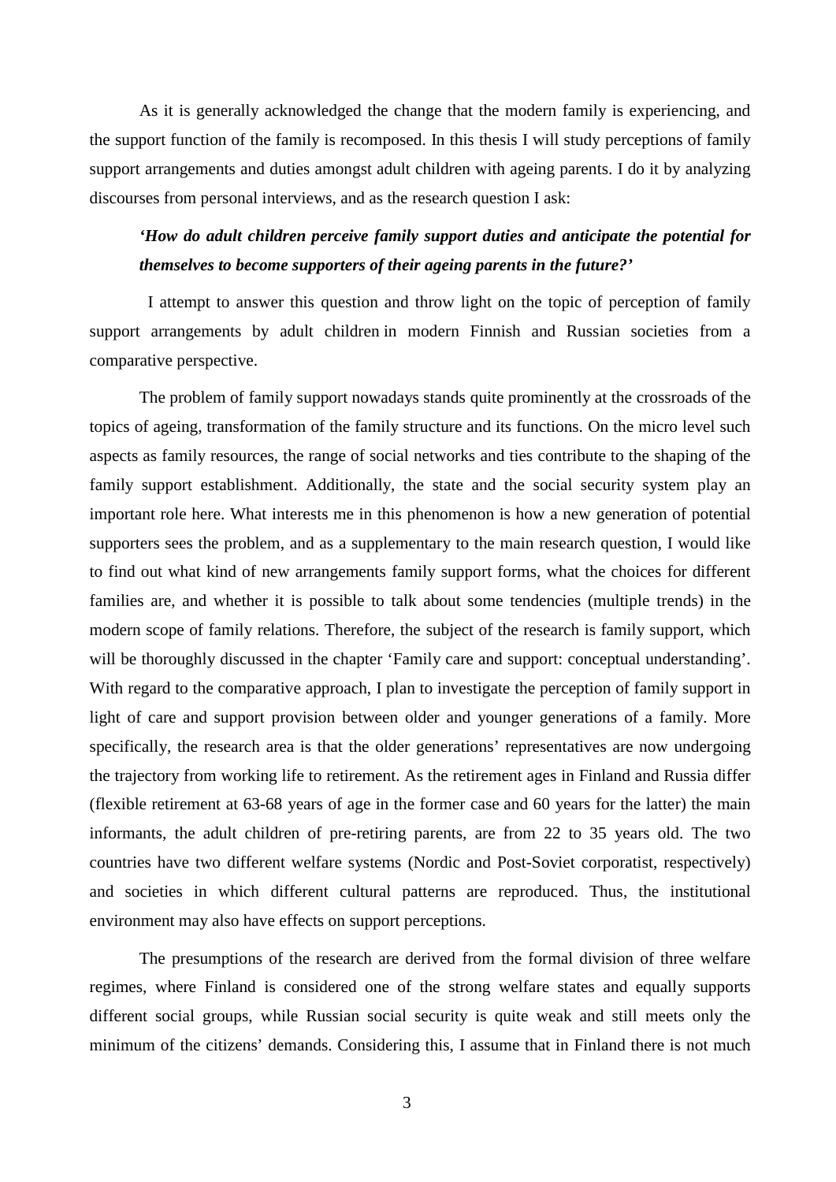As it is generally acknowledged the change that the modern family is experiencing, and the support function of the family is recomposed. In this thesis I will study perceptions of family support arrangements and duties amongst adult children with ageing parents. I do it by analyzing discourses from personal interviews, and as the research question I ask:

> ***'How do adult children perceive family support duties and anticipate the potential for themselves to become supporters of their ageing parents in the future?'***

I attempt to answer this question and throw light on the topic of perception of family support arrangements by adult children in modern Finnish and Russian societies from a comparative perspective.

The problem of family support nowadays stands quite prominently at the crossroads of the topics of ageing, transformation of the family structure and its functions. On the micro level such aspects as family resources, the range of social networks and ties contribute to the shaping of the family support establishment. Additionally, the state and the social security system play an important role here. What interests me in this phenomenon is how a new generation of potential supporters sees the problem, and as a supplementary to the main research question, I would like to find out what kind of new arrangements family support forms, what the choices for different families are, and whether it is possible to talk about some tendencies (multiple trends) in the modern scope of family relations. Therefore, the subject of the research is family support, which will be thoroughly discussed in the chapter 'Family care and support: conceptual understanding'. With regard to the comparative approach, I plan to investigate the perception of family support in light of care and support provision between older and younger generations of a family. More specifically, the research area is that the older generations' representatives are now undergoing the trajectory from working life to retirement. As the retirement ages in Finland and Russia differ (flexible retirement at 63-68 years of age in the former case and 60 years for the latter) the main informants, the adult children of pre-retiring parents, are from 22 to 35 years old. The two countries have two different welfare systems (Nordic and Post-Soviet corporatist, respectively) and societies in which different cultural patterns are reproduced. Thus, the institutional environment may also have effects on support perceptions.

The presumptions of the research are derived from the formal division of three welfare regimes, where Finland is considered one of the strong welfare states and equally supports different social groups, while Russian social security is quite weak and still meets only the minimum of the citizens' demands. Considering this, I assume that in Finland there is not much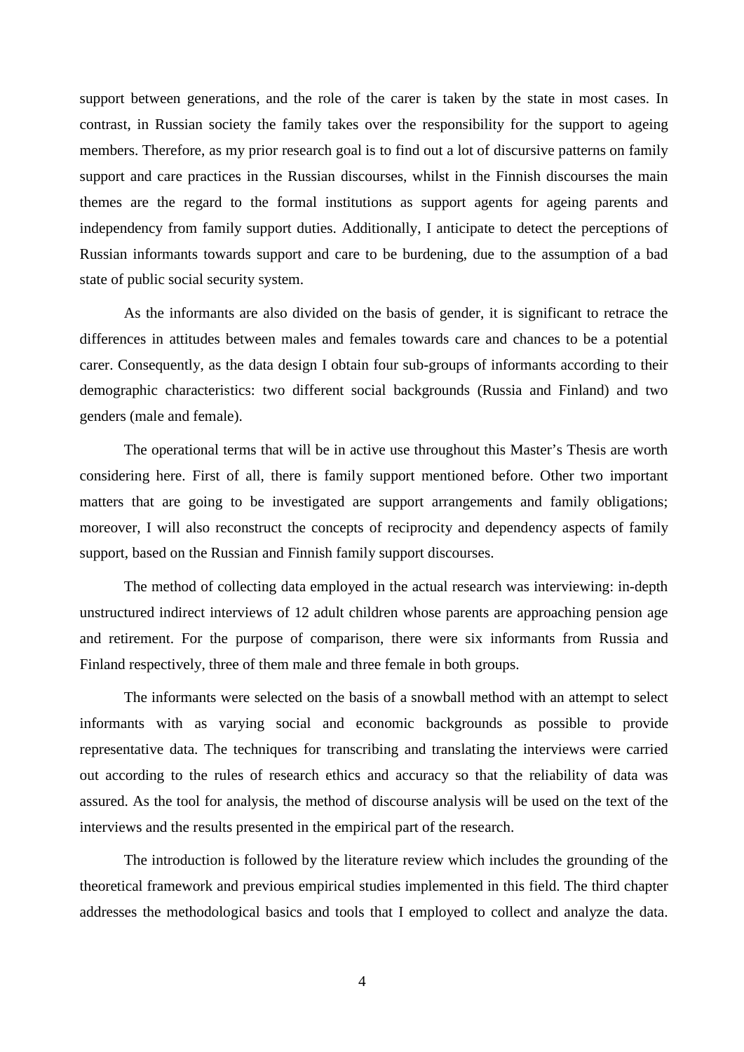support between generations, and the role of the carer is taken by the state in most cases. In contrast, in Russian society the family takes over the responsibility for the support to ageing members. Therefore, as my prior research goal is to find out a lot of discursive patterns on family support and care practices in the Russian discourses, whilst in the Finnish discourses the main themes are the regard to the formal institutions as support agents for ageing parents and independency from family support duties. Additionally, I anticipate to detect the perceptions of Russian informants towards support and care to be burdening, due to the assumption of a bad state of public social security system.

As the informants are also divided on the basis of gender, it is significant to retrace the differences in attitudes between males and females towards care and chances to be a potential carer. Consequently, as the data design I obtain four sub-groups of informants according to their demographic characteristics: two different social backgrounds (Russia and Finland) and two genders (male and female).

The operational terms that will be in active use throughout this Master's Thesis are worth considering here. First of all, there is family support mentioned before. Other two important matters that are going to be investigated are support arrangements and family obligations; moreover, I will also reconstruct the concepts of reciprocity and dependency aspects of family support, based on the Russian and Finnish family support discourses.

The method of collecting data employed in the actual research was interviewing: in-depth unstructured indirect interviews of 12 adult children whose parents are approaching pension age and retirement. For the purpose of comparison, there were six informants from Russia and Finland respectively, three of them male and three female in both groups.

The informants were selected on the basis of a snowball method with an attempt to select informants with as varying social and economic backgrounds as possible to provide representative data. The techniques for transcribing and translating the interviews were carried out according to the rules of research ethics and accuracy so that the reliability of data was assured. As the tool for analysis, the method of discourse analysis will be used on the text of the interviews and the results presented in the empirical part of the research.

The introduction is followed by the literature review which includes the grounding of the theoretical framework and previous empirical studies implemented in this field. The third chapter addresses the methodological basics and tools that I employed to collect and analyze the data.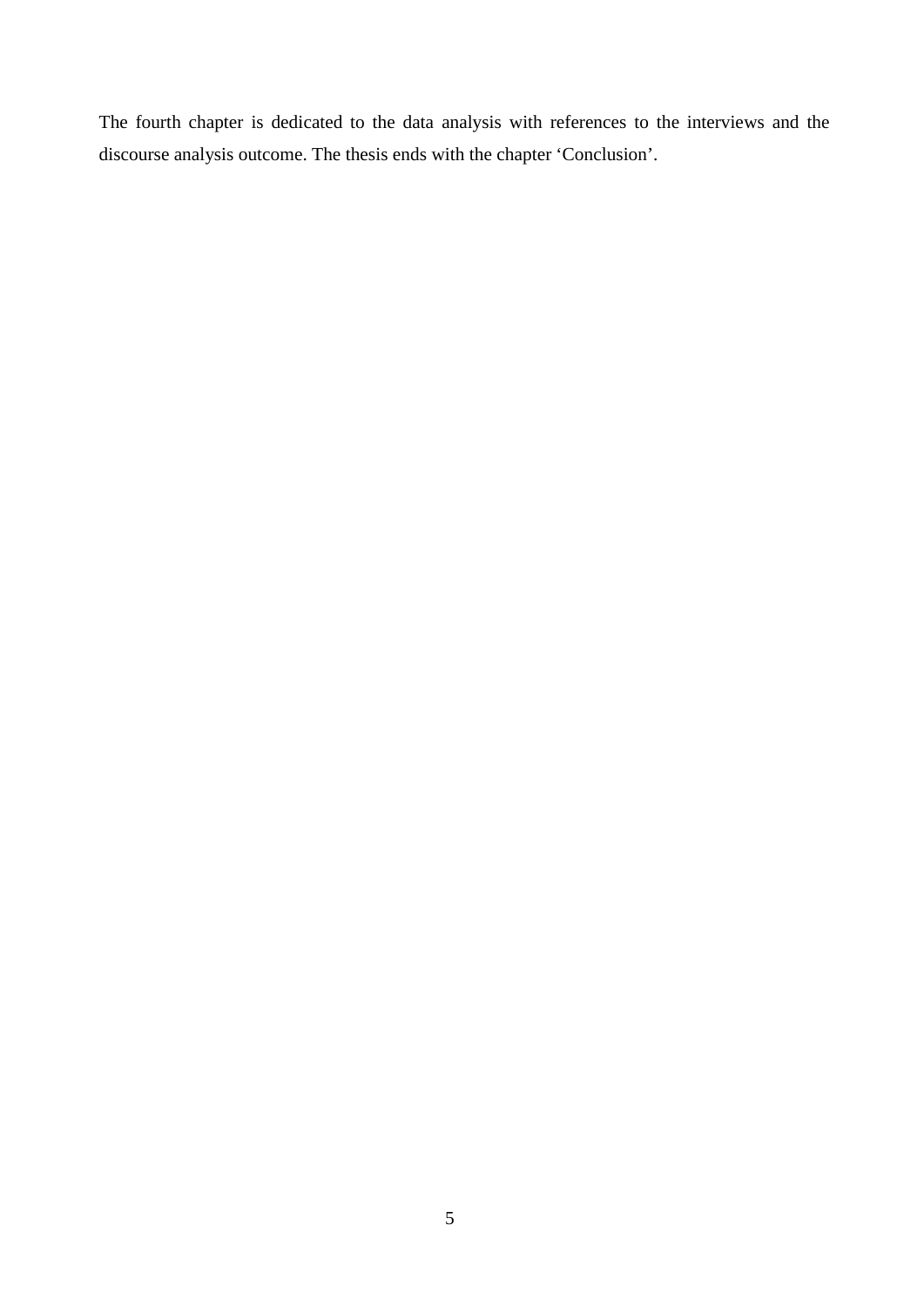The fourth chapter is dedicated to the data analysis with references to the interviews and the discourse analysis outcome. The thesis ends with the chapter ‘Conclusion’.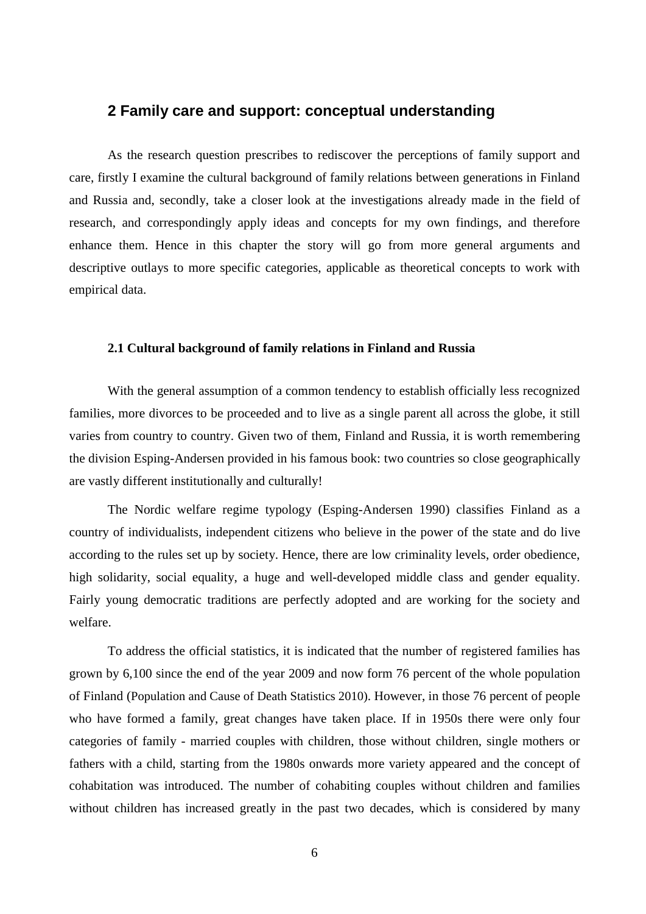## 2 Family care and support: conceptual understanding

As the research question prescribes to rediscover the perceptions of family support and care, firstly I examine the cultural background of family relations between generations in Finland and Russia and, secondly, take a closer look at the investigations already made in the field of research, and correspondingly apply ideas and concepts for my own findings, and therefore enhance them. Hence in this chapter the story will go from more general arguments and descriptive outlays to more specific categories, applicable as theoretical concepts to work with empirical data.

### 2.1 Cultural background of family relations in Finland and Russia

With the general assumption of a common tendency to establish officially less recognized families, more divorces to be proceeded and to live as a single parent all across the globe, it still varies from country to country. Given two of them, Finland and Russia, it is worth remembering the division Esping-Andersen provided in his famous book: two countries so close geographically are vastly different institutionally and culturally!

The Nordic welfare regime typology (Esping-Andersen 1990) classifies Finland as a country of individualists, independent citizens who believe in the power of the state and do live according to the rules set up by society. Hence, there are low criminality levels, order obedience, high solidarity, social equality, a huge and well-developed middle class and gender equality. Fairly young democratic traditions are perfectly adopted and are working for the society and welfare.

To address the official statistics, it is indicated that the number of registered families has grown by 6,100 since the end of the year 2009 and now form 76 percent of the whole population of Finland (Population and Cause of Death Statistics 2010). However, in those 76 percent of people who have formed a family, great changes have taken place. If in 1950s there were only four categories of family - married couples with children, those without children, single mothers or fathers with a child, starting from the 1980s onwards more variety appeared and the concept of cohabitation was introduced. The number of cohabiting couples without children and families without children has increased greatly in the past two decades, which is considered by many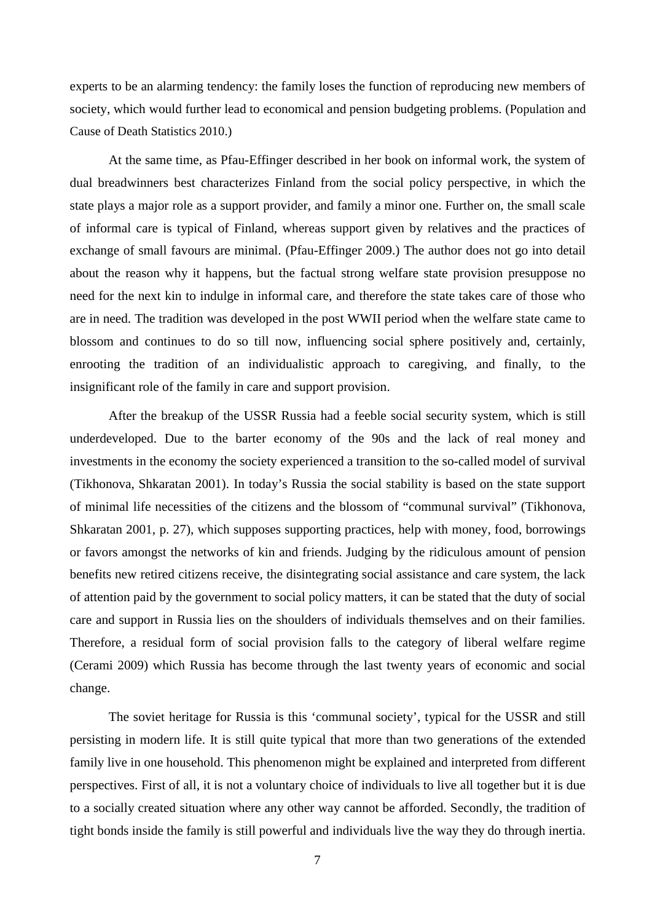experts to be an alarming tendency: the family loses the function of reproducing new members of society, which would further lead to economical and pension budgeting problems. (Population and Cause of Death Statistics 2010.)

At the same time, as Pfau-Effinger described in her book on informal work, the system of dual breadwinners best characterizes Finland from the social policy perspective, in which the state plays a major role as a support provider, and family a minor one. Further on, the small scale of informal care is typical of Finland, whereas support given by relatives and the practices of exchange of small favours are minimal. (Pfau-Effinger 2009.) The author does not go into detail about the reason why it happens, but the factual strong welfare state provision presuppose no need for the next kin to indulge in informal care, and therefore the state takes care of those who are in need. The tradition was developed in the post WWII period when the welfare state came to blossom and continues to do so till now, influencing social sphere positively and, certainly, enrooting the tradition of an individualistic approach to caregiving, and finally, to the insignificant role of the family in care and support provision.

After the breakup of the USSR Russia had a feeble social security system, which is still underdeveloped. Due to the barter economy of the 90s and the lack of real money and investments in the economy the society experienced a transition to the so-called model of survival (Tikhonova, Shkaratan 2001). In today's Russia the social stability is based on the state support of minimal life necessities of the citizens and the blossom of "communal survival" (Tikhonova, Shkaratan 2001, p. 27), which supposes supporting practices, help with money, food, borrowings or favors amongst the networks of kin and friends. Judging by the ridiculous amount of pension benefits new retired citizens receive, the disintegrating social assistance and care system, the lack of attention paid by the government to social policy matters, it can be stated that the duty of social care and support in Russia lies on the shoulders of individuals themselves and on their families. Therefore, a residual form of social provision falls to the category of liberal welfare regime (Cerami 2009) which Russia has become through the last twenty years of economic and social change.

The soviet heritage for Russia is this 'communal society', typical for the USSR and still persisting in modern life. It is still quite typical that more than two generations of the extended family live in one household. This phenomenon might be explained and interpreted from different perspectives. First of all, it is not a voluntary choice of individuals to live all together but it is due to a socially created situation where any other way cannot be afforded. Secondly, the tradition of tight bonds inside the family is still powerful and individuals live the way they do through inertia.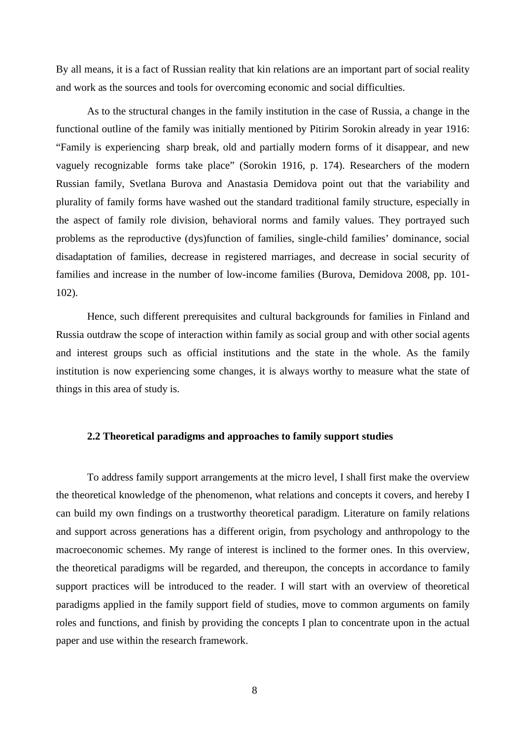By all means, it is a fact of Russian reality that kin relations are an important part of social reality and work as the sources and tools for overcoming economic and social difficulties.

As to the structural changes in the family institution in the case of Russia, a change in the functional outline of the family was initially mentioned by Pitirim Sorokin already in year 1916: “Family is experiencing sharp break, old and partially modern forms of it disappear, and new vaguely recognizable forms take place” (Sorokin 1916, p. 174). Researchers of the modern Russian family, Svetlana Burova and Anastasia Demidova point out that the variability and plurality of family forms have washed out the standard traditional family structure, especially in the aspect of family role division, behavioral norms and family values. They portrayed such problems as the reproductive (dys)function of families, single-child families’ dominance, social disadaptation of families, decrease in registered marriages, and decrease in social security of families and increase in the number of low-income families (Burova, Demidova 2008, pp. 101-102).

Hence, such different prerequisites and cultural backgrounds for families in Finland and Russia outdraw the scope of interaction within family as social group and with other social agents and interest groups such as official institutions and the state in the whole. As the family institution is now experiencing some changes, it is always worthy to measure what the state of things in this area of study is.

### 2.2 Theoretical paradigms and approaches to family support studies

To address family support arrangements at the micro level, I shall first make the overview the theoretical knowledge of the phenomenon, what relations and concepts it covers, and hereby I can build my own findings on a trustworthy theoretical paradigm. Literature on family relations and support across generations has a different origin, from psychology and anthropology to the macroeconomic schemes. My range of interest is inclined to the former ones. In this overview, the theoretical paradigms will be regarded, and thereupon, the concepts in accordance to family support practices will be introduced to the reader. I will start with an overview of theoretical paradigms applied in the family support field of studies, move to common arguments on family roles and functions, and finish by providing the concepts I plan to concentrate upon in the actual paper and use within the research framework.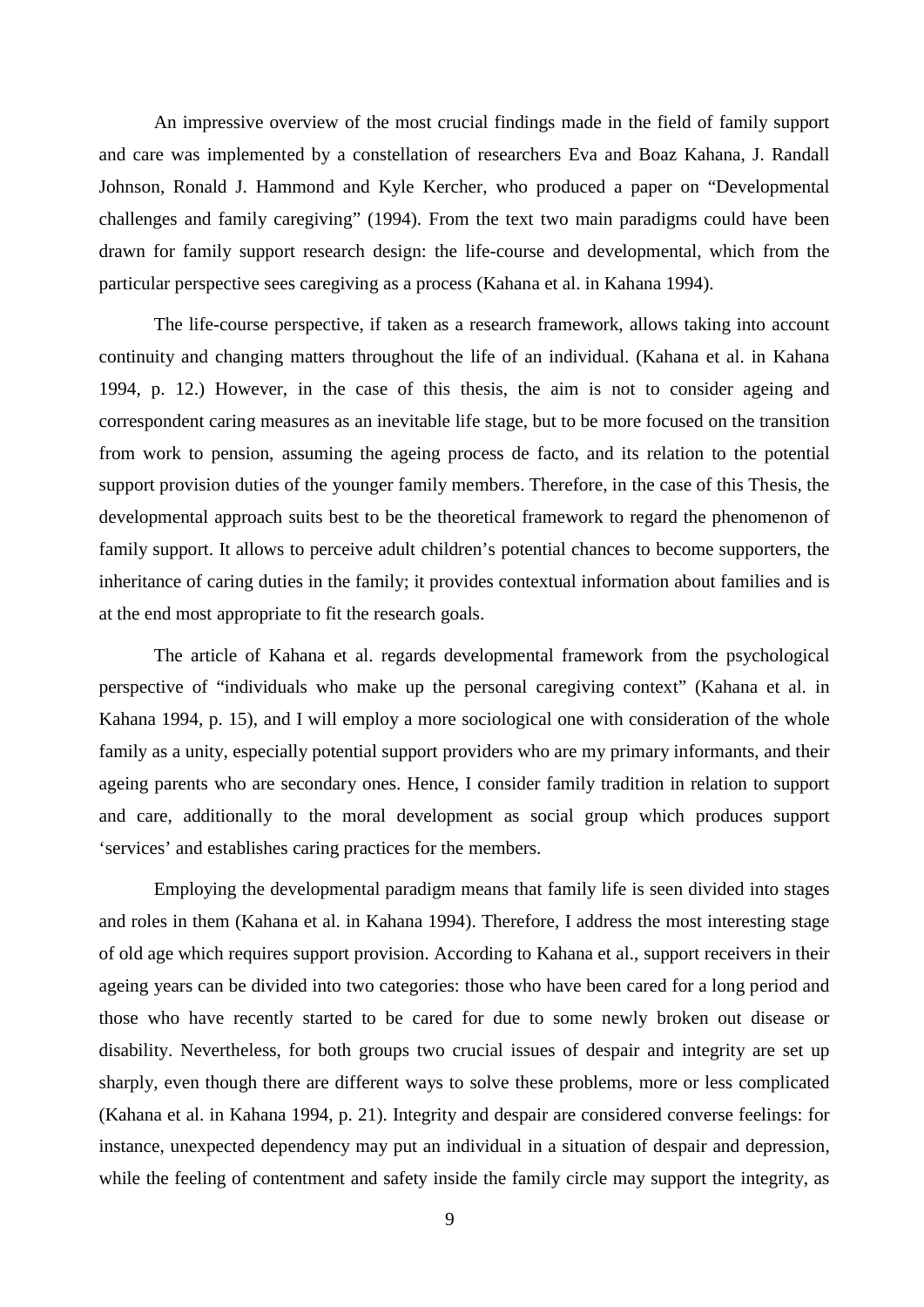An impressive overview of the most crucial findings made in the field of family support and care was implemented by a constellation of researchers Eva and Boaz Kahana, J. Randall Johnson, Ronald J. Hammond and Kyle Kercher, who produced a paper on "Developmental challenges and family caregiving" (1994). From the text two main paradigms could have been drawn for family support research design: the life-course and developmental, which from the particular perspective sees caregiving as a process (Kahana et al. in Kahana 1994).

The life-course perspective, if taken as a research framework, allows taking into account continuity and changing matters throughout the life of an individual. (Kahana et al. in Kahana 1994, p. 12.) However, in the case of this thesis, the aim is not to consider ageing and correspondent caring measures as an inevitable life stage, but to be more focused on the transition from work to pension, assuming the ageing process de facto, and its relation to the potential support provision duties of the younger family members. Therefore, in the case of this Thesis, the developmental approach suits best to be the theoretical framework to regard the phenomenon of family support. It allows to perceive adult children's potential chances to become supporters, the inheritance of caring duties in the family; it provides contextual information about families and is at the end most appropriate to fit the research goals.

The article of Kahana et al. regards developmental framework from the psychological perspective of "individuals who make up the personal caregiving context" (Kahana et al. in Kahana 1994, p. 15), and I will employ a more sociological one with consideration of the whole family as a unity, especially potential support providers who are my primary informants, and their ageing parents who are secondary ones. Hence, I consider family tradition in relation to support and care, additionally to the moral development as social group which produces support 'services' and establishes caring practices for the members.

Employing the developmental paradigm means that family life is seen divided into stages and roles in them (Kahana et al. in Kahana 1994). Therefore, I address the most interesting stage of old age which requires support provision. According to Kahana et al., support receivers in their ageing years can be divided into two categories: those who have been cared for a long period and those who have recently started to be cared for due to some newly broken out disease or disability. Nevertheless, for both groups two crucial issues of despair and integrity are set up sharply, even though there are different ways to solve these problems, more or less complicated (Kahana et al. in Kahana 1994, p. 21). Integrity and despair are considered converse feelings: for instance, unexpected dependency may put an individual in a situation of despair and depression, while the feeling of contentment and safety inside the family circle may support the integrity, as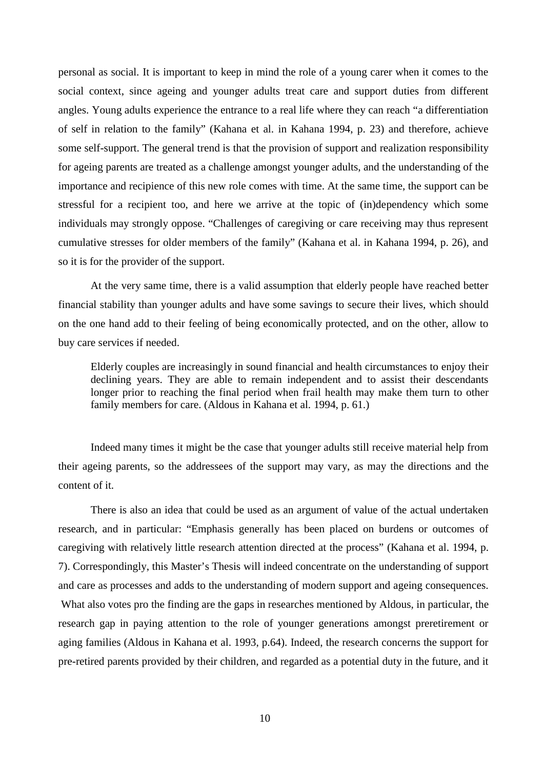personal as social. It is important to keep in mind the role of a young carer when it comes to the social context, since ageing and younger adults treat care and support duties from different angles. Young adults experience the entrance to a real life where they can reach "a differentiation of self in relation to the family" (Kahana et al. in Kahana 1994, p. 23) and therefore, achieve some self-support. The general trend is that the provision of support and realization responsibility for ageing parents are treated as a challenge amongst younger adults, and the understanding of the importance and recipience of this new role comes with time. At the same time, the support can be stressful for a recipient too, and here we arrive at the topic of (in)dependency which some individuals may strongly oppose. "Challenges of caregiving or care receiving may thus represent cumulative stresses for older members of the family" (Kahana et al. in Kahana 1994, p. 26), and so it is for the provider of the support.

At the very same time, there is a valid assumption that elderly people have reached better financial stability than younger adults and have some savings to secure their lives, which should on the one hand add to their feeling of being economically protected, and on the other, allow to buy care services if needed.

> Elderly couples are increasingly in sound financial and health circumstances to enjoy their declining years. They are able to remain independent and to assist their descendants longer prior to reaching the final period when frail health may make them turn to other family members for care. (Aldous in Kahana et al. 1994, p. 61.)

Indeed many times it might be the case that younger adults still receive material help from their ageing parents, so the addressees of the support may vary, as may the directions and the content of it.

There is also an idea that could be used as an argument of value of the actual undertaken research, and in particular: "Emphasis generally has been placed on burdens or outcomes of caregiving with relatively little research attention directed at the process" (Kahana et al. 1994, p. 7). Correspondingly, this Master's Thesis will indeed concentrate on the understanding of support and care as processes and adds to the understanding of modern support and ageing consequences. What also votes pro the finding are the gaps in researches mentioned by Aldous, in particular, the research gap in paying attention to the role of younger generations amongst preretirement or aging families (Aldous in Kahana et al. 1993, p.64). Indeed, the research concerns the support for pre-retired parents provided by their children, and regarded as a potential duty in the future, and it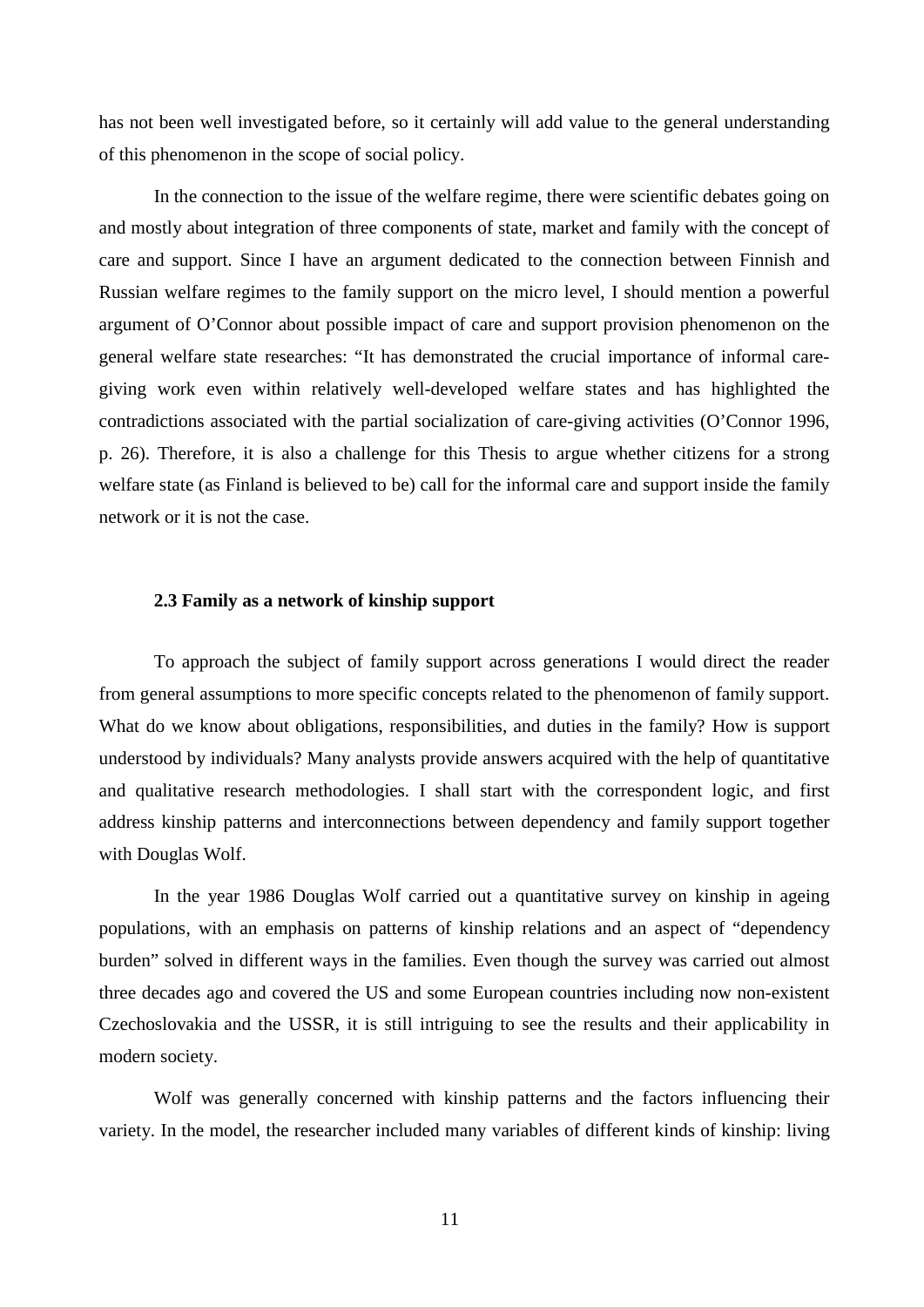has not been well investigated before, so it certainly will add value to the general understanding of this phenomenon in the scope of social policy.

In the connection to the issue of the welfare regime, there were scientific debates going on and mostly about integration of three components of state, market and family with the concept of care and support. Since I have an argument dedicated to the connection between Finnish and Russian welfare regimes to the family support on the micro level, I should mention a powerful argument of O'Connor about possible impact of care and support provision phenomenon on the general welfare state researches: "It has demonstrated the crucial importance of informal care-giving work even within relatively well-developed welfare states and has highlighted the contradictions associated with the partial socialization of care-giving activities (O'Connor 1996, p. 26). Therefore, it is also a challenge for this Thesis to argue whether citizens for a strong welfare state (as Finland is believed to be) call for the informal care and support inside the family network or it is not the case.

### 2.3 Family as a network of kinship support

To approach the subject of family support across generations I would direct the reader from general assumptions to more specific concepts related to the phenomenon of family support. What do we know about obligations, responsibilities, and duties in the family? How is support understood by individuals? Many analysts provide answers acquired with the help of quantitative and qualitative research methodologies. I shall start with the correspondent logic, and first address kinship patterns and interconnections between dependency and family support together with Douglas Wolf.

In the year 1986 Douglas Wolf carried out a quantitative survey on kinship in ageing populations, with an emphasis on patterns of kinship relations and an aspect of "dependency burden" solved in different ways in the families. Even though the survey was carried out almost three decades ago and covered the US and some European countries including now non-existent Czechoslovakia and the USSR, it is still intriguing to see the results and their applicability in modern society.

Wolf was generally concerned with kinship patterns and the factors influencing their variety. In the model, the researcher included many variables of different kinds of kinship: living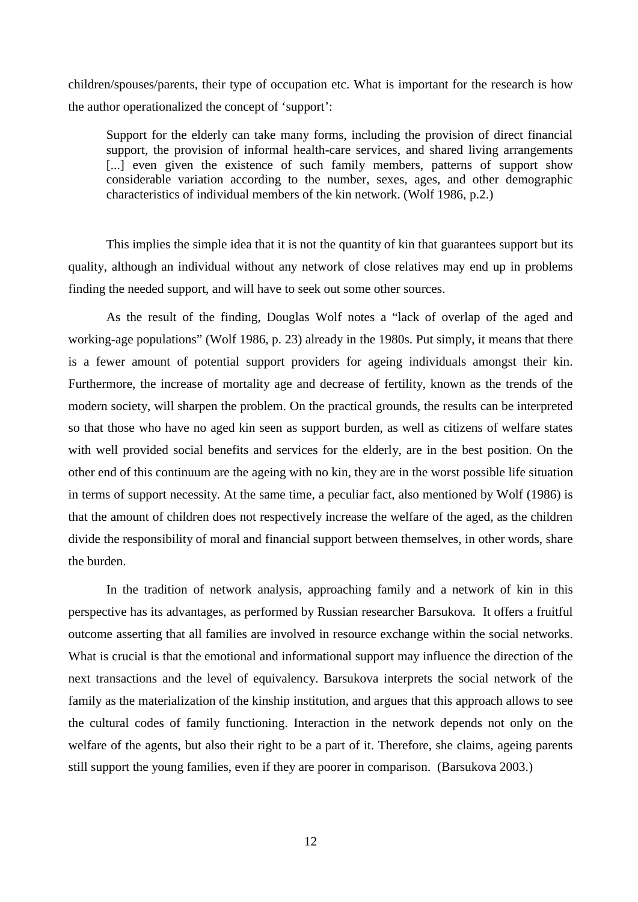children/spouses/parents, their type of occupation etc. What is important for the research is how the author operationalized the concept of 'support':

> Support for the elderly can take many forms, including the provision of direct financial support, the provision of informal health-care services, and shared living arrangements [...] even given the existence of such family members, patterns of support show considerable variation according to the number, sexes, ages, and other demographic characteristics of individual members of the kin network. (Wolf 1986, p.2.)

This implies the simple idea that it is not the quantity of kin that guarantees support but its quality, although an individual without any network of close relatives may end up in problems finding the needed support, and will have to seek out some other sources.

As the result of the finding, Douglas Wolf notes a "lack of overlap of the aged and working-age populations" (Wolf 1986, p. 23) already in the 1980s. Put simply, it means that there is a fewer amount of potential support providers for ageing individuals amongst their kin. Furthermore, the increase of mortality age and decrease of fertility, known as the trends of the modern society, will sharpen the problem. On the practical grounds, the results can be interpreted so that those who have no aged kin seen as support burden, as well as citizens of welfare states with well provided social benefits and services for the elderly, are in the best position. On the other end of this continuum are the ageing with no kin, they are in the worst possible life situation in terms of support necessity. At the same time, a peculiar fact, also mentioned by Wolf (1986) is that the amount of children does not respectively increase the welfare of the aged, as the children divide the responsibility of moral and financial support between themselves, in other words, share the burden.

In the tradition of network analysis, approaching family and a network of kin in this perspective has its advantages, as performed by Russian researcher Barsukova. It offers a fruitful outcome asserting that all families are involved in resource exchange within the social networks. What is crucial is that the emotional and informational support may influence the direction of the next transactions and the level of equivalency. Barsukova interprets the social network of the family as the materialization of the kinship institution, and argues that this approach allows to see the cultural codes of family functioning. Interaction in the network depends not only on the welfare of the agents, but also their right to be a part of it. Therefore, she claims, ageing parents still support the young families, even if they are poorer in comparison. (Barsukova 2003.)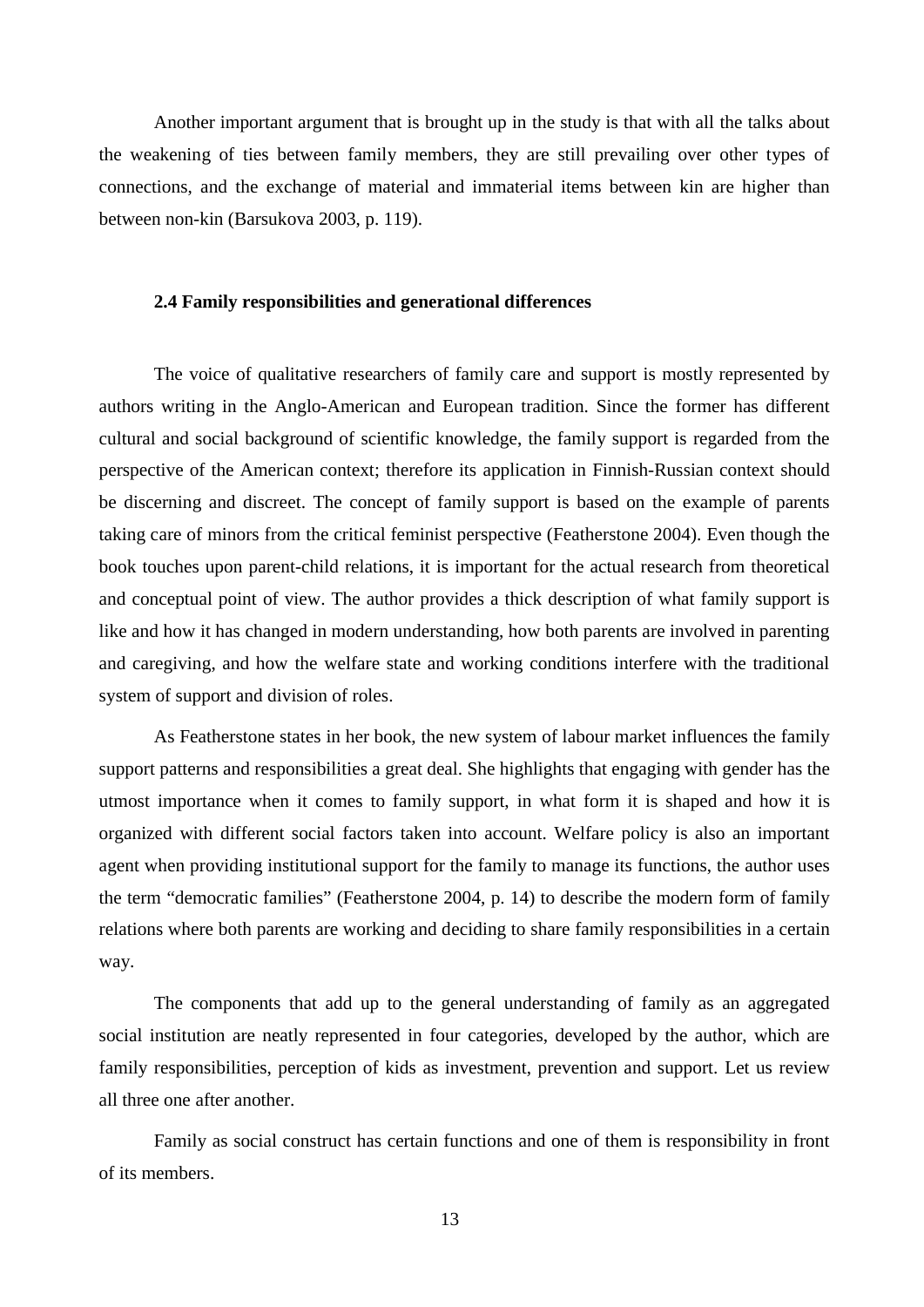Another important argument that is brought up in the study is that with all the talks about the weakening of ties between family members, they are still prevailing over other types of connections, and the exchange of material and immaterial items between kin are higher than between non-kin (Barsukova 2003, p. 119).

### 2.4 Family responsibilities and generational differences

The voice of qualitative researchers of family care and support is mostly represented by authors writing in the Anglo-American and European tradition. Since the former has different cultural and social background of scientific knowledge, the family support is regarded from the perspective of the American context; therefore its application in Finnish-Russian context should be discerning and discreet. The concept of family support is based on the example of parents taking care of minors from the critical feminist perspective (Featherstone 2004). Even though the book touches upon parent-child relations, it is important for the actual research from theoretical and conceptual point of view. The author provides a thick description of what family support is like and how it has changed in modern understanding, how both parents are involved in parenting and caregiving, and how the welfare state and working conditions interfere with the traditional system of support and division of roles.

As Featherstone states in her book, the new system of labour market influences the family support patterns and responsibilities a great deal. She highlights that engaging with gender has the utmost importance when it comes to family support, in what form it is shaped and how it is organized with different social factors taken into account. Welfare policy is also an important agent when providing institutional support for the family to manage its functions, the author uses the term "democratic families" (Featherstone 2004, p. 14) to describe the modern form of family relations where both parents are working and deciding to share family responsibilities in a certain way.

The components that add up to the general understanding of family as an aggregated social institution are neatly represented in four categories, developed by the author, which are family responsibilities, perception of kids as investment, prevention and support. Let us review all three one after another.

Family as social construct has certain functions and one of them is responsibility in front of its members.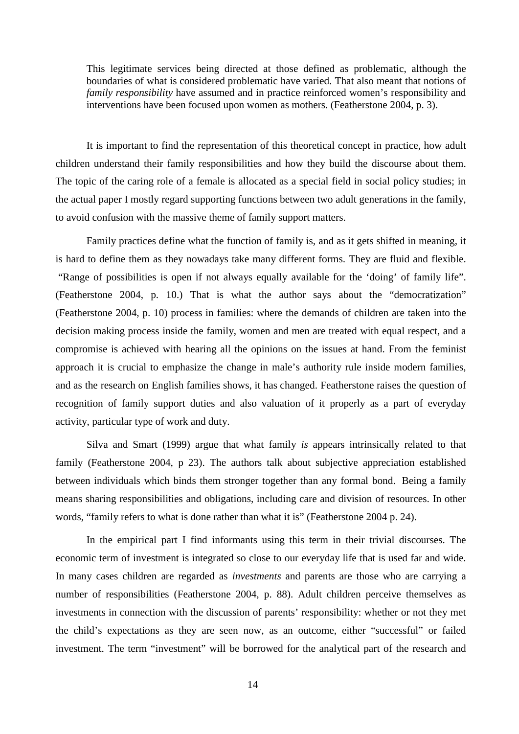> This legitimate services being directed at those defined as problematic, although the boundaries of what is considered problematic have varied. That also meant that notions of *family responsibility* have assumed and in practice reinforced women's responsibility and interventions have been focused upon women as mothers. (Featherstone 2004, p. 3).

It is important to find the representation of this theoretical concept in practice, how adult children understand their family responsibilities and how they build the discourse about them. The topic of the caring role of a female is allocated as a special field in social policy studies; in the actual paper I mostly regard supporting functions between two adult generations in the family, to avoid confusion with the massive theme of family support matters.

Family practices define what the function of family is, and as it gets shifted in meaning, it is hard to define them as they nowadays take many different forms. They are fluid and flexible. "Range of possibilities is open if not always equally available for the 'doing' of family life". (Featherstone 2004, p. 10.) That is what the author says about the "democratization" (Featherstone 2004, p. 10) process in families: where the demands of children are taken into the decision making process inside the family, women and men are treated with equal respect, and a compromise is achieved with hearing all the opinions on the issues at hand. From the feminist approach it is crucial to emphasize the change in male's authority rule inside modern families, and as the research on English families shows, it has changed. Featherstone raises the question of recognition of family support duties and also valuation of it properly as a part of everyday activity, particular type of work and duty.

Silva and Smart (1999) argue that what family *is* appears intrinsically related to that family (Featherstone 2004, p 23). The authors talk about subjective appreciation established between individuals which binds them stronger together than any formal bond. Being a family means sharing responsibilities and obligations, including care and division of resources. In other words, "family refers to what is done rather than what it is" (Featherstone 2004 p. 24).

In the empirical part I find informants using this term in their trivial discourses. The economic term of investment is integrated so close to our everyday life that is used far and wide. In many cases children are regarded as *investments* and parents are those who are carrying a number of responsibilities (Featherstone 2004, p. 88). Adult children perceive themselves as investments in connection with the discussion of parents' responsibility: whether or not they met the child's expectations as they are seen now, as an outcome, either "successful" or failed investment. The term "investment" will be borrowed for the analytical part of the research and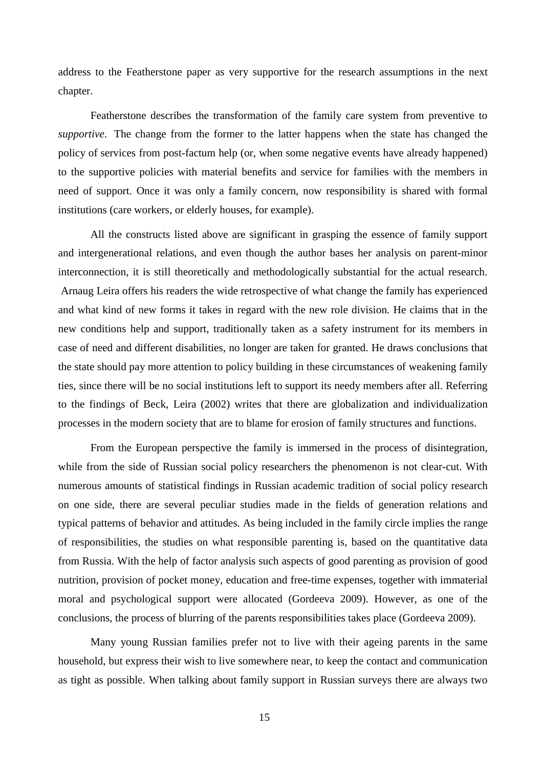address to the Featherstone paper as very supportive for the research assumptions in the next chapter.

Featherstone describes the transformation of the family care system from preventive to *supportive.* The change from the former to the latter happens when the state has changed the policy of services from post-factum help (or, when some negative events have already happened) to the supportive policies with material benefits and service for families with the members in need of support. Once it was only a family concern, now responsibility is shared with formal institutions (care workers, or elderly houses, for example).

All the constructs listed above are significant in grasping the essence of family support and intergenerational relations, and even though the author bases her analysis on parent-minor interconnection, it is still theoretically and methodologically substantial for the actual research. Arnaug Leira offers his readers the wide retrospective of what change the family has experienced and what kind of new forms it takes in regard with the new role division. He claims that in the new conditions help and support, traditionally taken as a safety instrument for its members in case of need and different disabilities, no longer are taken for granted. He draws conclusions that the state should pay more attention to policy building in these circumstances of weakening family ties, since there will be no social institutions left to support its needy members after all. Referring to the findings of Beck, Leira (2002) writes that there are globalization and individualization processes in the modern society that are to blame for erosion of family structures and functions.

From the European perspective the family is immersed in the process of disintegration, while from the side of Russian social policy researchers the phenomenon is not clear-cut. With numerous amounts of statistical findings in Russian academic tradition of social policy research on one side, there are several peculiar studies made in the fields of generation relations and typical patterns of behavior and attitudes. As being included in the family circle implies the range of responsibilities, the studies on what responsible parenting is, based on the quantitative data from Russia. With the help of factor analysis such aspects of good parenting as provision of good nutrition, provision of pocket money, education and free-time expenses, together with immaterial moral and psychological support were allocated (Gordeeva 2009). However, as one of the conclusions, the process of blurring of the parents responsibilities takes place (Gordeeva 2009).

Many young Russian families prefer not to live with their ageing parents in the same household, but express their wish to live somewhere near, to keep the contact and communication as tight as possible. When talking about family support in Russian surveys there are always two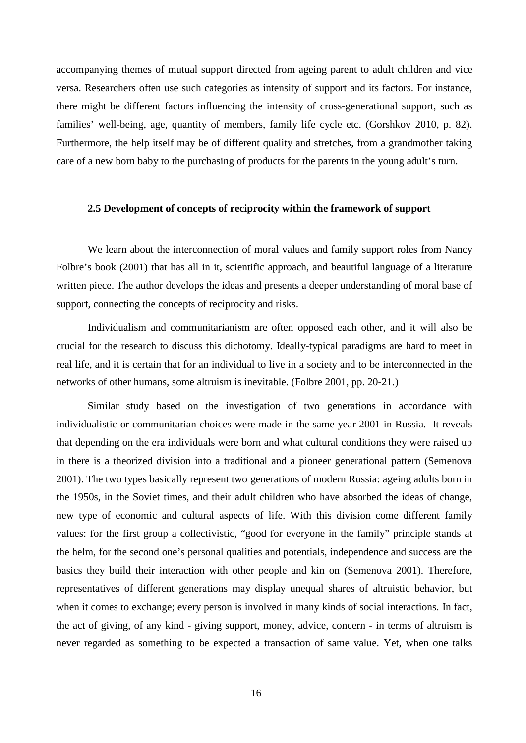accompanying themes of mutual support directed from ageing parent to adult children and vice versa. Researchers often use such categories as intensity of support and its factors. For instance, there might be different factors influencing the intensity of cross-generational support, such as families' well-being, age, quantity of members, family life cycle etc. (Gorshkov 2010, p. 82). Furthermore, the help itself may be of different quality and stretches, from a grandmother taking care of a new born baby to the purchasing of products for the parents in the young adult's turn.

### 2.5 Development of concepts of reciprocity within the framework of support

We learn about the interconnection of moral values and family support roles from Nancy Folbre's book (2001) that has all in it, scientific approach, and beautiful language of a literature written piece. The author develops the ideas and presents a deeper understanding of moral base of support, connecting the concepts of reciprocity and risks.

Individualism and communitarianism are often opposed each other, and it will also be crucial for the research to discuss this dichotomy. Ideally-typical paradigms are hard to meet in real life, and it is certain that for an individual to live in a society and to be interconnected in the networks of other humans, some altruism is inevitable. (Folbre 2001, pp. 20-21.)

Similar study based on the investigation of two generations in accordance with individualistic or communitarian choices were made in the same year 2001 in Russia. It reveals that depending on the era individuals were born and what cultural conditions they were raised up in there is a theorized division into a traditional and a pioneer generational pattern (Semenova 2001). The two types basically represent two generations of modern Russia: ageing adults born in the 1950s, in the Soviet times, and their adult children who have absorbed the ideas of change, new type of economic and cultural aspects of life. With this division come different family values: for the first group a collectivistic, "good for everyone in the family" principle stands at the helm, for the second one's personal qualities and potentials, independence and success are the basics they build their interaction with other people and kin on (Semenova 2001). Therefore, representatives of different generations may display unequal shares of altruistic behavior, but when it comes to exchange; every person is involved in many kinds of social interactions. In fact, the act of giving, of any kind - giving support, money, advice, concern - in terms of altruism is never regarded as something to be expected a transaction of same value. Yet, when one talks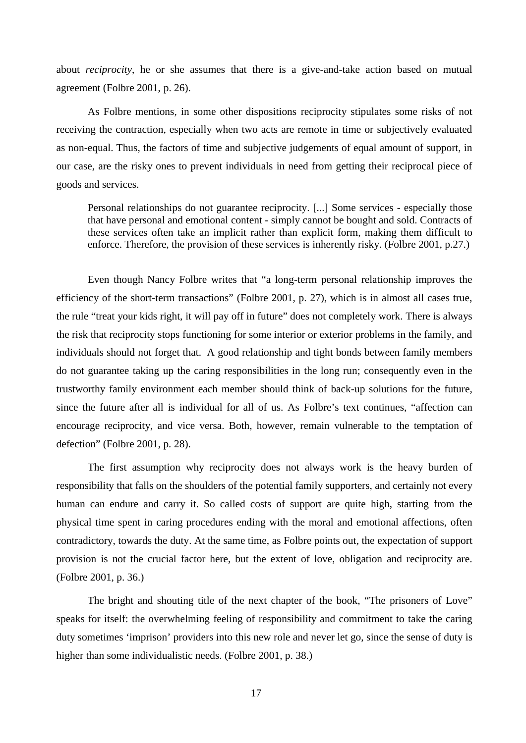about *reciprocity*, he or she assumes that there is a give-and-take action based on mutual agreement (Folbre 2001, p. 26).

As Folbre mentions, in some other dispositions reciprocity stipulates some risks of not receiving the contraction, especially when two acts are remote in time or subjectively evaluated as non-equal. Thus, the factors of time and subjective judgements of equal amount of support, in our case, are the risky ones to prevent individuals in need from getting their reciprocal piece of goods and services.

> Personal relationships do not guarantee reciprocity. [...] Some services - especially those that have personal and emotional content - simply cannot be bought and sold. Contracts of these services often take an implicit rather than explicit form, making them difficult to enforce. Therefore, the provision of these services is inherently risky. (Folbre 2001, p.27.)

Even though Nancy Folbre writes that "a long-term personal relationship improves the efficiency of the short-term transactions" (Folbre 2001, p. 27), which is in almost all cases true, the rule "treat your kids right, it will pay off in future" does not completely work. There is always the risk that reciprocity stops functioning for some interior or exterior problems in the family, and individuals should not forget that. A good relationship and tight bonds between family members do not guarantee taking up the caring responsibilities in the long run; consequently even in the trustworthy family environment each member should think of back-up solutions for the future, since the future after all is individual for all of us. As Folbre's text continues, "affection can encourage reciprocity, and vice versa. Both, however, remain vulnerable to the temptation of defection" (Folbre 2001, p. 28).

The first assumption why reciprocity does not always work is the heavy burden of responsibility that falls on the shoulders of the potential family supporters, and certainly not every human can endure and carry it. So called costs of support are quite high, starting from the physical time spent in caring procedures ending with the moral and emotional affections, often contradictory, towards the duty. At the same time, as Folbre points out, the expectation of support provision is not the crucial factor here, but the extent of love, obligation and reciprocity are. (Folbre 2001, p. 36.)

The bright and shouting title of the next chapter of the book, "The prisoners of Love" speaks for itself: the overwhelming feeling of responsibility and commitment to take the caring duty sometimes 'imprison' providers into this new role and never let go, since the sense of duty is higher than some individualistic needs. (Folbre 2001, p. 38.)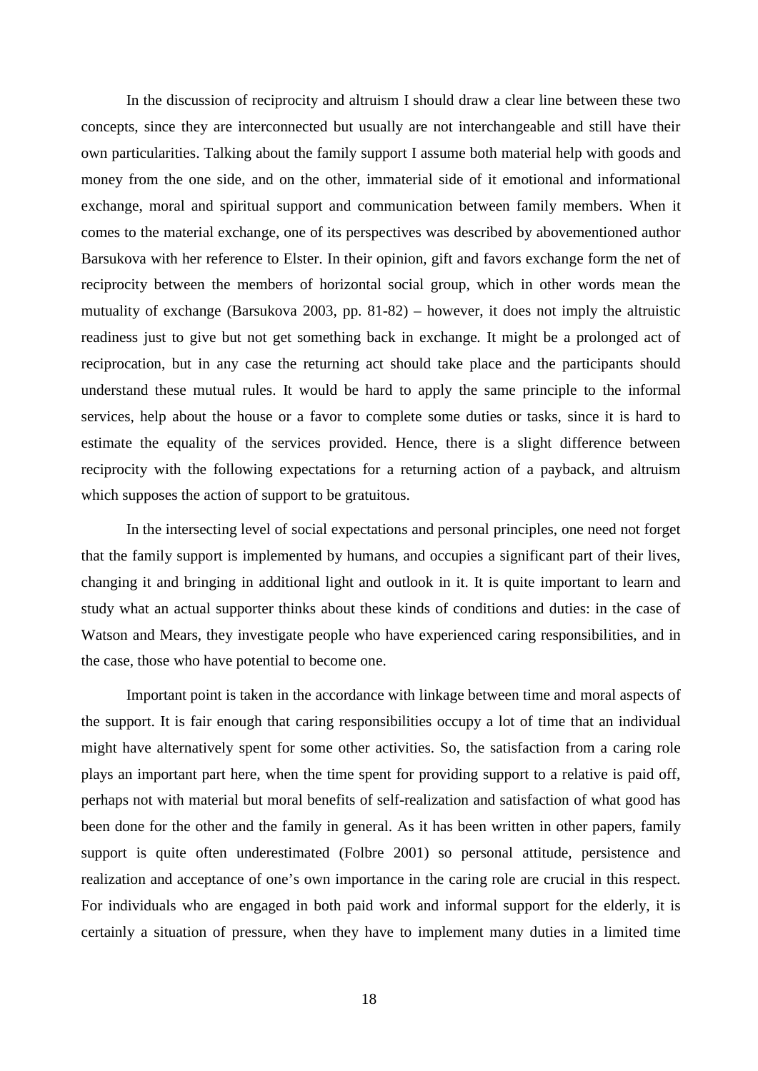In the discussion of reciprocity and altruism I should draw a clear line between these two concepts, since they are interconnected but usually are not interchangeable and still have their own particularities. Talking about the family support I assume both material help with goods and money from the one side, and on the other, immaterial side of it emotional and informational exchange, moral and spiritual support and communication between family members. When it comes to the material exchange, one of its perspectives was described by abovementioned author Barsukova with her reference to Elster. In their opinion, gift and favors exchange form the net of reciprocity between the members of horizontal social group, which in other words mean the mutuality of exchange (Barsukova 2003, pp. 81-82) – however, it does not imply the altruistic readiness just to give but not get something back in exchange. It might be a prolonged act of reciprocation, but in any case the returning act should take place and the participants should understand these mutual rules. It would be hard to apply the same principle to the informal services, help about the house or a favor to complete some duties or tasks, since it is hard to estimate the equality of the services provided. Hence, there is a slight difference between reciprocity with the following expectations for a returning action of a payback, and altruism which supposes the action of support to be gratuitous.

In the intersecting level of social expectations and personal principles, one need not forget that the family support is implemented by humans, and occupies a significant part of their lives, changing it and bringing in additional light and outlook in it. It is quite important to learn and study what an actual supporter thinks about these kinds of conditions and duties: in the case of Watson and Mears, they investigate people who have experienced caring responsibilities, and in the case, those who have potential to become one.

Important point is taken in the accordance with linkage between time and moral aspects of the support. It is fair enough that caring responsibilities occupy a lot of time that an individual might have alternatively spent for some other activities. So, the satisfaction from a caring role plays an important part here, when the time spent for providing support to a relative is paid off, perhaps not with material but moral benefits of self-realization and satisfaction of what good has been done for the other and the family in general. As it has been written in other papers, family support is quite often underestimated (Folbre 2001) so personal attitude, persistence and realization and acceptance of one's own importance in the caring role are crucial in this respect. For individuals who are engaged in both paid work and informal support for the elderly, it is certainly a situation of pressure, when they have to implement many duties in a limited time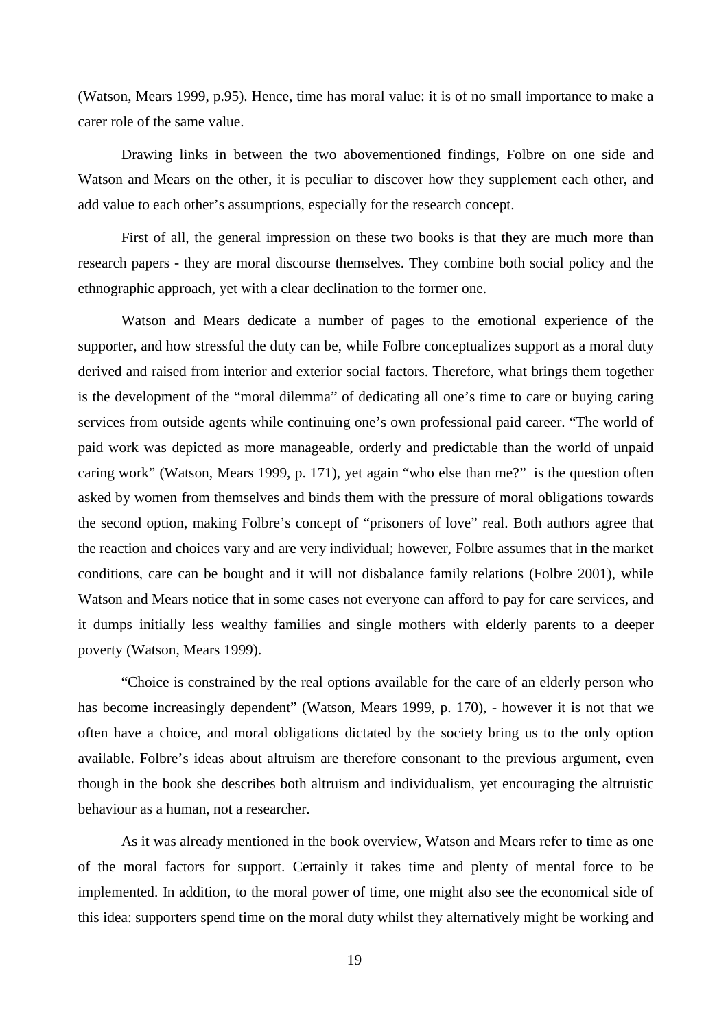(Watson, Mears 1999, p.95). Hence, time has moral value: it is of no small importance to make a carer role of the same value.

Drawing links in between the two abovementioned findings, Folbre on one side and Watson and Mears on the other, it is peculiar to discover how they supplement each other, and add value to each other's assumptions, especially for the research concept.

First of all, the general impression on these two books is that they are much more than research papers - they are moral discourse themselves. They combine both social policy and the ethnographic approach, yet with a clear declination to the former one.

Watson and Mears dedicate a number of pages to the emotional experience of the supporter, and how stressful the duty can be, while Folbre conceptualizes support as a moral duty derived and raised from interior and exterior social factors. Therefore, what brings them together is the development of the "moral dilemma" of dedicating all one's time to care or buying caring services from outside agents while continuing one's own professional paid career. "The world of paid work was depicted as more manageable, orderly and predictable than the world of unpaid caring work" (Watson, Mears 1999, p. 171), yet again "who else than me?" is the question often asked by women from themselves and binds them with the pressure of moral obligations towards the second option, making Folbre's concept of "prisoners of love" real. Both authors agree that the reaction and choices vary and are very individual; however, Folbre assumes that in the market conditions, care can be bought and it will not disbalance family relations (Folbre 2001), while Watson and Mears notice that in some cases not everyone can afford to pay for care services, and it dumps initially less wealthy families and single mothers with elderly parents to a deeper poverty (Watson, Mears 1999).

"Choice is constrained by the real options available for the care of an elderly person who has become increasingly dependent" (Watson, Mears 1999, p. 170), - however it is not that we often have a choice, and moral obligations dictated by the society bring us to the only option available. Folbre's ideas about altruism are therefore consonant to the previous argument, even though in the book she describes both altruism and individualism, yet encouraging the altruistic behaviour as a human, not a researcher.

As it was already mentioned in the book overview, Watson and Mears refer to time as one of the moral factors for support. Certainly it takes time and plenty of mental force to be implemented. In addition, to the moral power of time, one might also see the economical side of this idea: supporters spend time on the moral duty whilst they alternatively might be working and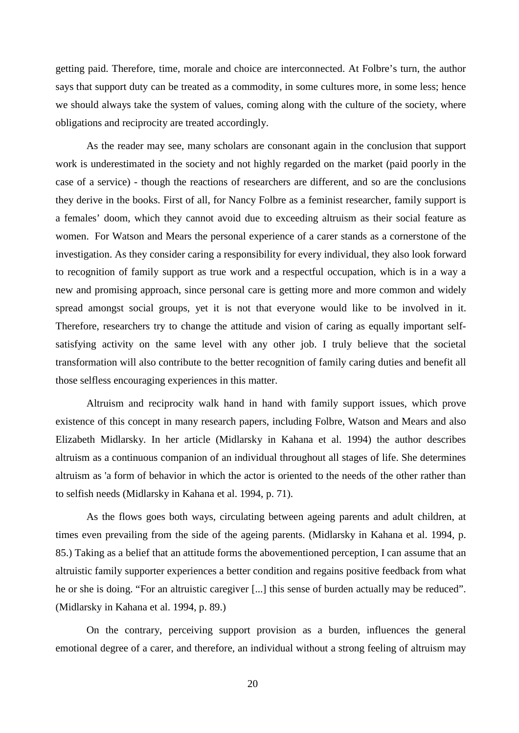getting paid. Therefore, time, morale and choice are interconnected. At Folbre's turn, the author says that support duty can be treated as a commodity, in some cultures more, in some less; hence we should always take the system of values, coming along with the culture of the society, where obligations and reciprocity are treated accordingly.

As the reader may see, many scholars are consonant again in the conclusion that support work is underestimated in the society and not highly regarded on the market (paid poorly in the case of a service) - though the reactions of researchers are different, and so are the conclusions they derive in the books. First of all, for Nancy Folbre as a feminist researcher, family support is a females' doom, which they cannot avoid due to exceeding altruism as their social feature as women. For Watson and Mears the personal experience of a carer stands as a cornerstone of the investigation. As they consider caring a responsibility for every individual, they also look forward to recognition of family support as true work and a respectful occupation, which is in a way a new and promising approach, since personal care is getting more and more common and widely spread amongst social groups, yet it is not that everyone would like to be involved in it. Therefore, researchers try to change the attitude and vision of caring as equally important self-satisfying activity on the same level with any other job. I truly believe that the societal transformation will also contribute to the better recognition of family caring duties and benefit all those selfless encouraging experiences in this matter.

Altruism and reciprocity walk hand in hand with family support issues, which prove existence of this concept in many research papers, including Folbre, Watson and Mears and also Elizabeth Midlarsky. In her article (Midlarsky in Kahana et al. 1994) the author describes altruism as a continuous companion of an individual throughout all stages of life. She determines altruism as 'a form of behavior in which the actor is oriented to the needs of the other rather than to selfish needs (Midlarsky in Kahana et al. 1994, p. 71).

As the flows goes both ways, circulating between ageing parents and adult children, at times even prevailing from the side of the ageing parents. (Midlarsky in Kahana et al. 1994, p. 85.) Taking as a belief that an attitude forms the abovementioned perception, I can assume that an altruistic family supporter experiences a better condition and regains positive feedback from what he or she is doing. "For an altruistic caregiver [...] this sense of burden actually may be reduced". (Midlarsky in Kahana et al. 1994, p. 89.)

On the contrary, perceiving support provision as a burden, influences the general emotional degree of a carer, and therefore, an individual without a strong feeling of altruism may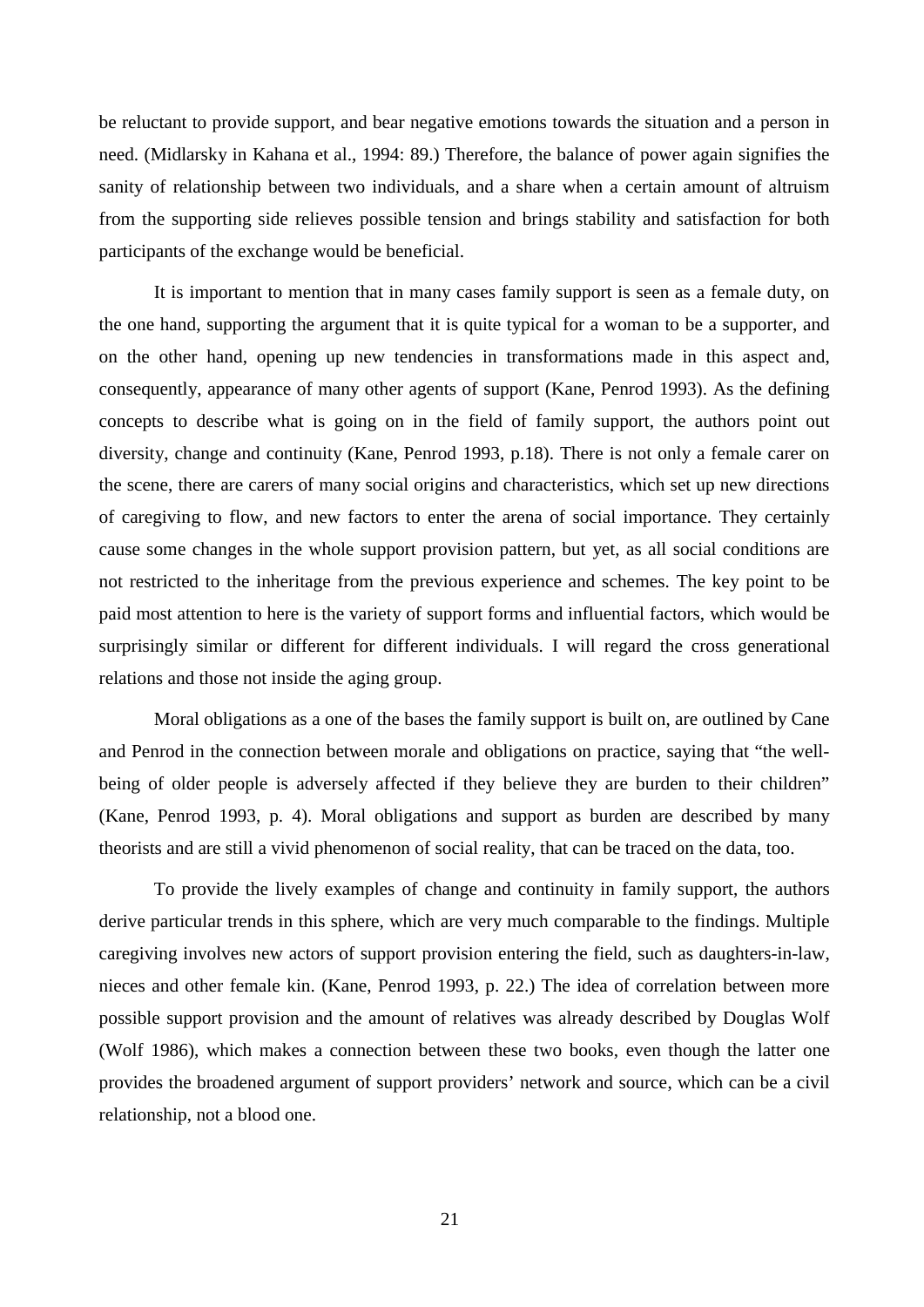be reluctant to provide support, and bear negative emotions towards the situation and a person in need. (Midlarsky in Kahana et al., 1994: 89.) Therefore, the balance of power again signifies the sanity of relationship between two individuals, and a share when a certain amount of altruism from the supporting side relieves possible tension and brings stability and satisfaction for both participants of the exchange would be beneficial.

It is important to mention that in many cases family support is seen as a female duty, on the one hand, supporting the argument that it is quite typical for a woman to be a supporter, and on the other hand, opening up new tendencies in transformations made in this aspect and, consequently, appearance of many other agents of support (Kane, Penrod 1993). As the defining concepts to describe what is going on in the field of family support, the authors point out diversity, change and continuity (Kane, Penrod 1993, p.18). There is not only a female carer on the scene, there are carers of many social origins and characteristics, which set up new directions of caregiving to flow, and new factors to enter the arena of social importance. They certainly cause some changes in the whole support provision pattern, but yet, as all social conditions are not restricted to the inheritage from the previous experience and schemes. The key point to be paid most attention to here is the variety of support forms and influential factors, which would be surprisingly similar or different for different individuals. I will regard the cross generational relations and those not inside the aging group.

Moral obligations as a one of the bases the family support is built on, are outlined by Cane and Penrod in the connection between morale and obligations on practice, saying that "the well-being of older people is adversely affected if they believe they are burden to their children" (Kane, Penrod 1993, p. 4). Moral obligations and support as burden are described by many theorists and are still a vivid phenomenon of social reality, that can be traced on the data, too.

To provide the lively examples of change and continuity in family support, the authors derive particular trends in this sphere, which are very much comparable to the findings. Multiple caregiving involves new actors of support provision entering the field, such as daughters-in-law, nieces and other female kin. (Kane, Penrod 1993, p. 22.) The idea of correlation between more possible support provision and the amount of relatives was already described by Douglas Wolf (Wolf 1986), which makes a connection between these two books, even though the latter one provides the broadened argument of support providers' network and source, which can be a civil relationship, not a blood one.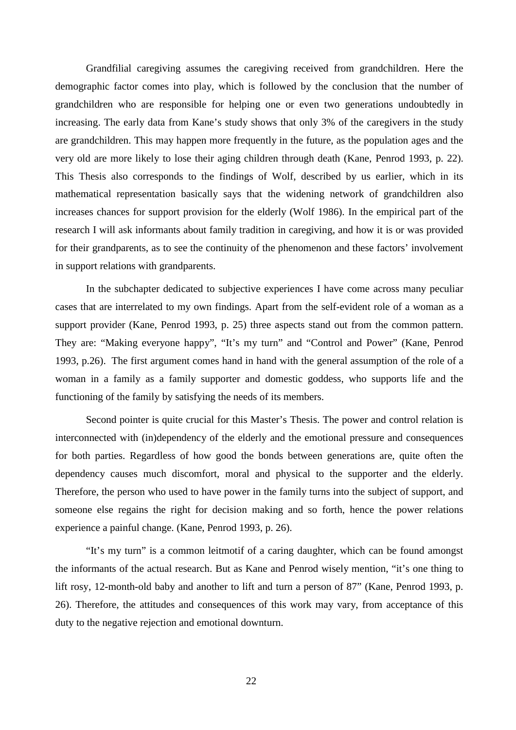Grandfilial caregiving assumes the caregiving received from grandchildren. Here the demographic factor comes into play, which is followed by the conclusion that the number of grandchildren who are responsible for helping one or even two generations undoubtedly in increasing. The early data from Kane's study shows that only 3% of the caregivers in the study are grandchildren. This may happen more frequently in the future, as the population ages and the very old are more likely to lose their aging children through death (Kane, Penrod 1993, p. 22). This Thesis also corresponds to the findings of Wolf, described by us earlier, which in its mathematical representation basically says that the widening network of grandchildren also increases chances for support provision for the elderly (Wolf 1986). In the empirical part of the research I will ask informants about family tradition in caregiving, and how it is or was provided for their grandparents, as to see the continuity of the phenomenon and these factors' involvement in support relations with grandparents.

In the subchapter dedicated to subjective experiences I have come across many peculiar cases that are interrelated to my own findings. Apart from the self-evident role of a woman as a support provider (Kane, Penrod 1993, p. 25) three aspects stand out from the common pattern. They are: "Making everyone happy", "It's my turn" and "Control and Power" (Kane, Penrod 1993, p.26). The first argument comes hand in hand with the general assumption of the role of a woman in a family as a family supporter and domestic goddess, who supports life and the functioning of the family by satisfying the needs of its members.

Second pointer is quite crucial for this Master's Thesis. The power and control relation is interconnected with (in)dependency of the elderly and the emotional pressure and consequences for both parties. Regardless of how good the bonds between generations are, quite often the dependency causes much discomfort, moral and physical to the supporter and the elderly. Therefore, the person who used to have power in the family turns into the subject of support, and someone else regains the right for decision making and so forth, hence the power relations experience a painful change. (Kane, Penrod 1993, p. 26).

"It's my turn" is a common leitmotif of a caring daughter, which can be found amongst the informants of the actual research. But as Kane and Penrod wisely mention, "it's one thing to lift rosy, 12-month-old baby and another to lift and turn a person of 87" (Kane, Penrod 1993, p. 26). Therefore, the attitudes and consequences of this work may vary, from acceptance of this duty to the negative rejection and emotional downturn.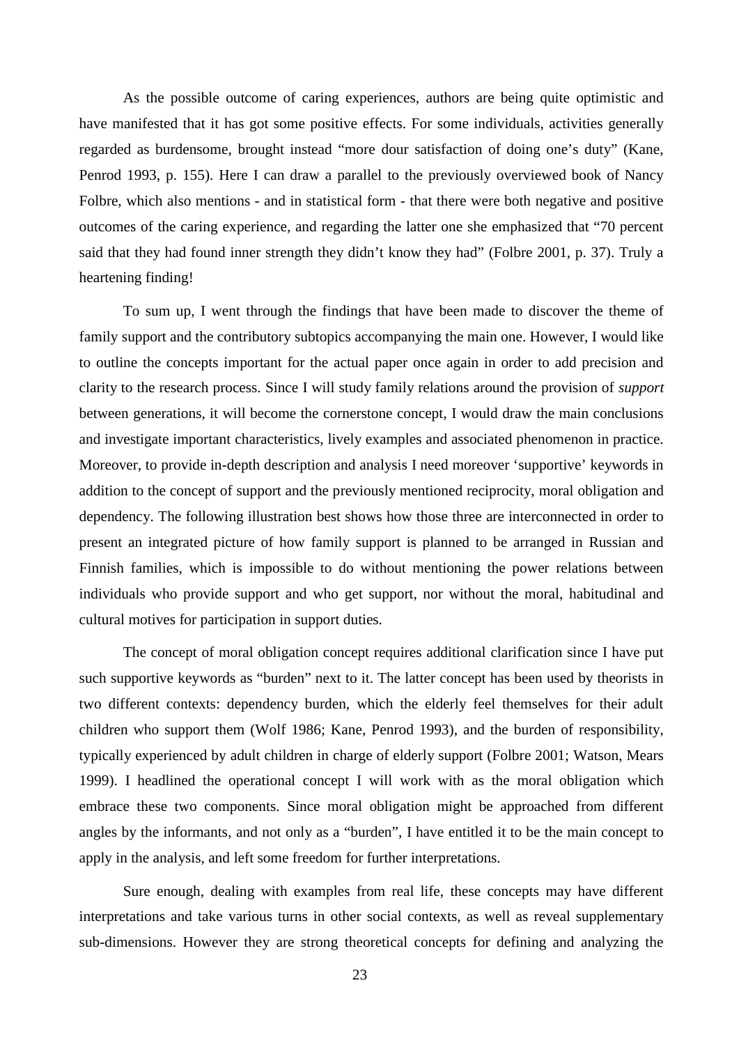As the possible outcome of caring experiences, authors are being quite optimistic and have manifested that it has got some positive effects. For some individuals, activities generally regarded as burdensome, brought instead "more dour satisfaction of doing one's duty" (Kane, Penrod 1993, p. 155). Here I can draw a parallel to the previously overviewed book of Nancy Folbre, which also mentions - and in statistical form - that there were both negative and positive outcomes of the caring experience, and regarding the latter one she emphasized that "70 percent said that they had found inner strength they didn't know they had" (Folbre 2001, p. 37). Truly a heartening finding!

To sum up, I went through the findings that have been made to discover the theme of family support and the contributory subtopics accompanying the main one. However, I would like to outline the concepts important for the actual paper once again in order to add precision and clarity to the research process. Since I will study family relations around the provision of *support* between generations, it will become the cornerstone concept, I would draw the main conclusions and investigate important characteristics, lively examples and associated phenomenon in practice. Moreover, to provide in-depth description and analysis I need moreover 'supportive' keywords in addition to the concept of support and the previously mentioned reciprocity, moral obligation and dependency. The following illustration best shows how those three are interconnected in order to present an integrated picture of how family support is planned to be arranged in Russian and Finnish families, which is impossible to do without mentioning the power relations between individuals who provide support and who get support, nor without the moral, habitudinal and cultural motives for participation in support duties.

The concept of moral obligation concept requires additional clarification since I have put such supportive keywords as "burden" next to it. The latter concept has been used by theorists in two different contexts: dependency burden, which the elderly feel themselves for their adult children who support them (Wolf 1986; Kane, Penrod 1993), and the burden of responsibility, typically experienced by adult children in charge of elderly support (Folbre 2001; Watson, Mears 1999). I headlined the operational concept I will work with as the moral obligation which embrace these two components. Since moral obligation might be approached from different angles by the informants, and not only as a "burden", I have entitled it to be the main concept to apply in the analysis, and left some freedom for further interpretations.

Sure enough, dealing with examples from real life, these concepts may have different interpretations and take various turns in other social contexts, as well as reveal supplementary sub-dimensions. However they are strong theoretical concepts for defining and analyzing the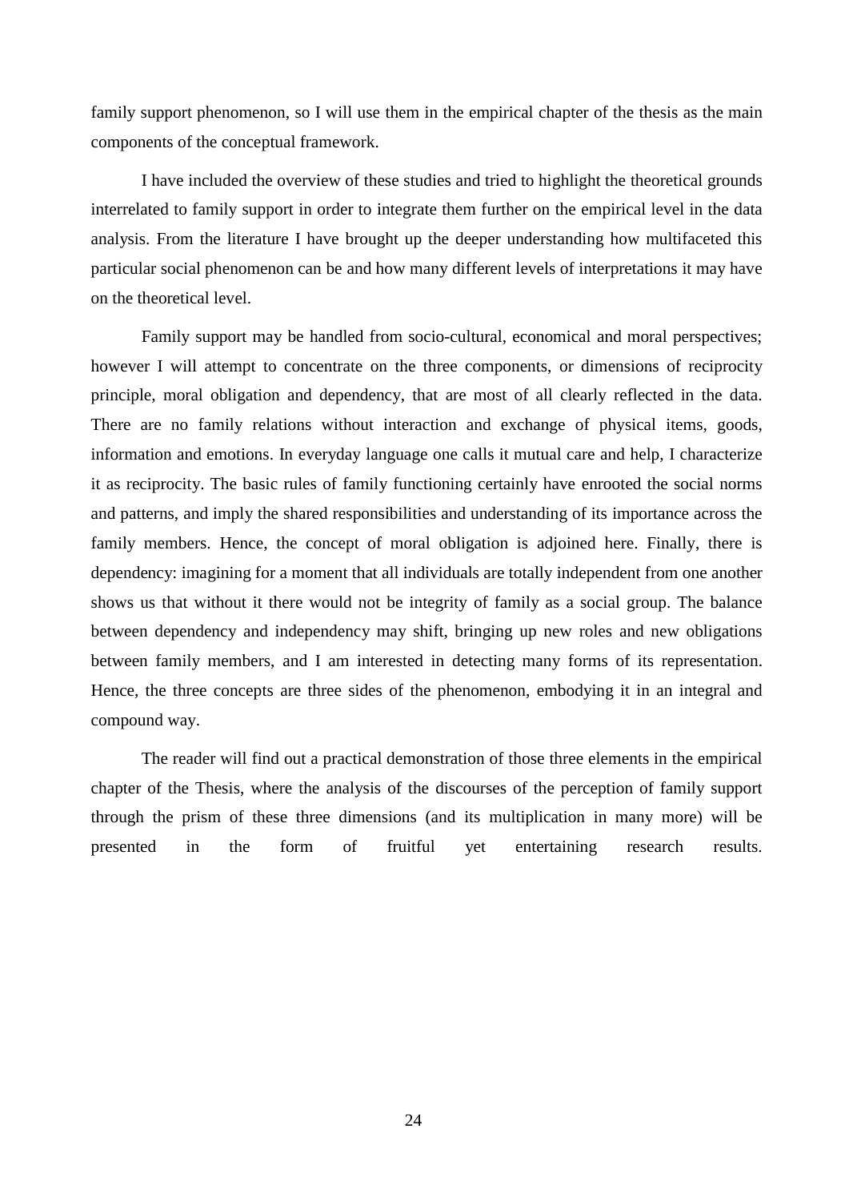family support phenomenon, so I will use them in the empirical chapter of the thesis as the main components of the conceptual framework.

I have included the overview of these studies and tried to highlight the theoretical grounds interrelated to family support in order to integrate them further on the empirical level in the data analysis. From the literature I have brought up the deeper understanding how multifaceted this particular social phenomenon can be and how many different levels of interpretations it may have on the theoretical level.

Family support may be handled from socio-cultural, economical and moral perspectives; however I will attempt to concentrate on the three components, or dimensions of reciprocity principle, moral obligation and dependency, that are most of all clearly reflected in the data. There are no family relations without interaction and exchange of physical items, goods, information and emotions. In everyday language one calls it mutual care and help, I characterize it as reciprocity. The basic rules of family functioning certainly have enrooted the social norms and patterns, and imply the shared responsibilities and understanding of its importance across the family members. Hence, the concept of moral obligation is adjoined here. Finally, there is dependency: imagining for a moment that all individuals are totally independent from one another shows us that without it there would not be integrity of family as a social group. The balance between dependency and independency may shift, bringing up new roles and new obligations between family members, and I am interested in detecting many forms of its representation. Hence, the three concepts are three sides of the phenomenon, embodying it in an integral and compound way.

The reader will find out a practical demonstration of those three elements in the empirical chapter of the Thesis, where the analysis of the discourses of the perception of family support through the prism of these three dimensions (and its multiplication in many more) will be presented in the form of fruitful yet entertaining research results.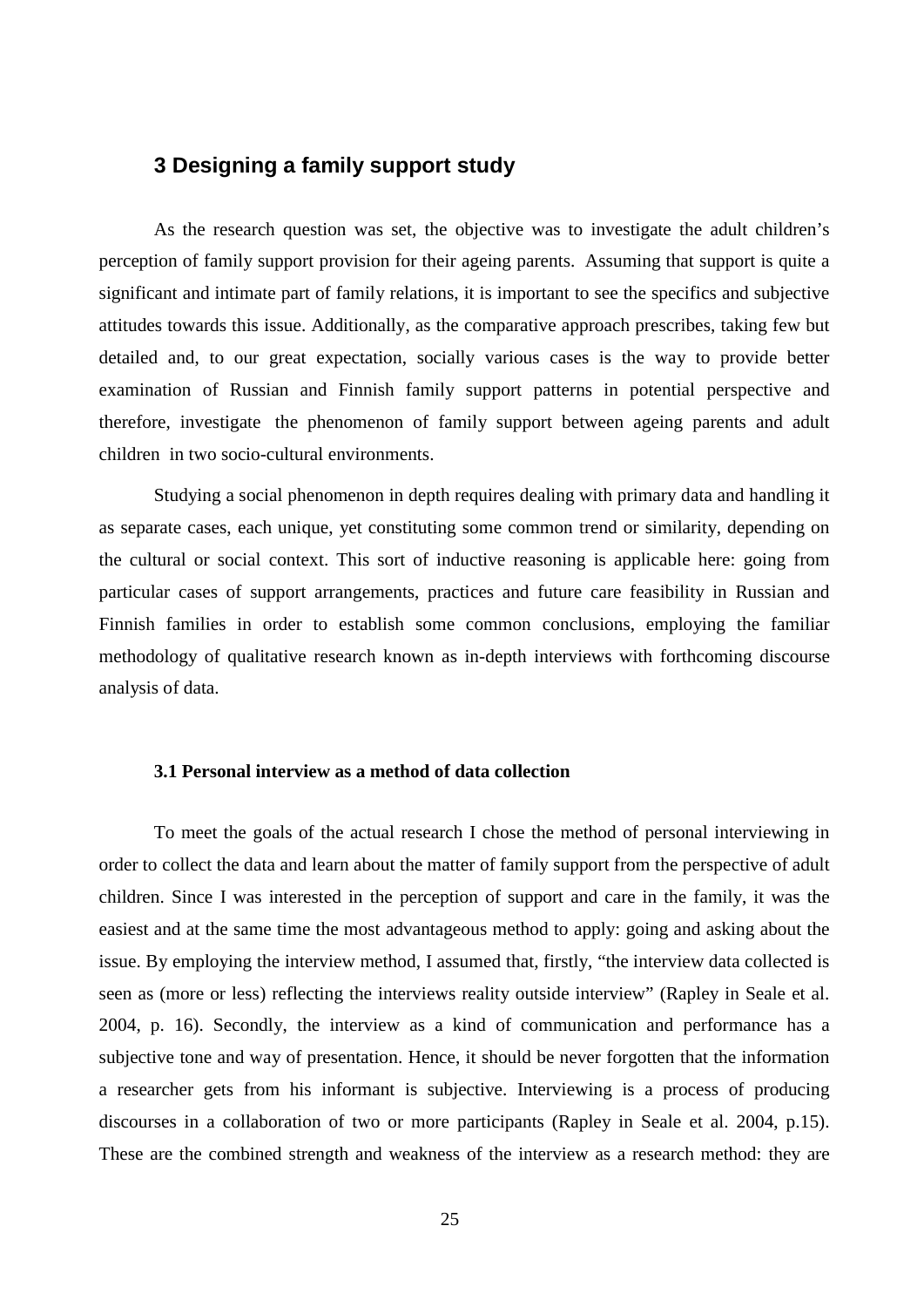# 3 Designing a family support study

As the research question was set, the objective was to investigate the adult children's perception of family support provision for their ageing parents. Assuming that support is quite a significant and intimate part of family relations, it is important to see the specifics and subjective attitudes towards this issue. Additionally, as the comparative approach prescribes, taking few but detailed and, to our great expectation, socially various cases is the way to provide better examination of Russian and Finnish family support patterns in potential perspective and therefore, investigate the phenomenon of family support between ageing parents and adult children in two socio-cultural environments.

Studying a social phenomenon in depth requires dealing with primary data and handling it as separate cases, each unique, yet constituting some common trend or similarity, depending on the cultural or social context. This sort of inductive reasoning is applicable here: going from particular cases of support arrangements, practices and future care feasibility in Russian and Finnish families in order to establish some common conclusions, employing the familiar methodology of qualitative research known as in-depth interviews with forthcoming discourse analysis of data.

## 3.1 Personal interview as a method of data collection

To meet the goals of the actual research I chose the method of personal interviewing in order to collect the data and learn about the matter of family support from the perspective of adult children. Since I was interested in the perception of support and care in the family, it was the easiest and at the same time the most advantageous method to apply: going and asking about the issue. By employing the interview method, I assumed that, firstly, "the interview data collected is seen as (more or less) reflecting the interviews reality outside interview" (Rapley in Seale et al. 2004, p. 16). Secondly, the interview as a kind of communication and performance has a subjective tone and way of presentation. Hence, it should be never forgotten that the information a researcher gets from his informant is subjective. Interviewing is a process of producing discourses in a collaboration of two or more participants (Rapley in Seale et al. 2004, p.15). These are the combined strength and weakness of the interview as a research method: they are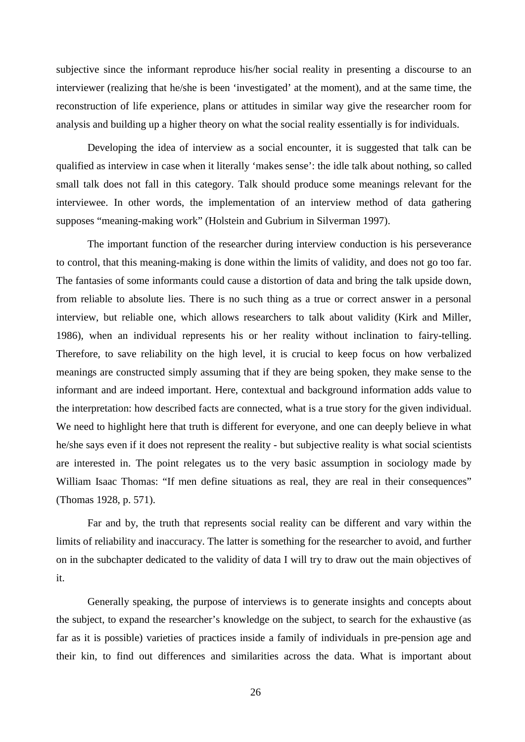subjective since the informant reproduce his/her social reality in presenting a discourse to an interviewer (realizing that he/she is been 'investigated' at the moment), and at the same time, the reconstruction of life experience, plans or attitudes in similar way give the researcher room for analysis and building up a higher theory on what the social reality essentially is for individuals.

Developing the idea of interview as a social encounter, it is suggested that talk can be qualified as interview in case when it literally 'makes sense': the idle talk about nothing, so called small talk does not fall in this category. Talk should produce some meanings relevant for the interviewee. In other words, the implementation of an interview method of data gathering supposes "meaning-making work" (Holstein and Gubrium in Silverman 1997).

The important function of the researcher during interview conduction is his perseverance to control, that this meaning-making is done within the limits of validity, and does not go too far. The fantasies of some informants could cause a distortion of data and bring the talk upside down, from reliable to absolute lies. There is no such thing as a true or correct answer in a personal interview, but reliable one, which allows researchers to talk about validity (Kirk and Miller, 1986), when an individual represents his or her reality without inclination to fairy-telling. Therefore, to save reliability on the high level, it is crucial to keep focus on how verbalized meanings are constructed simply assuming that if they are being spoken, they make sense to the informant and are indeed important. Here, contextual and background information adds value to the interpretation: how described facts are connected, what is a true story for the given individual. We need to highlight here that truth is different for everyone, and one can deeply believe in what he/she says even if it does not represent the reality - but subjective reality is what social scientists are interested in. The point relegates us to the very basic assumption in sociology made by William Isaac Thomas: "If men define situations as real, they are real in their consequences" (Thomas 1928, p. 571).

Far and by, the truth that represents social reality can be different and vary within the limits of reliability and inaccuracy. The latter is something for the researcher to avoid, and further on in the subchapter dedicated to the validity of data I will try to draw out the main objectives of it.

Generally speaking, the purpose of interviews is to generate insights and concepts about the subject, to expand the researcher's knowledge on the subject, to search for the exhaustive (as far as it is possible) varieties of practices inside a family of individuals in pre-pension age and their kin, to find out differences and similarities across the data. What is important about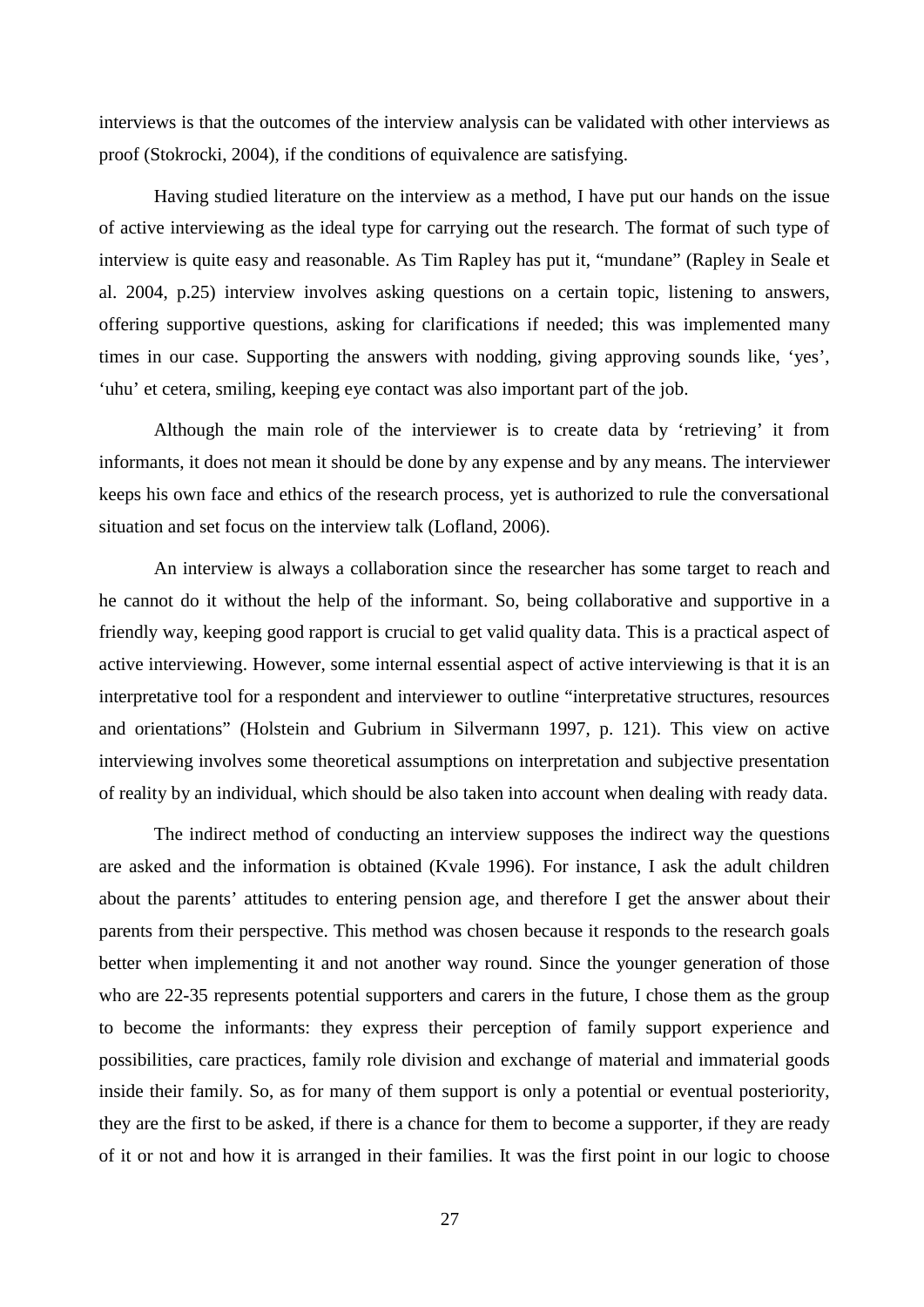interviews is that the outcomes of the interview analysis can be validated with other interviews as proof (Stokrocki, 2004), if the conditions of equivalence are satisfying.

Having studied literature on the interview as a method, I have put our hands on the issue of active interviewing as the ideal type for carrying out the research. The format of such type of interview is quite easy and reasonable. As Tim Rapley has put it, "mundane" (Rapley in Seale et al. 2004, p.25) interview involves asking questions on a certain topic, listening to answers, offering supportive questions, asking for clarifications if needed; this was implemented many times in our case. Supporting the answers with nodding, giving approving sounds like, 'yes', 'uhu' et cetera, smiling, keeping eye contact was also important part of the job.

Although the main role of the interviewer is to create data by 'retrieving' it from informants, it does not mean it should be done by any expense and by any means. The interviewer keeps his own face and ethics of the research process, yet is authorized to rule the conversational situation and set focus on the interview talk (Lofland, 2006).

An interview is always a collaboration since the researcher has some target to reach and he cannot do it without the help of the informant. So, being collaborative and supportive in a friendly way, keeping good rapport is crucial to get valid quality data. This is a practical aspect of active interviewing. However, some internal essential aspect of active interviewing is that it is an interpretative tool for a respondent and interviewer to outline "interpretative structures, resources and orientations" (Holstein and Gubrium in Silvermann 1997, p. 121). This view on active interviewing involves some theoretical assumptions on interpretation and subjective presentation of reality by an individual, which should be also taken into account when dealing with ready data.

The indirect method of conducting an interview supposes the indirect way the questions are asked and the information is obtained (Kvale 1996). For instance, I ask the adult children about the parents' attitudes to entering pension age, and therefore I get the answer about their parents from their perspective. This method was chosen because it responds to the research goals better when implementing it and not another way round. Since the younger generation of those who are 22-35 represents potential supporters and carers in the future, I chose them as the group to become the informants: they express their perception of family support experience and possibilities, care practices, family role division and exchange of material and immaterial goods inside their family. So, as for many of them support is only a potential or eventual posteriority, they are the first to be asked, if there is a chance for them to become a supporter, if they are ready of it or not and how it is arranged in their families. It was the first point in our logic to choose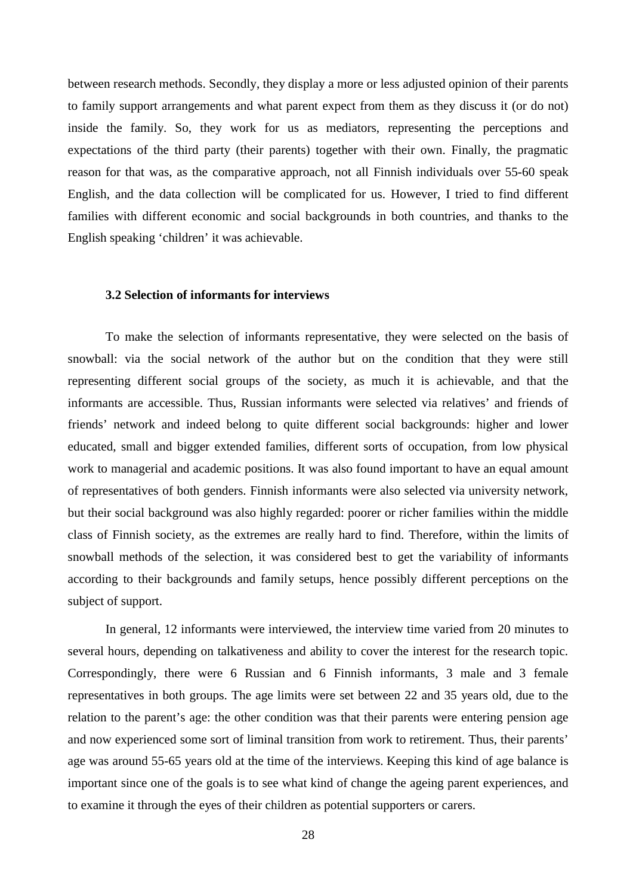between research methods. Secondly, they display a more or less adjusted opinion of their parents to family support arrangements and what parent expect from them as they discuss it (or do not) inside the family. So, they work for us as mediators, representing the perceptions and expectations of the third party (their parents) together with their own. Finally, the pragmatic reason for that was, as the comparative approach, not all Finnish individuals over 55-60 speak English, and the data collection will be complicated for us. However, I tried to find different families with different economic and social backgrounds in both countries, and thanks to the English speaking 'children' it was achievable.

### 3.2 Selection of informants for interviews

To make the selection of informants representative, they were selected on the basis of snowball: via the social network of the author but on the condition that they were still representing different social groups of the society, as much it is achievable, and that the informants are accessible. Thus, Russian informants were selected via relatives' and friends of friends' network and indeed belong to quite different social backgrounds: higher and lower educated, small and bigger extended families, different sorts of occupation, from low physical work to managerial and academic positions. It was also found important to have an equal amount of representatives of both genders. Finnish informants were also selected via university network, but their social background was also highly regarded: poorer or richer families within the middle class of Finnish society, as the extremes are really hard to find. Therefore, within the limits of snowball methods of the selection, it was considered best to get the variability of informants according to their backgrounds and family setups, hence possibly different perceptions on the subject of support.

In general, 12 informants were interviewed, the interview time varied from 20 minutes to several hours, depending on talkativeness and ability to cover the interest for the research topic. Correspondingly, there were 6 Russian and 6 Finnish informants, 3 male and 3 female representatives in both groups. The age limits were set between 22 and 35 years old, due to the relation to the parent's age: the other condition was that their parents were entering pension age and now experienced some sort of liminal transition from work to retirement. Thus, their parents' age was around 55-65 years old at the time of the interviews. Keeping this kind of age balance is important since one of the goals is to see what kind of change the ageing parent experiences, and to examine it through the eyes of their children as potential supporters or carers.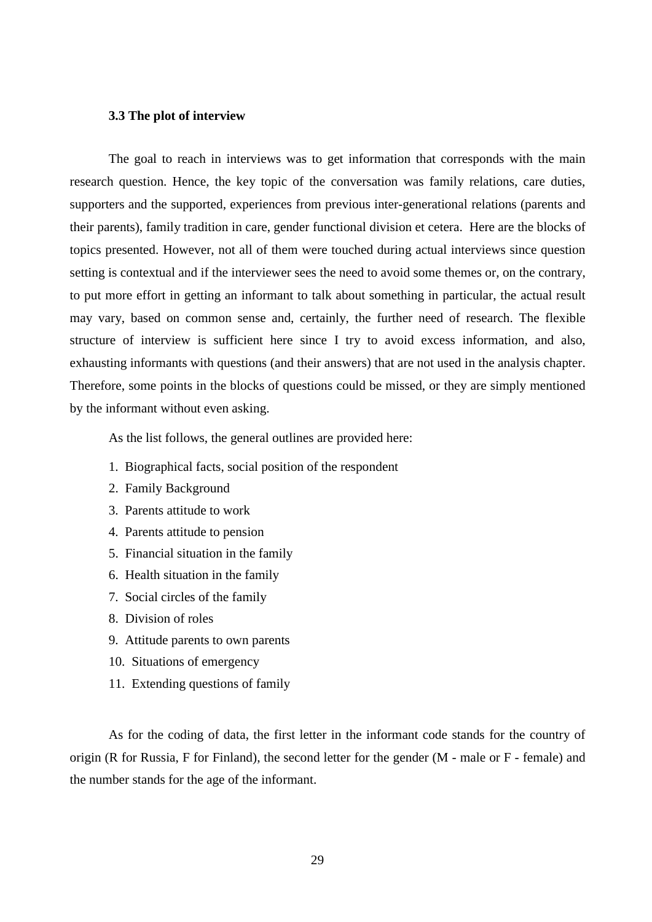### 3.3 The plot of interview

The goal to reach in interviews was to get information that corresponds with the main research question. Hence, the key topic of the conversation was family relations, care duties, supporters and the supported, experiences from previous inter-generational relations (parents and their parents), family tradition in care, gender functional division et cetera. Here are the blocks of topics presented. However, not all of them were touched during actual interviews since question setting is contextual and if the interviewer sees the need to avoid some themes or, on the contrary, to put more effort in getting an informant to talk about something in particular, the actual result may vary, based on common sense and, certainly, the further need of research. The flexible structure of interview is sufficient here since I try to avoid excess information, and also, exhausting informants with questions (and their answers) that are not used in the analysis chapter. Therefore, some points in the blocks of questions could be missed, or they are simply mentioned by the informant without even asking.

As the list follows, the general outlines are provided here:

1. Biographical facts, social position of the respondent
2. Family Background
3. Parents attitude to work
4. Parents attitude to pension
5. Financial situation in the family
6. Health situation in the family
7. Social circles of the family
8. Division of roles
9. Attitude parents to own parents
10. Situations of emergency
11. Extending questions of family

As for the coding of data, the first letter in the informant code stands for the country of origin (R for Russia, F for Finland), the second letter for the gender (M - male or F - female) and the number stands for the age of the informant.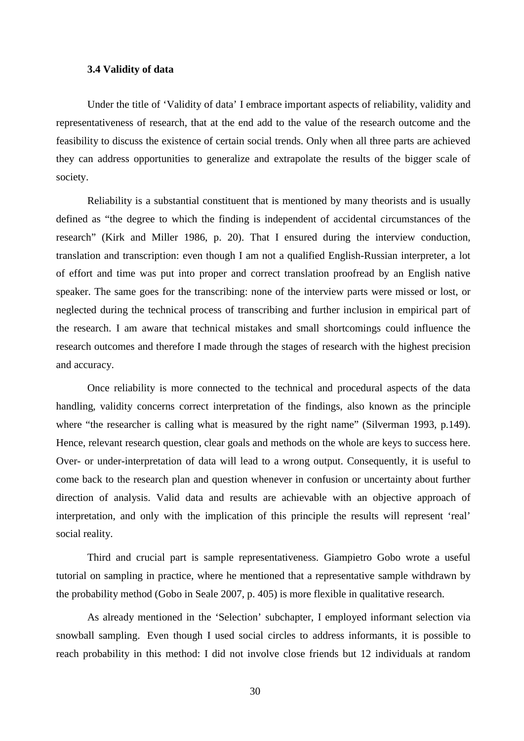### 3.4 Validity of data

Under the title of 'Validity of data' I embrace important aspects of reliability, validity and representativeness of research, that at the end add to the value of the research outcome and the feasibility to discuss the existence of certain social trends. Only when all three parts are achieved they can address opportunities to generalize and extrapolate the results of the bigger scale of society.

Reliability is a substantial constituent that is mentioned by many theorists and is usually defined as "the degree to which the finding is independent of accidental circumstances of the research" (Kirk and Miller 1986, p. 20). That I ensured during the interview conduction, translation and transcription: even though I am not a qualified English-Russian interpreter, a lot of effort and time was put into proper and correct translation proofread by an English native speaker. The same goes for the transcribing: none of the interview parts were missed or lost, or neglected during the technical process of transcribing and further inclusion in empirical part of the research. I am aware that technical mistakes and small shortcomings could influence the research outcomes and therefore I made through the stages of research with the highest precision and accuracy.

Once reliability is more connected to the technical and procedural aspects of the data handling, validity concerns correct interpretation of the findings, also known as the principle where "the researcher is calling what is measured by the right name" (Silverman 1993, p.149). Hence, relevant research question, clear goals and methods on the whole are keys to success here. Over- or under-interpretation of data will lead to a wrong output. Consequently, it is useful to come back to the research plan and question whenever in confusion or uncertainty about further direction of analysis. Valid data and results are achievable with an objective approach of interpretation, and only with the implication of this principle the results will represent 'real' social reality.

Third and crucial part is sample representativeness. Giampietro Gobo wrote a useful tutorial on sampling in practice, where he mentioned that a representative sample withdrawn by the probability method (Gobo in Seale 2007, p. 405) is more flexible in qualitative research.

As already mentioned in the 'Selection' subchapter, I employed informant selection via snowball sampling. Even though I used social circles to address informants, it is possible to reach probability in this method: I did not involve close friends but 12 individuals at random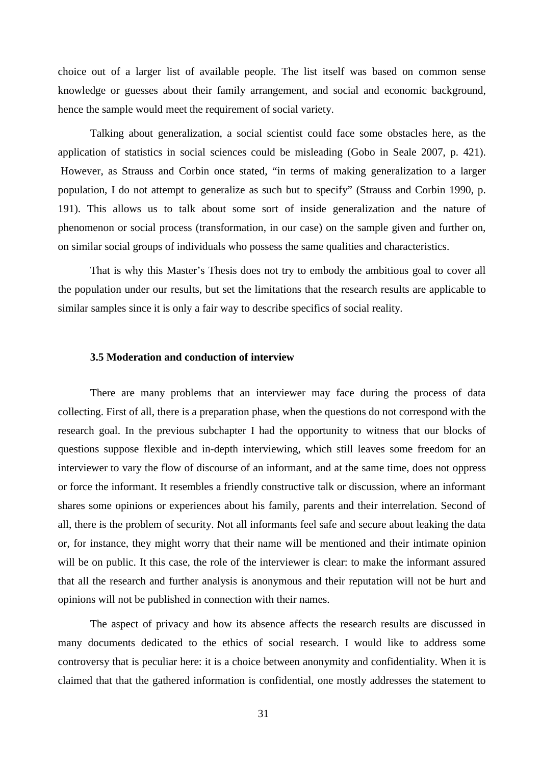choice out of a larger list of available people. The list itself was based on common sense knowledge or guesses about their family arrangement, and social and economic background, hence the sample would meet the requirement of social variety.

Talking about generalization, a social scientist could face some obstacles here, as the application of statistics in social sciences could be misleading (Gobo in Seale 2007, p. 421). However, as Strauss and Corbin once stated, “in terms of making generalization to a larger population, I do not attempt to generalize as such but to specify” (Strauss and Corbin 1990, p. 191). This allows us to talk about some sort of inside generalization and the nature of phenomenon or social process (transformation, in our case) on the sample given and further on, on similar social groups of individuals who possess the same qualities and characteristics.

That is why this Master’s Thesis does not try to embody the ambitious goal to cover all the population under our results, but set the limitations that the research results are applicable to similar samples since it is only a fair way to describe specifics of social reality.

### 3.5 Moderation and conduction of interview

There are many problems that an interviewer may face during the process of data collecting. First of all, there is a preparation phase, when the questions do not correspond with the research goal. In the previous subchapter I had the opportunity to witness that our blocks of questions suppose flexible and in-depth interviewing, which still leaves some freedom for an interviewer to vary the flow of discourse of an informant, and at the same time, does not oppress or force the informant. It resembles a friendly constructive talk or discussion, where an informant shares some opinions or experiences about his family, parents and their interrelation. Second of all, there is the problem of security. Not all informants feel safe and secure about leaking the data or, for instance, they might worry that their name will be mentioned and their intimate opinion will be on public. It this case, the role of the interviewer is clear: to make the informant assured that all the research and further analysis is anonymous and their reputation will not be hurt and opinions will not be published in connection with their names.

The aspect of privacy and how its absence affects the research results are discussed in many documents dedicated to the ethics of social research. I would like to address some controversy that is peculiar here: it is a choice between anonymity and confidentiality. When it is claimed that that the gathered information is confidential, one mostly addresses the statement to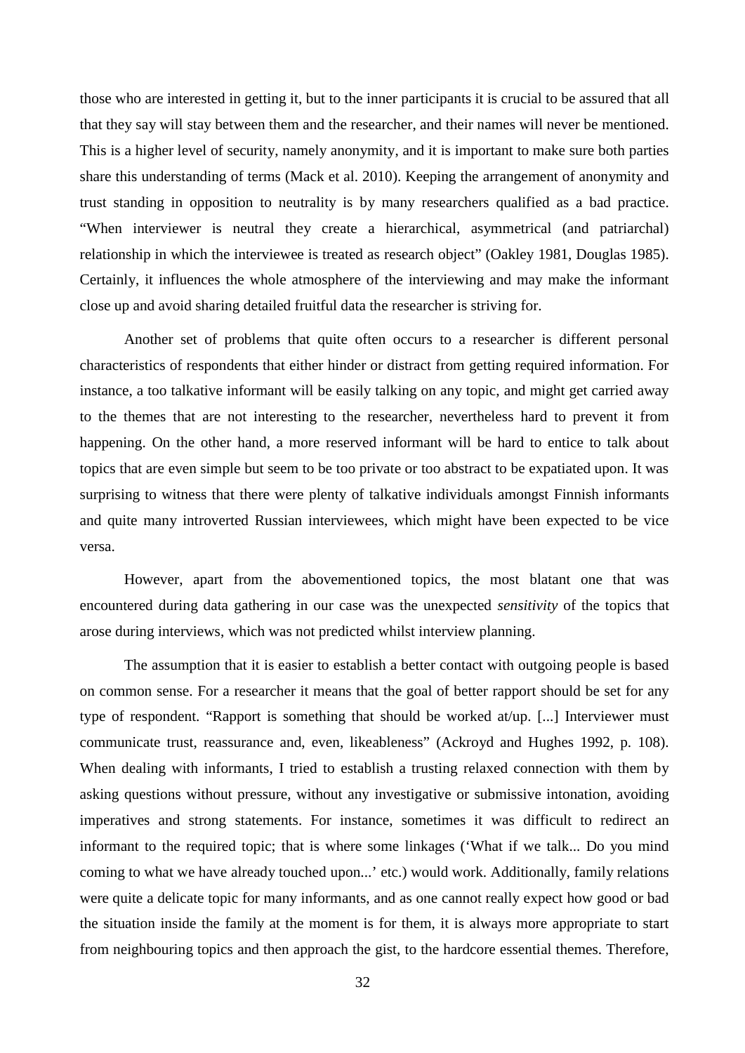those who are interested in getting it, but to the inner participants it is crucial to be assured that all that they say will stay between them and the researcher, and their names will never be mentioned. This is a higher level of security, namely anonymity, and it is important to make sure both parties share this understanding of terms (Mack et al. 2010). Keeping the arrangement of anonymity and trust standing in opposition to neutrality is by many researchers qualified as a bad practice. "When interviewer is neutral they create a hierarchical, asymmetrical (and patriarchal) relationship in which the interviewee is treated as research object" (Oakley 1981, Douglas 1985). Certainly, it influences the whole atmosphere of the interviewing and may make the informant close up and avoid sharing detailed fruitful data the researcher is striving for.

Another set of problems that quite often occurs to a researcher is different personal characteristics of respondents that either hinder or distract from getting required information. For instance, a too talkative informant will be easily talking on any topic, and might get carried away to the themes that are not interesting to the researcher, nevertheless hard to prevent it from happening. On the other hand, a more reserved informant will be hard to entice to talk about topics that are even simple but seem to be too private or too abstract to be expatiated upon. It was surprising to witness that there were plenty of talkative individuals amongst Finnish informants and quite many introverted Russian interviewees, which might have been expected to be vice versa.

However, apart from the abovementioned topics, the most blatant one that was encountered during data gathering in our case was the unexpected *sensitivity* of the topics that arose during interviews, which was not predicted whilst interview planning.

The assumption that it is easier to establish a better contact with outgoing people is based on common sense. For a researcher it means that the goal of better rapport should be set for any type of respondent. "Rapport is something that should be worked at/up. [...] Interviewer must communicate trust, reassurance and, even, likeableness" (Ackroyd and Hughes 1992, p. 108). When dealing with informants, I tried to establish a trusting relaxed connection with them by asking questions without pressure, without any investigative or submissive intonation, avoiding imperatives and strong statements. For instance, sometimes it was difficult to redirect an informant to the required topic; that is where some linkages ('What if we talk... Do you mind coming to what we have already touched upon...' etc.) would work. Additionally, family relations were quite a delicate topic for many informants, and as one cannot really expect how good or bad the situation inside the family at the moment is for them, it is always more appropriate to start from neighbouring topics and then approach the gist, to the hardcore essential themes. Therefore,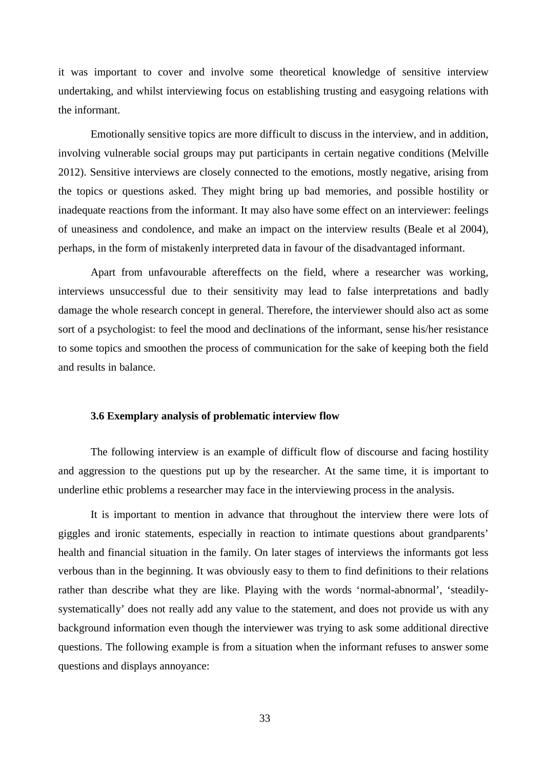it was important to cover and involve some theoretical knowledge of sensitive interview undertaking, and whilst interviewing focus on establishing trusting and easygoing relations with the informant.

Emotionally sensitive topics are more difficult to discuss in the interview, and in addition, involving vulnerable social groups may put participants in certain negative conditions (Melville 2012). Sensitive interviews are closely connected to the emotions, mostly negative, arising from the topics or questions asked. They might bring up bad memories, and possible hostility or inadequate reactions from the informant. It may also have some effect on an interviewer: feelings of uneasiness and condolence, and make an impact on the interview results (Beale et al 2004), perhaps, in the form of mistakenly interpreted data in favour of the disadvantaged informant.

Apart from unfavourable aftereffects on the field, where a researcher was working, interviews unsuccessful due to their sensitivity may lead to false interpretations and badly damage the whole research concept in general. Therefore, the interviewer should also act as some sort of a psychologist: to feel the mood and declinations of the informant, sense his/her resistance to some topics and smoothen the process of communication for the sake of keeping both the field and results in balance.

### 3.6 Exemplary analysis of problematic interview flow

The following interview is an example of difficult flow of discourse and facing hostility and aggression to the questions put up by the researcher. At the same time, it is important to underline ethic problems a researcher may face in the interviewing process in the analysis.

It is important to mention in advance that throughout the interview there were lots of giggles and ironic statements, especially in reaction to intimate questions about grandparents' health and financial situation in the family. On later stages of interviews the informants got less verbous than in the beginning. It was obviously easy to them to find definitions to their relations rather than describe what they are like. Playing with the words 'normal-abnormal', 'steadily-systematically' does not really add any value to the statement, and does not provide us with any background information even though the interviewer was trying to ask some additional directive questions. The following example is from a situation when the informant refuses to answer some questions and displays annoyance: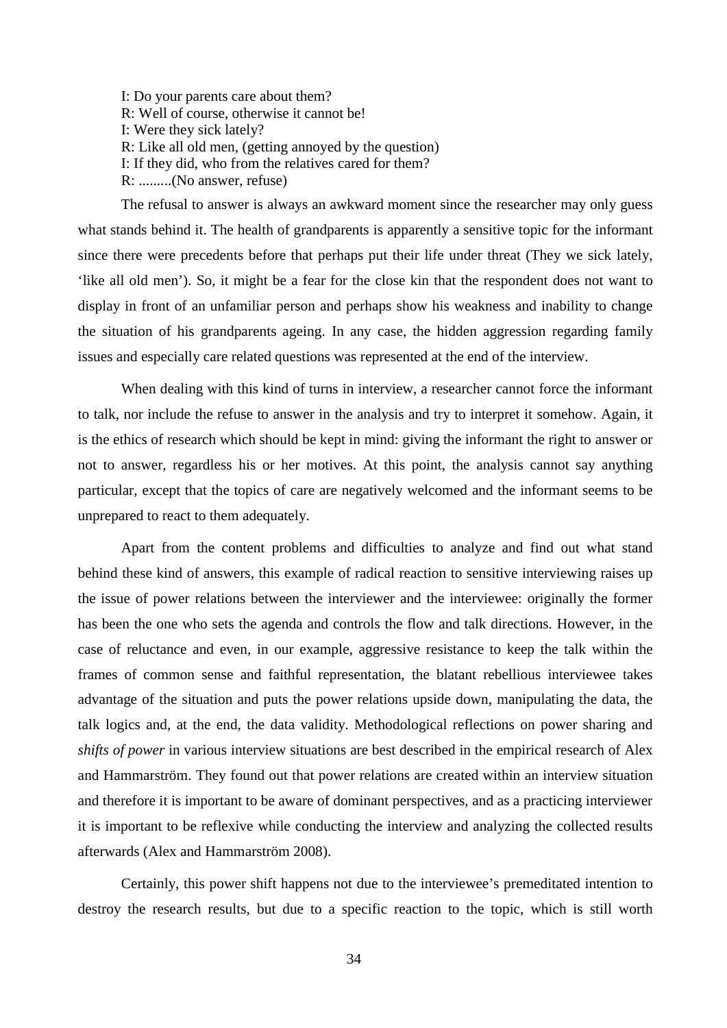I: Do your parents care about them?
R: Well of course, otherwise it cannot be!
I: Were they sick lately?
R: Like all old men, (getting annoyed by the question)
I: If they did, who from the relatives cared for them?
R: .........(No answer, refuse)

The refusal to answer is always an awkward moment since the researcher may only guess what stands behind it. The health of grandparents is apparently a sensitive topic for the informant since there were precedents before that perhaps put their life under threat (They we sick lately, 'like all old men'). So, it might be a fear for the close kin that the respondent does not want to display in front of an unfamiliar person and perhaps show his weakness and inability to change the situation of his grandparents ageing. In any case, the hidden aggression regarding family issues and especially care related questions was represented at the end of the interview.

When dealing with this kind of turns in interview, a researcher cannot force the informant to talk, nor include the refuse to answer in the analysis and try to interpret it somehow. Again, it is the ethics of research which should be kept in mind: giving the informant the right to answer or not to answer, regardless his or her motives. At this point, the analysis cannot say anything particular, except that the topics of care are negatively welcomed and the informant seems to be unprepared to react to them adequately.

Apart from the content problems and difficulties to analyze and find out what stand behind these kind of answers, this example of radical reaction to sensitive interviewing raises up the issue of power relations between the interviewer and the interviewee: originally the former has been the one who sets the agenda and controls the flow and talk directions. However, in the case of reluctance and even, in our example, aggressive resistance to keep the talk within the frames of common sense and faithful representation, the blatant rebellious interviewee takes advantage of the situation and puts the power relations upside down, manipulating the data, the talk logics and, at the end, the data validity. Methodological reflections on power sharing and *shifts of power* in various interview situations are best described in the empirical research of Alex and Hammarström. They found out that power relations are created within an interview situation and therefore it is important to be aware of dominant perspectives, and as a practicing interviewer it is important to be reflexive while conducting the interview and analyzing the collected results afterwards (Alex and Hammarström 2008).

Certainly, this power shift happens not due to the interviewee's premeditated intention to destroy the research results, but due to a specific reaction to the topic, which is still worth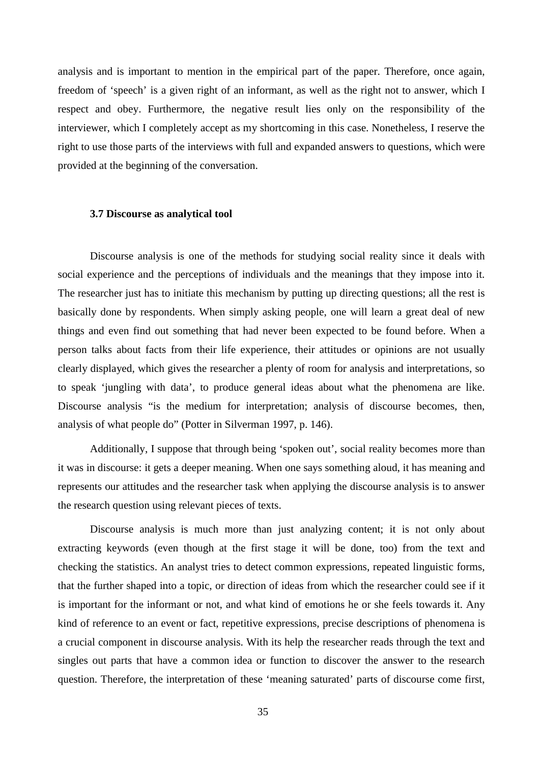analysis and is important to mention in the empirical part of the paper. Therefore, once again, freedom of 'speech' is a given right of an informant, as well as the right not to answer, which I respect and obey. Furthermore, the negative result lies only on the responsibility of the interviewer, which I completely accept as my shortcoming in this case. Nonetheless, I reserve the right to use those parts of the interviews with full and expanded answers to questions, which were provided at the beginning of the conversation.

### 3.7 Discourse as analytical tool

Discourse analysis is one of the methods for studying social reality since it deals with social experience and the perceptions of individuals and the meanings that they impose into it. The researcher just has to initiate this mechanism by putting up directing questions; all the rest is basically done by respondents. When simply asking people, one will learn a great deal of new things and even find out something that had never been expected to be found before. When a person talks about facts from their life experience, their attitudes or opinions are not usually clearly displayed, which gives the researcher a plenty of room for analysis and interpretations, so to speak 'jungling with data', to produce general ideas about what the phenomena are like. Discourse analysis "is the medium for interpretation; analysis of discourse becomes, then, analysis of what people do" (Potter in Silverman 1997, p. 146).

Additionally, I suppose that through being 'spoken out', social reality becomes more than it was in discourse: it gets a deeper meaning. When one says something aloud, it has meaning and represents our attitudes and the researcher task when applying the discourse analysis is to answer the research question using relevant pieces of texts.

Discourse analysis is much more than just analyzing content; it is not only about extracting keywords (even though at the first stage it will be done, too) from the text and checking the statistics. An analyst tries to detect common expressions, repeated linguistic forms, that the further shaped into a topic, or direction of ideas from which the researcher could see if it is important for the informant or not, and what kind of emotions he or she feels towards it. Any kind of reference to an event or fact, repetitive expressions, precise descriptions of phenomena is a crucial component in discourse analysis. With its help the researcher reads through the text and singles out parts that have a common idea or function to discover the answer to the research question. Therefore, the interpretation of these 'meaning saturated' parts of discourse come first,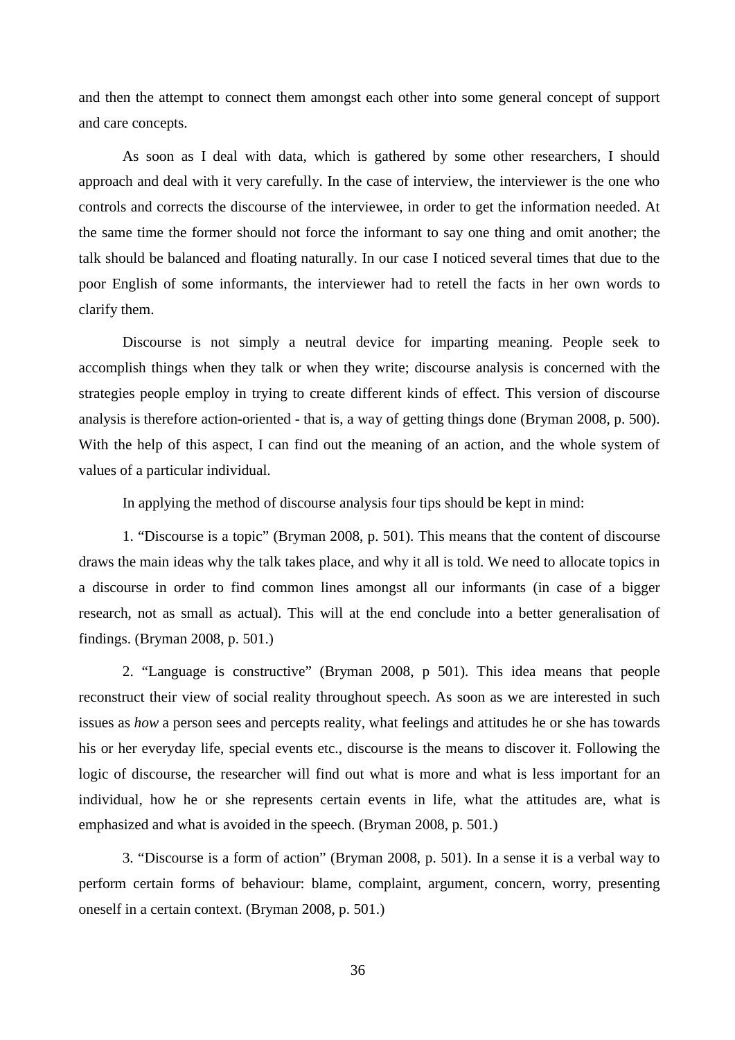and then the attempt to connect them amongst each other into some general concept of support and care concepts.

As soon as I deal with data, which is gathered by some other researchers, I should approach and deal with it very carefully. In the case of interview, the interviewer is the one who controls and corrects the discourse of the interviewee, in order to get the information needed. At the same time the former should not force the informant to say one thing and omit another; the talk should be balanced and floating naturally. In our case I noticed several times that due to the poor English of some informants, the interviewer had to retell the facts in her own words to clarify them.

Discourse is not simply a neutral device for imparting meaning. People seek to accomplish things when they talk or when they write; discourse analysis is concerned with the strategies people employ in trying to create different kinds of effect. This version of discourse analysis is therefore action-oriented - that is, a way of getting things done (Bryman 2008, p. 500). With the help of this aspect, I can find out the meaning of an action, and the whole system of values of a particular individual.

In applying the method of discourse analysis four tips should be kept in mind:

1. “Discourse is a topic” (Bryman 2008, p. 501). This means that the content of discourse draws the main ideas why the talk takes place, and why it all is told. We need to allocate topics in a discourse in order to find common lines amongst all our informants (in case of a bigger research, not as small as actual). This will at the end conclude into a better generalisation of findings. (Bryman 2008, p. 501.)

2. “Language is constructive” (Bryman 2008, p 501). This idea means that people reconstruct their view of social reality throughout speech. As soon as we are interested in such issues as *how* a person sees and percepts reality, what feelings and attitudes he or she has towards his or her everyday life, special events etc., discourse is the means to discover it. Following the logic of discourse, the researcher will find out what is more and what is less important for an individual, how he or she represents certain events in life, what the attitudes are, what is emphasized and what is avoided in the speech. (Bryman 2008, p. 501.)

3. “Discourse is a form of action” (Bryman 2008, p. 501). In a sense it is a verbal way to perform certain forms of behaviour: blame, complaint, argument, concern, worry, presenting oneself in a certain context. (Bryman 2008, p. 501.)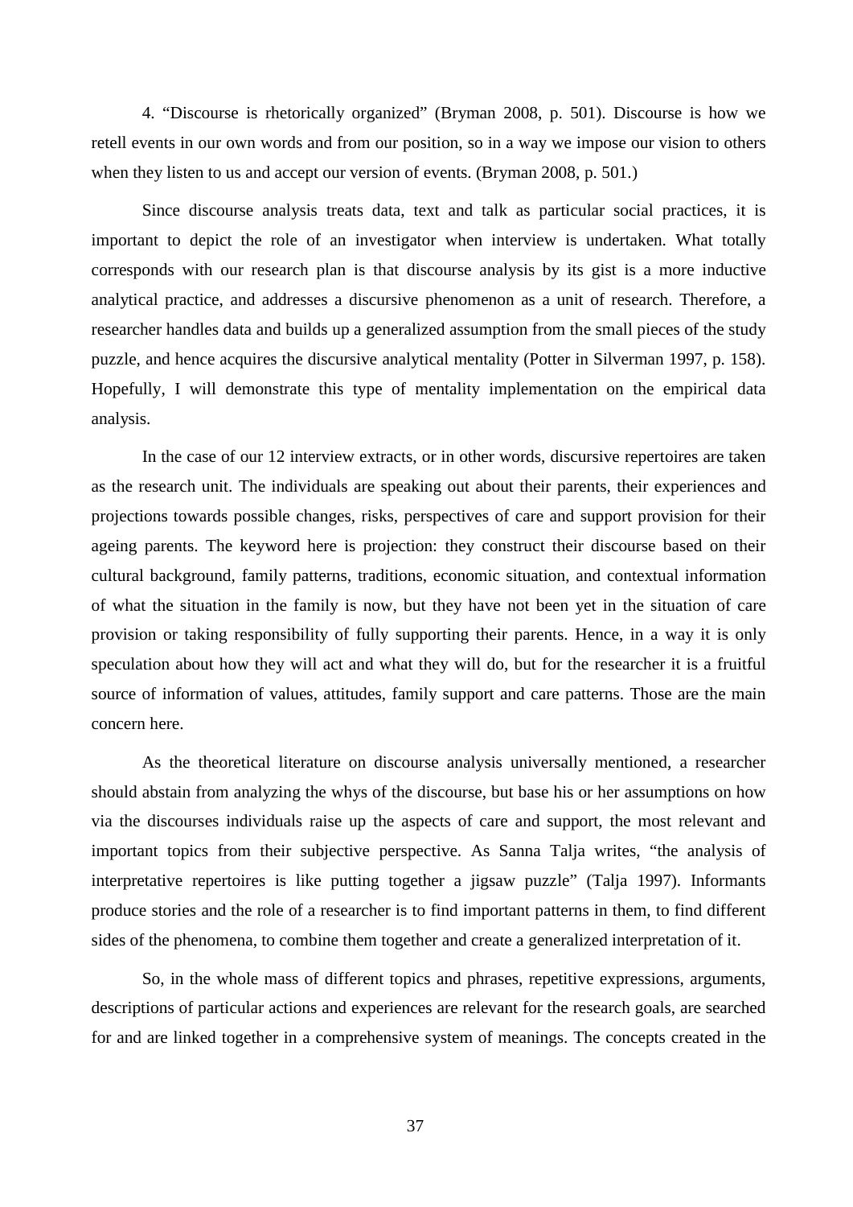4. “Discourse is rhetorically organized” (Bryman 2008, p. 501). Discourse is how we retell events in our own words and from our position, so in a way we impose our vision to others when they listen to us and accept our version of events. (Bryman 2008, p. 501.)

Since discourse analysis treats data, text and talk as particular social practices, it is important to depict the role of an investigator when interview is undertaken. What totally corresponds with our research plan is that discourse analysis by its gist is a more inductive analytical practice, and addresses a discursive phenomenon as a unit of research. Therefore, a researcher handles data and builds up a generalized assumption from the small pieces of the study puzzle, and hence acquires the discursive analytical mentality (Potter in Silverman 1997, p. 158). Hopefully, I will demonstrate this type of mentality implementation on the empirical data analysis.

In the case of our 12 interview extracts, or in other words, discursive repertoires are taken as the research unit. The individuals are speaking out about their parents, their experiences and projections towards possible changes, risks, perspectives of care and support provision for their ageing parents. The keyword here is projection: they construct their discourse based on their cultural background, family patterns, traditions, economic situation, and contextual information of what the situation in the family is now, but they have not been yet in the situation of care provision or taking responsibility of fully supporting their parents. Hence, in a way it is only speculation about how they will act and what they will do, but for the researcher it is a fruitful source of information of values, attitudes, family support and care patterns. Those are the main concern here.

As the theoretical literature on discourse analysis universally mentioned, a researcher should abstain from analyzing the whys of the discourse, but base his or her assumptions on how via the discourses individuals raise up the aspects of care and support, the most relevant and important topics from their subjective perspective. As Sanna Talja writes, “the analysis of interpretative repertoires is like putting together a jigsaw puzzle” (Talja 1997). Informants produce stories and the role of a researcher is to find important patterns in them, to find different sides of the phenomena, to combine them together and create a generalized interpretation of it.

So, in the whole mass of different topics and phrases, repetitive expressions, arguments, descriptions of particular actions and experiences are relevant for the research goals, are searched for and are linked together in a comprehensive system of meanings. The concepts created in the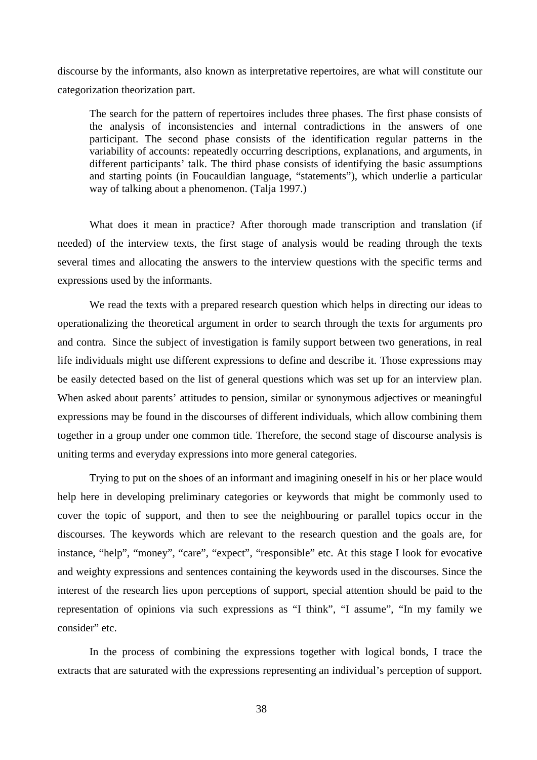discourse by the informants, also known as interpretative repertoires, are what will constitute our categorization theorization part.

> The search for the pattern of repertoires includes three phases. The first phase consists of the analysis of inconsistencies and internal contradictions in the answers of one participant. The second phase consists of the identification regular patterns in the variability of accounts: repeatedly occurring descriptions, explanations, and arguments, in different participants' talk. The third phase consists of identifying the basic assumptions and starting points (in Foucauldian language, "statements"), which underlie a particular way of talking about a phenomenon. (Talja 1997.)

What does it mean in practice? After thorough made transcription and translation (if needed) of the interview texts, the first stage of analysis would be reading through the texts several times and allocating the answers to the interview questions with the specific terms and expressions used by the informants.

We read the texts with a prepared research question which helps in directing our ideas to operationalizing the theoretical argument in order to search through the texts for arguments pro and contra. Since the subject of investigation is family support between two generations, in real life individuals might use different expressions to define and describe it. Those expressions may be easily detected based on the list of general questions which was set up for an interview plan. When asked about parents' attitudes to pension, similar or synonymous adjectives or meaningful expressions may be found in the discourses of different individuals, which allow combining them together in a group under one common title. Therefore, the second stage of discourse analysis is uniting terms and everyday expressions into more general categories.

Trying to put on the shoes of an informant and imagining oneself in his or her place would help here in developing preliminary categories or keywords that might be commonly used to cover the topic of support, and then to see the neighbouring or parallel topics occur in the discourses. The keywords which are relevant to the research question and the goals are, for instance, "help", "money", "care", "expect", "responsible" etc. At this stage I look for evocative and weighty expressions and sentences containing the keywords used in the discourses. Since the interest of the research lies upon perceptions of support, special attention should be paid to the representation of opinions via such expressions as "I think", "I assume", "In my family we consider" etc.

In the process of combining the expressions together with logical bonds, I trace the extracts that are saturated with the expressions representing an individual's perception of support.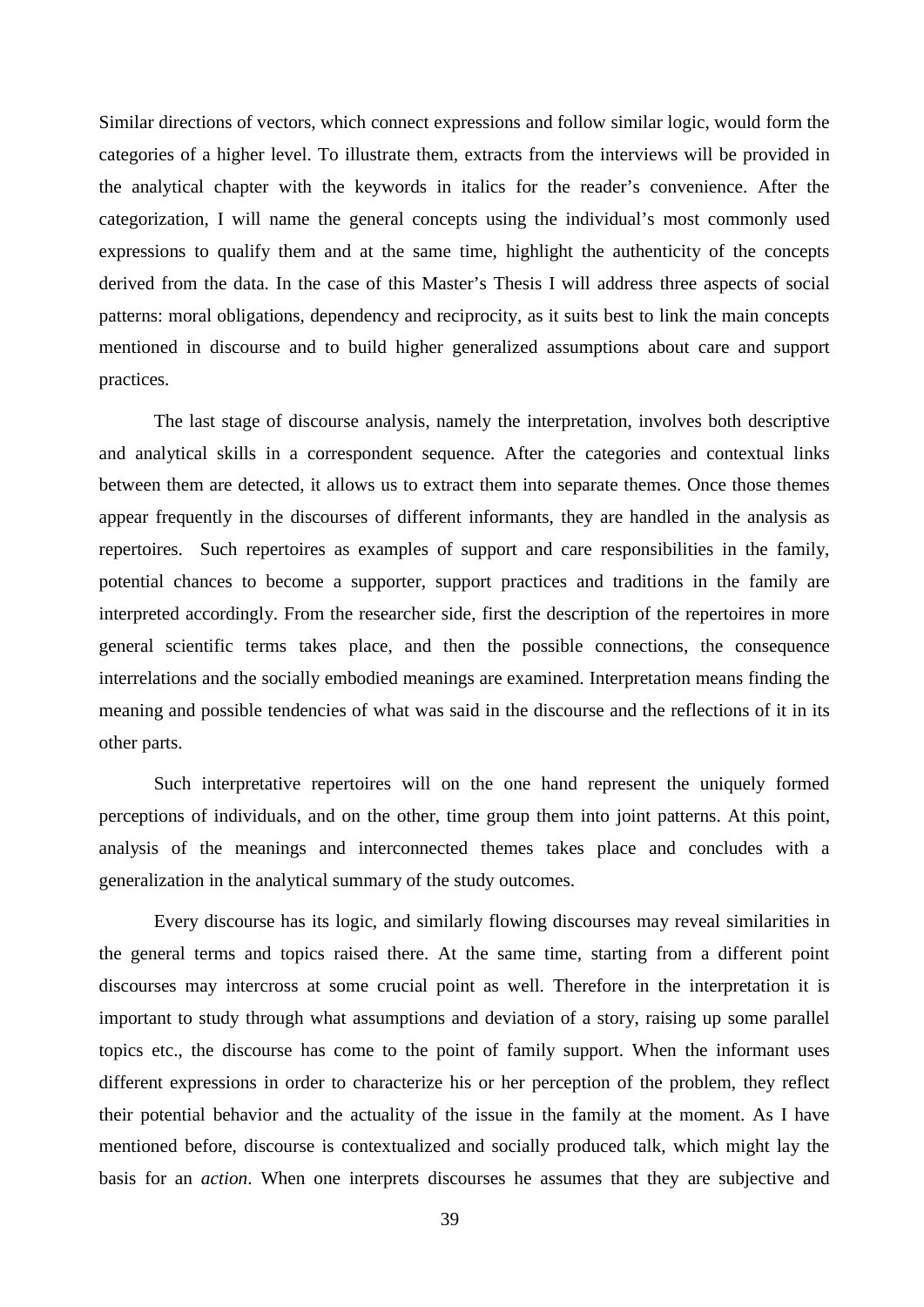Similar directions of vectors, which connect expressions and follow similar logic, would form the categories of a higher level. To illustrate them, extracts from the interviews will be provided in the analytical chapter with the keywords in italics for the reader's convenience. After the categorization, I will name the general concepts using the individual's most commonly used expressions to qualify them and at the same time, highlight the authenticity of the concepts derived from the data. In the case of this Master's Thesis I will address three aspects of social patterns: moral obligations, dependency and reciprocity, as it suits best to link the main concepts mentioned in discourse and to build higher generalized assumptions about care and support practices.

The last stage of discourse analysis, namely the interpretation, involves both descriptive and analytical skills in a correspondent sequence. After the categories and contextual links between them are detected, it allows us to extract them into separate themes. Once those themes appear frequently in the discourses of different informants, they are handled in the analysis as repertoires. Such repertoires as examples of support and care responsibilities in the family, potential chances to become a supporter, support practices and traditions in the family are interpreted accordingly. From the researcher side, first the description of the repertoires in more general scientific terms takes place, and then the possible connections, the consequence interrelations and the socially embodied meanings are examined. Interpretation means finding the meaning and possible tendencies of what was said in the discourse and the reflections of it in its other parts.

Such interpretative repertoires will on the one hand represent the uniquely formed perceptions of individuals, and on the other, time group them into joint patterns. At this point, analysis of the meanings and interconnected themes takes place and concludes with a generalization in the analytical summary of the study outcomes.

Every discourse has its logic, and similarly flowing discourses may reveal similarities in the general terms and topics raised there. At the same time, starting from a different point discourses may intercross at some crucial point as well. Therefore in the interpretation it is important to study through what assumptions and deviation of a story, raising up some parallel topics etc., the discourse has come to the point of family support. When the informant uses different expressions in order to characterize his or her perception of the problem, they reflect their potential behavior and the actuality of the issue in the family at the moment. As I have mentioned before, discourse is contextualized and socially produced talk, which might lay the basis for an *action*. When one interprets discourses he assumes that they are subjective and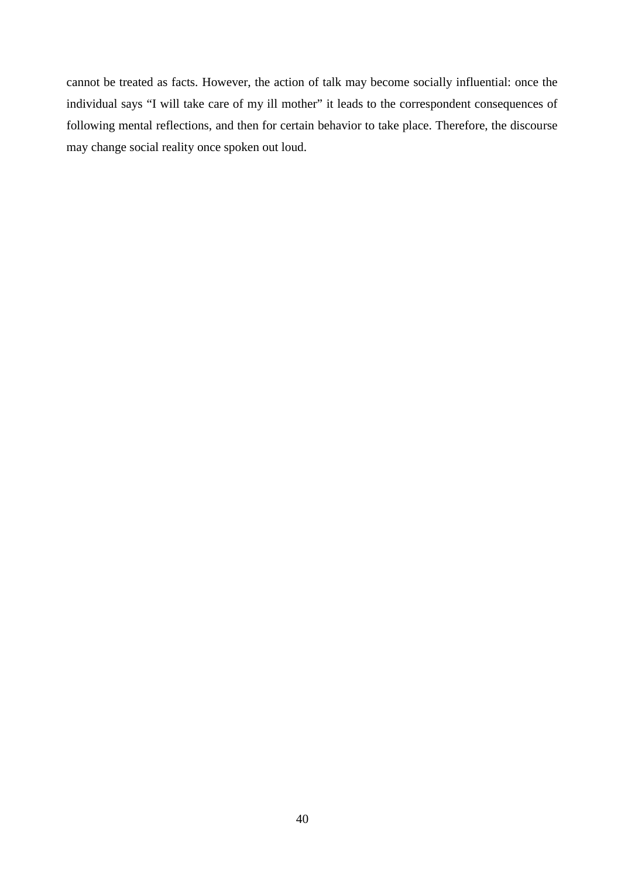cannot be treated as facts. However, the action of talk may become socially influential: once the individual says "I will take care of my ill mother" it leads to the correspondent consequences of following mental reflections, and then for certain behavior to take place. Therefore, the discourse may change social reality once spoken out loud.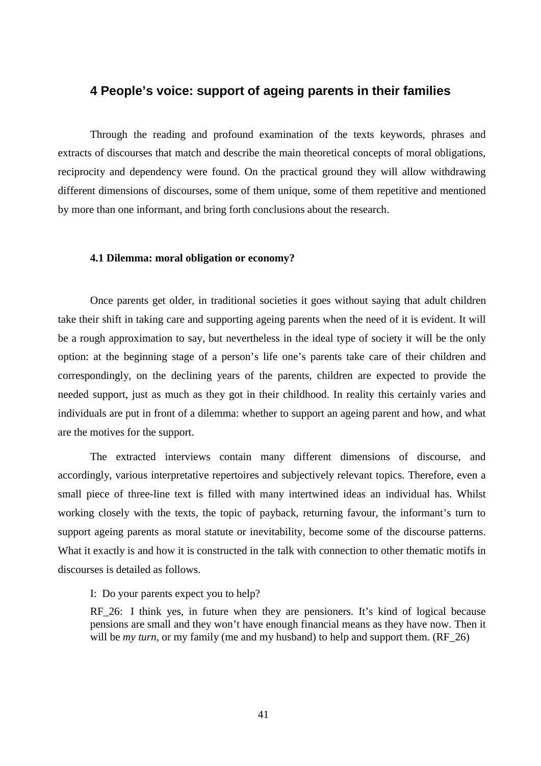## 4 People's voice: support of ageing parents in their families

Through the reading and profound examination of the texts keywords, phrases and extracts of discourses that match and describe the main theoretical concepts of moral obligations, reciprocity and dependency were found. On the practical ground they will allow withdrawing different dimensions of discourses, some of them unique, some of them repetitive and mentioned by more than one informant, and bring forth conclusions about the research.

### 4.1 Dilemma: moral obligation or economy?

Once parents get older, in traditional societies it goes without saying that adult children take their shift in taking care and supporting ageing parents when the need of it is evident. It will be a rough approximation to say, but nevertheless in the ideal type of society it will be the only option: at the beginning stage of a person's life one's parents take care of their children and correspondingly, on the declining years of the parents, children are expected to provide the needed support, just as much as they got in their childhood. In reality this certainly varies and individuals are put in front of a dilemma: whether to support an ageing parent and how, and what are the motives for the support.

The extracted interviews contain many different dimensions of discourse, and accordingly, various interpretative repertoires and subjectively relevant topics. Therefore, even a small piece of three-line text is filled with many intertwined ideas an individual has. Whilst working closely with the texts, the topic of payback, returning favour, the informant's turn to support ageing parents as moral statute or inevitability, become some of the discourse patterns. What it exactly is and how it is constructed in the talk with connection to other thematic motifs in discourses is detailed as follows.

> I: Do your parents expect you to help?
>
> RF_26: I think yes, in future when they are pensioners. It's kind of logical because pensions are small and they won't have enough financial means as they have now. Then it will be *my turn*, or my family (me and my husband) to help and support them. (RF_26)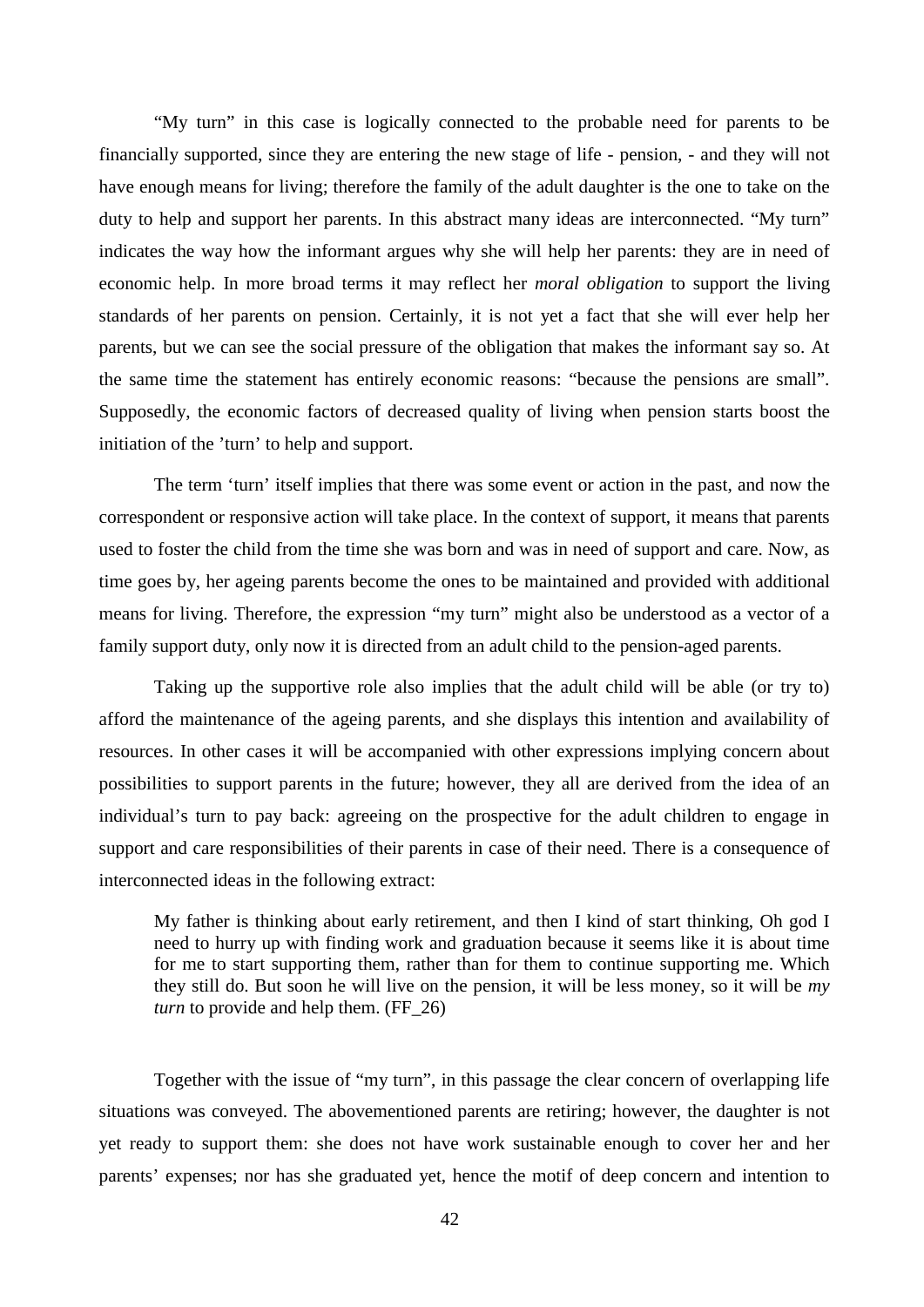"My turn" in this case is logically connected to the probable need for parents to be financially supported, since they are entering the new stage of life - pension, - and they will not have enough means for living; therefore the family of the adult daughter is the one to take on the duty to help and support her parents. In this abstract many ideas are interconnected. "My turn" indicates the way how the informant argues why she will help her parents: they are in need of economic help. In more broad terms it may reflect her *moral obligation* to support the living standards of her parents on pension. Certainly, it is not yet a fact that she will ever help her parents, but we can see the social pressure of the obligation that makes the informant say so. At the same time the statement has entirely economic reasons: "because the pensions are small". Supposedly, the economic factors of decreased quality of living when pension starts boost the initiation of the 'turn' to help and support.

The term 'turn' itself implies that there was some event or action in the past, and now the correspondent or responsive action will take place. In the context of support, it means that parents used to foster the child from the time she was born and was in need of support and care. Now, as time goes by, her ageing parents become the ones to be maintained and provided with additional means for living. Therefore, the expression "my turn" might also be understood as a vector of a family support duty, only now it is directed from an adult child to the pension-aged parents.

Taking up the supportive role also implies that the adult child will be able (or try to) afford the maintenance of the ageing parents, and she displays this intention and availability of resources. In other cases it will be accompanied with other expressions implying concern about possibilities to support parents in the future; however, they all are derived from the idea of an individual's turn to pay back: agreeing on the prospective for the adult children to engage in support and care responsibilities of their parents in case of their need. There is a consequence of interconnected ideas in the following extract:

> My father is thinking about early retirement, and then I kind of start thinking, Oh god I need to hurry up with finding work and graduation because it seems like it is about time for me to start supporting them, rather than for them to continue supporting me. Which they still do. But soon he will live on the pension, it will be less money, so it will be *my turn* to provide and help them. (FF_26)

Together with the issue of "my turn", in this passage the clear concern of overlapping life situations was conveyed. The abovementioned parents are retiring; however, the daughter is not yet ready to support them: she does not have work sustainable enough to cover her and her parents' expenses; nor has she graduated yet, hence the motif of deep concern and intention to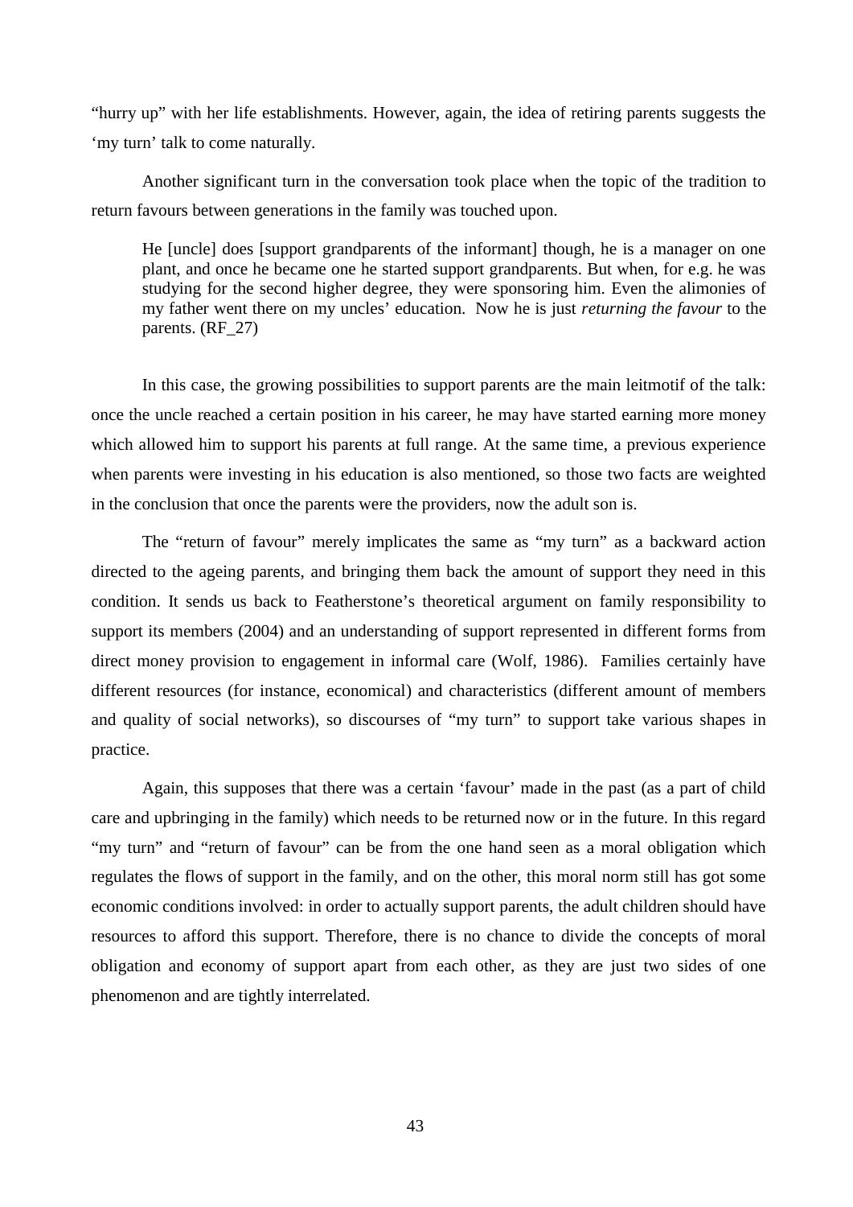"hurry up" with her life establishments. However, again, the idea of retiring parents suggests the 'my turn' talk to come naturally.

Another significant turn in the conversation took place when the topic of the tradition to return favours between generations in the family was touched upon.

> He [uncle] does [support grandparents of the informant] though, he is a manager on one plant, and once he became one he started support grandparents. But when, for e.g. he was studying for the second higher degree, they were sponsoring him. Even the alimonies of my father went there on my uncles' education. Now he is just *returning the favour* to the parents. (RF_27)

In this case, the growing possibilities to support parents are the main leitmotif of the talk: once the uncle reached a certain position in his career, he may have started earning more money which allowed him to support his parents at full range. At the same time, a previous experience when parents were investing in his education is also mentioned, so those two facts are weighted in the conclusion that once the parents were the providers, now the adult son is.

The "return of favour" merely implicates the same as "my turn" as a backward action directed to the ageing parents, and bringing them back the amount of support they need in this condition. It sends us back to Featherstone's theoretical argument on family responsibility to support its members (2004) and an understanding of support represented in different forms from direct money provision to engagement in informal care (Wolf, 1986). Families certainly have different resources (for instance, economical) and characteristics (different amount of members and quality of social networks), so discourses of "my turn" to support take various shapes in practice.

Again, this supposes that there was a certain 'favour' made in the past (as a part of child care and upbringing in the family) which needs to be returned now or in the future. In this regard "my turn" and "return of favour" can be from the one hand seen as a moral obligation which regulates the flows of support in the family, and on the other, this moral norm still has got some economic conditions involved: in order to actually support parents, the adult children should have resources to afford this support. Therefore, there is no chance to divide the concepts of moral obligation and economy of support apart from each other, as they are just two sides of one phenomenon and are tightly interrelated.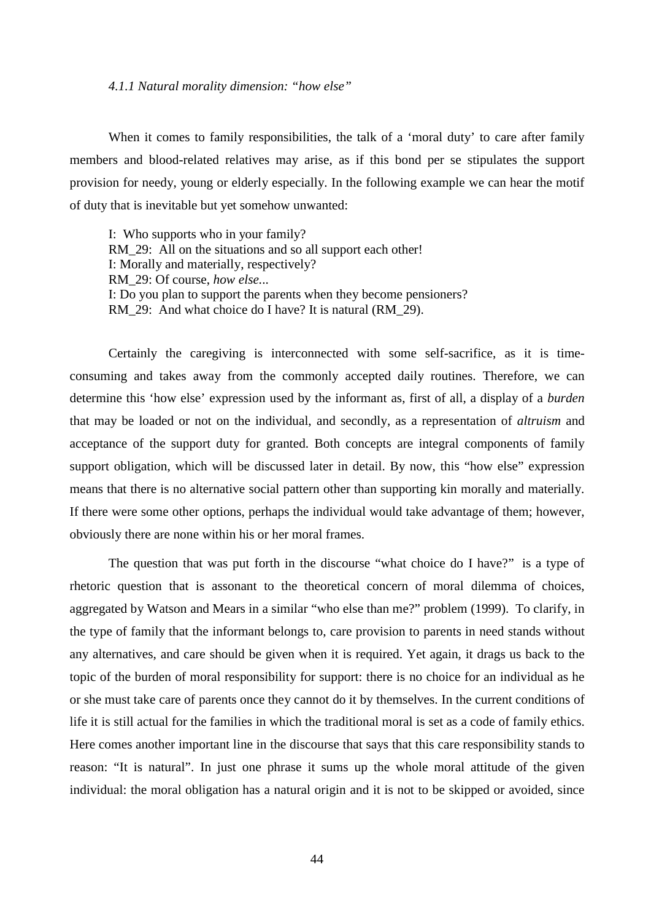#### *4.1.1 Natural morality dimension: "how else"*

When it comes to family responsibilities, the talk of a 'moral duty' to care after family members and blood-related relatives may arise, as if this bond per se stipulates the support provision for needy, young or elderly especially. In the following example we can hear the motif of duty that is inevitable but yet somehow unwanted:

> I: Who supports who in your family?
> RM_29: All on the situations and so all support each other!
> I: Morally and materially, respectively?
> RM_29: Of course, *how else...*
> I: Do you plan to support the parents when they become pensioners?
> RM_29: And what choice do I have? It is natural (RM_29).

Certainly the caregiving is interconnected with some self-sacrifice, as it is time-consuming and takes away from the commonly accepted daily routines. Therefore, we can determine this 'how else' expression used by the informant as, first of all, a display of a *burden* that may be loaded or not on the individual, and secondly, as a representation of *altruism* and acceptance of the support duty for granted. Both concepts are integral components of family support obligation, which will be discussed later in detail. By now, this "how else" expression means that there is no alternative social pattern other than supporting kin morally and materially. If there were some other options, perhaps the individual would take advantage of them; however, obviously there are none within his or her moral frames.

The question that was put forth in the discourse "what choice do I have?" is a type of rhetoric question that is assonant to the theoretical concern of moral dilemma of choices, aggregated by Watson and Mears in a similar "who else than me?" problem (1999). To clarify, in the type of family that the informant belongs to, care provision to parents in need stands without any alternatives, and care should be given when it is required. Yet again, it drags us back to the topic of the burden of moral responsibility for support: there is no choice for an individual as he or she must take care of parents once they cannot do it by themselves. In the current conditions of life it is still actual for the families in which the traditional moral is set as a code of family ethics. Here comes another important line in the discourse that says that this care responsibility stands to reason: "It is natural". In just one phrase it sums up the whole moral attitude of the given individual: the moral obligation has a natural origin and it is not to be skipped or avoided, since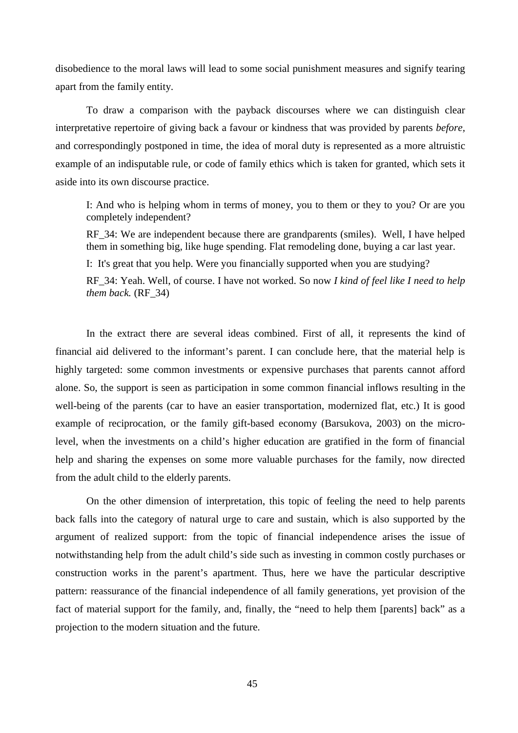disobedience to the moral laws will lead to some social punishment measures and signify tearing apart from the family entity.

To draw a comparison with the payback discourses where we can distinguish clear interpretative repertoire of giving back a favour or kindness that was provided by parents *before*, and correspondingly postponed in time, the idea of moral duty is represented as a more altruistic example of an indisputable rule, or code of family ethics which is taken for granted, which sets it aside into its own discourse practice.

> I: And who is helping whom in terms of money, you to them or they to you? Or are you completely independent?
>
> RF_34: We are independent because there are grandparents (smiles). Well, I have helped them in something big, like huge spending. Flat remodeling done, buying a car last year.
>
> I: It's great that you help. Were you financially supported when you are studying?
>
> RF_34: Yeah. Well, of course. I have not worked. So now *I kind of feel like I need to help them back.* (RF_34)

In the extract there are several ideas combined. First of all, it represents the kind of financial aid delivered to the informant's parent. I can conclude here, that the material help is highly targeted: some common investments or expensive purchases that parents cannot afford alone. So, the support is seen as participation in some common financial inflows resulting in the well-being of the parents (car to have an easier transportation, modernized flat, etc.) It is good example of reciprocation, or the family gift-based economy (Barsukova, 2003) on the micro-level, when the investments on a child's higher education are gratified in the form of financial help and sharing the expenses on some more valuable purchases for the family, now directed from the adult child to the elderly parents.

On the other dimension of interpretation, this topic of feeling the need to help parents back falls into the category of natural urge to care and sustain, which is also supported by the argument of realized support: from the topic of financial independence arises the issue of notwithstanding help from the adult child's side such as investing in common costly purchases or construction works in the parent's apartment. Thus, here we have the particular descriptive pattern: reassurance of the financial independence of all family generations, yet provision of the fact of material support for the family, and, finally, the "need to help them [parents] back" as a projection to the modern situation and the future.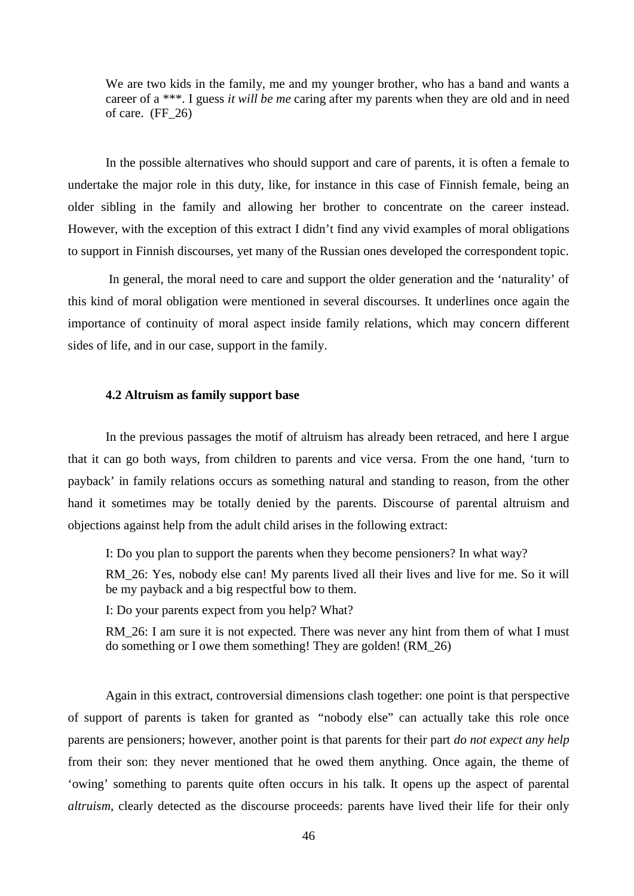> We are two kids in the family, me and my younger brother, who has a band and wants a career of a ***. I guess *it will be me* caring after my parents when they are old and in need of care. (FF_26)

In the possible alternatives who should support and care of parents, it is often a female to undertake the major role in this duty, like, for instance in this case of Finnish female, being an older sibling in the family and allowing her brother to concentrate on the career instead. However, with the exception of this extract I didn't find any vivid examples of moral obligations to support in Finnish discourses, yet many of the Russian ones developed the correspondent topic.

In general, the moral need to care and support the older generation and the 'naturality' of this kind of moral obligation were mentioned in several discourses. It underlines once again the importance of continuity of moral aspect inside family relations, which may concern different sides of life, and in our case, support in the family.

### 4.2 Altruism as family support base

In the previous passages the motif of altruism has already been retraced, and here I argue that it can go both ways, from children to parents and vice versa. From the one hand, 'turn to payback' in family relations occurs as something natural and standing to reason, from the other hand it sometimes may be totally denied by the parents. Discourse of parental altruism and objections against help from the adult child arises in the following extract:

> I: Do you plan to support the parents when they become pensioners? In what way?
>
> RM_26: Yes, nobody else can! My parents lived all their lives and live for me. So it will be my payback and a big respectful bow to them.
>
> I: Do your parents expect from you help? What?
>
> RM_26: I am sure it is not expected. There was never any hint from them of what I must do something or I owe them something! They are golden! (RM_26)

Again in this extract, controversial dimensions clash together: one point is that perspective of support of parents is taken for granted as "nobody else" can actually take this role once parents are pensioners; however, another point is that parents for their part *do not expect any help* from their son: they never mentioned that he owed them anything. Once again, the theme of 'owing' something to parents quite often occurs in his talk. It opens up the aspect of parental *altruism*, clearly detected as the discourse proceeds: parents have lived their life for their only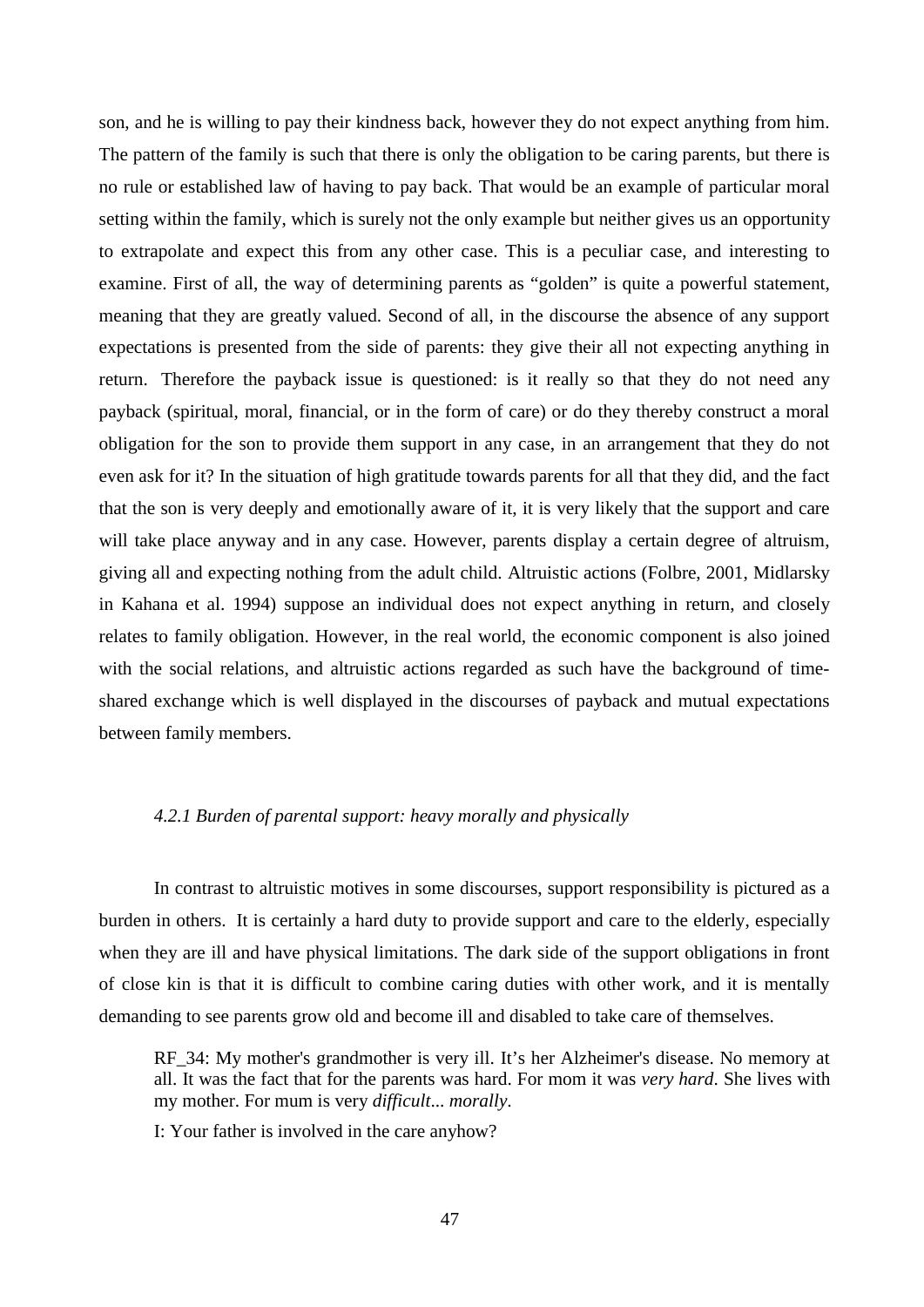son, and he is willing to pay their kindness back, however they do not expect anything from him. The pattern of the family is such that there is only the obligation to be caring parents, but there is no rule or established law of having to pay back. That would be an example of particular moral setting within the family, which is surely not the only example but neither gives us an opportunity to extrapolate and expect this from any other case. This is a peculiar case, and interesting to examine. First of all, the way of determining parents as "golden" is quite a powerful statement, meaning that they are greatly valued. Second of all, in the discourse the absence of any support expectations is presented from the side of parents: they give their all not expecting anything in return. Therefore the payback issue is questioned: is it really so that they do not need any payback (spiritual, moral, financial, or in the form of care) or do they thereby construct a moral obligation for the son to provide them support in any case, in an arrangement that they do not even ask for it? In the situation of high gratitude towards parents for all that they did, and the fact that the son is very deeply and emotionally aware of it, it is very likely that the support and care will take place anyway and in any case. However, parents display a certain degree of altruism, giving all and expecting nothing from the adult child. Altruistic actions (Folbre, 2001, Midlarsky in Kahana et al. 1994) suppose an individual does not expect anything in return, and closely relates to family obligation. However, in the real world, the economic component is also joined with the social relations, and altruistic actions regarded as such have the background of time-shared exchange which is well displayed in the discourses of payback and mutual expectations between family members.

### *4.2.1 Burden of parental support: heavy morally and physically*

In contrast to altruistic motives in some discourses, support responsibility is pictured as a burden in others. It is certainly a hard duty to provide support and care to the elderly, especially when they are ill and have physical limitations. The dark side of the support obligations in front of close kin is that it is difficult to combine caring duties with other work, and it is mentally demanding to see parents grow old and become ill and disabled to take care of themselves.

> RF_34: My mother's grandmother is very ill. It's her Alzheimer's disease. No memory at all. It was the fact that for the parents was hard. For mom it was *very hard*. She lives with my mother. For mum is very *difficult... morally*.
>
> I: Your father is involved in the care anyhow?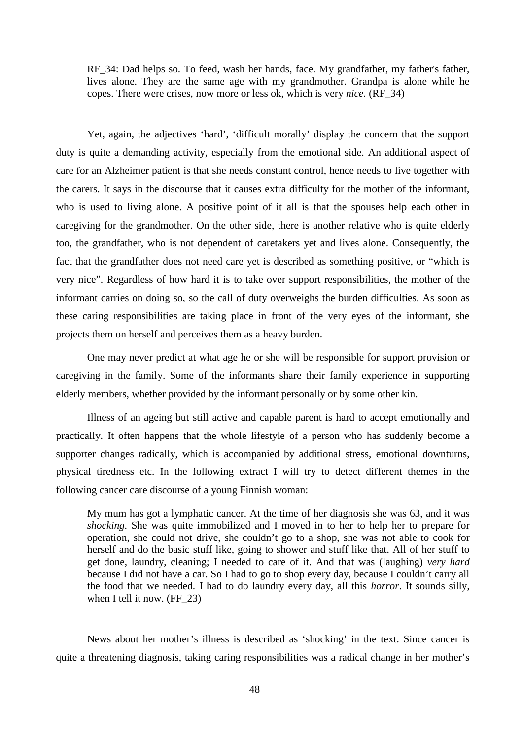> RF_34: Dad helps so. To feed, wash her hands, face. My grandfather, my father's father, lives alone. They are the same age with my grandmother. Grandpa is alone while he copes. There were crises, now more or less ok, which is very *nice.* (RF_34)

Yet, again, the adjectives 'hard', 'difficult morally' display the concern that the support duty is quite a demanding activity, especially from the emotional side. An additional aspect of care for an Alzheimer patient is that she needs constant control, hence needs to live together with the carers. It says in the discourse that it causes extra difficulty for the mother of the informant, who is used to living alone. A positive point of it all is that the spouses help each other in caregiving for the grandmother. On the other side, there is another relative who is quite elderly too, the grandfather, who is not dependent of caretakers yet and lives alone. Consequently, the fact that the grandfather does not need care yet is described as something positive, or "which is very nice". Regardless of how hard it is to take over support responsibilities, the mother of the informant carries on doing so, so the call of duty overweighs the burden difficulties. As soon as these caring responsibilities are taking place in front of the very eyes of the informant, she projects them on herself and perceives them as a heavy burden.

One may never predict at what age he or she will be responsible for support provision or caregiving in the family. Some of the informants share their family experience in supporting elderly members, whether provided by the informant personally or by some other kin.

Illness of an ageing but still active and capable parent is hard to accept emotionally and practically. It often happens that the whole lifestyle of a person who has suddenly become a supporter changes radically, which is accompanied by additional stress, emotional downturns, physical tiredness etc. In the following extract I will try to detect different themes in the following cancer care discourse of a young Finnish woman:

> My mum has got a lymphatic cancer. At the time of her diagnosis she was 63, and it was *shocking*. She was quite immobilized and I moved in to her to help her to prepare for operation, she could not drive, she couldn't go to a shop, she was not able to cook for herself and do the basic stuff like, going to shower and stuff like that. All of her stuff to get done, laundry, cleaning; I needed to care of it. And that was (laughing) *very hard* because I did not have a car. So I had to go to shop every day, because I couldn't carry all the food that we needed. I had to do laundry every day, all this *horror*. It sounds silly, when I tell it now. (FF_23)

News about her mother's illness is described as 'shocking' in the text. Since cancer is quite a threatening diagnosis, taking caring responsibilities was a radical change in her mother's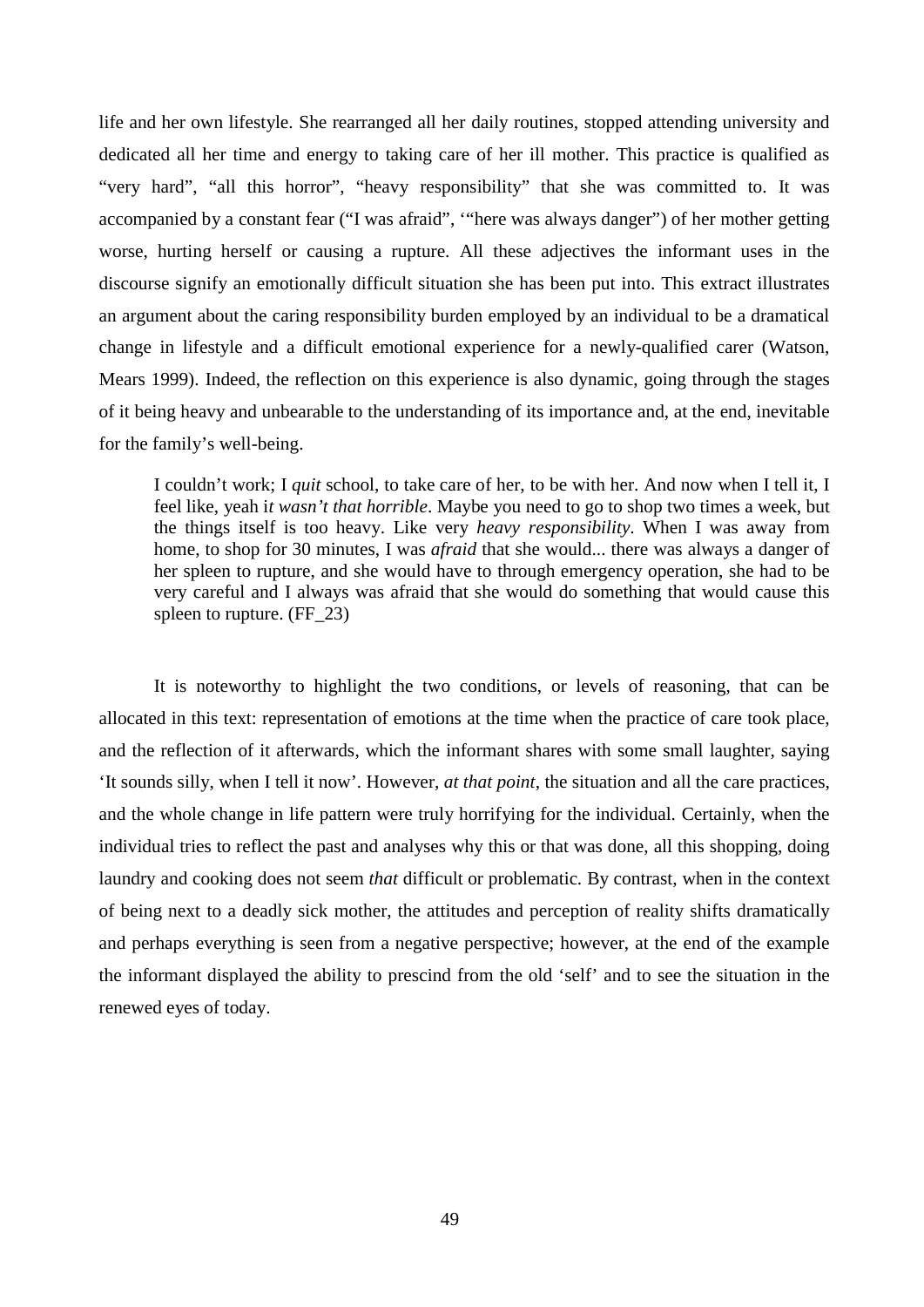life and her own lifestyle. She rearranged all her daily routines, stopped attending university and dedicated all her time and energy to taking care of her ill mother. This practice is qualified as "very hard", "all this horror", "heavy responsibility" that she was committed to. It was accompanied by a constant fear ("I was afraid", '"here was always danger") of her mother getting worse, hurting herself or causing a rupture. All these adjectives the informant uses in the discourse signify an emotionally difficult situation she has been put into. This extract illustrates an argument about the caring responsibility burden employed by an individual to be a dramatical change in lifestyle and a difficult emotional experience for a newly-qualified carer (Watson, Mears 1999). Indeed, the reflection on this experience is also dynamic, going through the stages of it being heavy and unbearable to the understanding of its importance and, at the end, inevitable for the family's well-being.

> I couldn't work; I *quit* school, to take care of her, to be with her. And now when I tell it, I feel like, yeah i*t wasn't that horrible*. Maybe you need to go to shop two times a week, but the things itself is too heavy. Like very *heavy responsibility*. When I was away from home, to shop for 30 minutes, I was *afraid* that she would... there was always a danger of her spleen to rupture, and she would have to through emergency operation, she had to be very careful and I always was afraid that she would do something that would cause this spleen to rupture. (FF_23)

It is noteworthy to highlight the two conditions, or levels of reasoning, that can be allocated in this text: representation of emotions at the time when the practice of care took place, and the reflection of it afterwards, which the informant shares with some small laughter, saying 'It sounds silly, when I tell it now'. However, *at that point*, the situation and all the care practices, and the whole change in life pattern were truly horrifying for the individual. Certainly, when the individual tries to reflect the past and analyses why this or that was done, all this shopping, doing laundry and cooking does not seem *that* difficult or problematic. By contrast, when in the context of being next to a deadly sick mother, the attitudes and perception of reality shifts dramatically and perhaps everything is seen from a negative perspective; however, at the end of the example the informant displayed the ability to prescind from the old 'self' and to see the situation in the renewed eyes of today.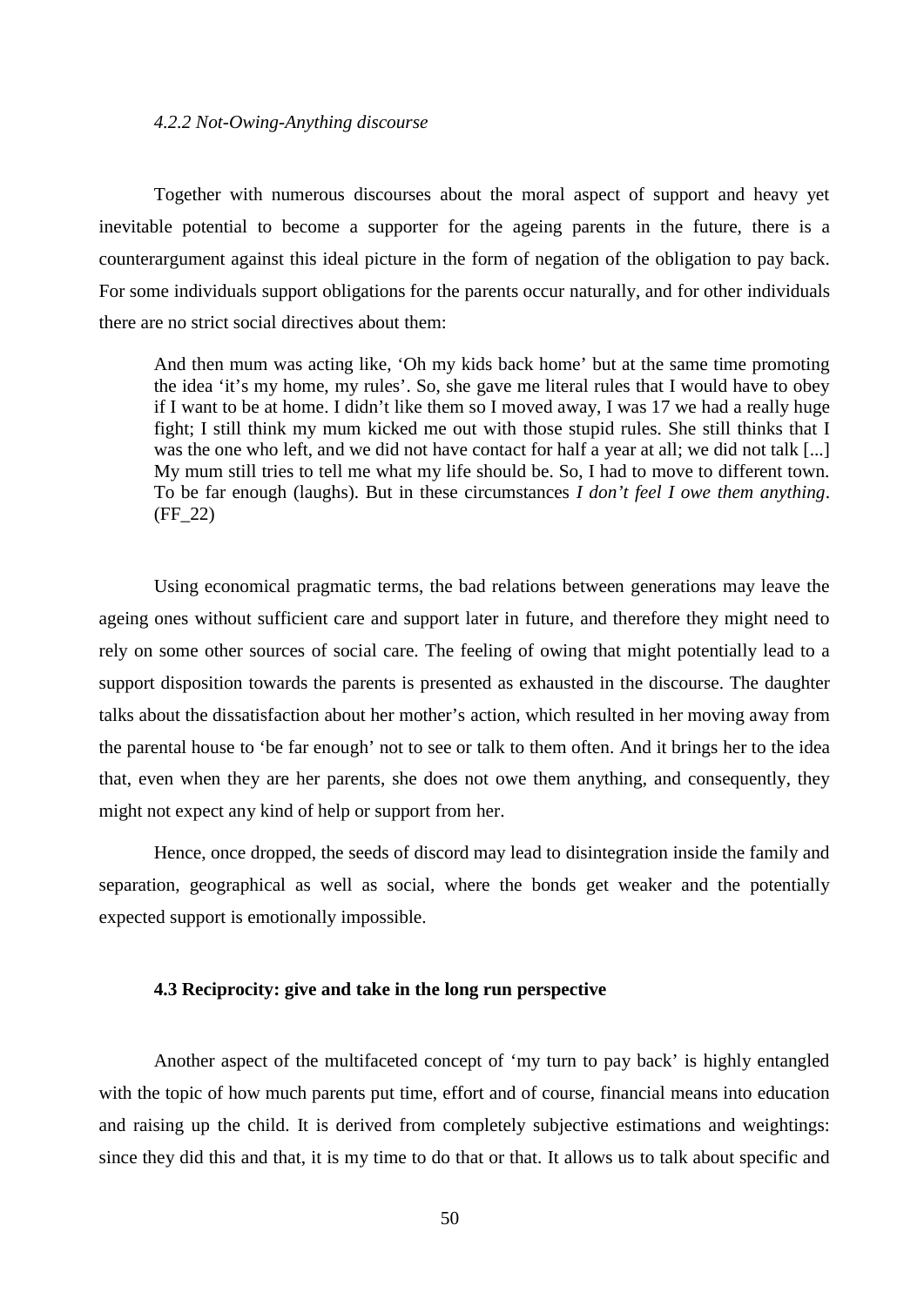#### *4.2.2 Not-Owing-Anything discourse*

Together with numerous discourses about the moral aspect of support and heavy yet inevitable potential to become a supporter for the ageing parents in the future, there is a counterargument against this ideal picture in the form of negation of the obligation to pay back. For some individuals support obligations for the parents occur naturally, and for other individuals there are no strict social directives about them:

> And then mum was acting like, 'Oh my kids back home' but at the same time promoting the idea 'it's my home, my rules'. So, she gave me literal rules that I would have to obey if I want to be at home. I didn't like them so I moved away, I was 17 we had a really huge fight; I still think my mum kicked me out with those stupid rules. She still thinks that I was the one who left, and we did not have contact for half a year at all; we did not talk [...] My mum still tries to tell me what my life should be. So, I had to move to different town. To be far enough (laughs). But in these circumstances *I don't feel I owe them anything*. (FF_22)

Using economical pragmatic terms, the bad relations between generations may leave the ageing ones without sufficient care and support later in future, and therefore they might need to rely on some other sources of social care. The feeling of owing that might potentially lead to a support disposition towards the parents is presented as exhausted in the discourse. The daughter talks about the dissatisfaction about her mother's action, which resulted in her moving away from the parental house to 'be far enough' not to see or talk to them often. And it brings her to the idea that, even when they are her parents, she does not owe them anything, and consequently, they might not expect any kind of help or support from her.

Hence, once dropped, the seeds of discord may lead to disintegration inside the family and separation, geographical as well as social, where the bonds get weaker and the potentially expected support is emotionally impossible.

### 4.3 Reciprocity: give and take in the long run perspective

Another aspect of the multifaceted concept of 'my turn to pay back' is highly entangled with the topic of how much parents put time, effort and of course, financial means into education and raising up the child. It is derived from completely subjective estimations and weightings: since they did this and that, it is my time to do that or that. It allows us to talk about specific and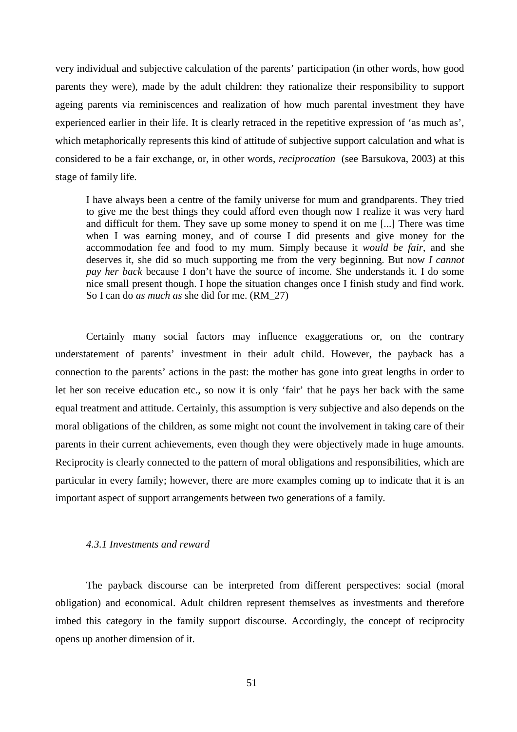very individual and subjective calculation of the parents' participation (in other words, how good parents they were), made by the adult children: they rationalize their responsibility to support ageing parents via reminiscences and realization of how much parental investment they have experienced earlier in their life. It is clearly retraced in the repetitive expression of 'as much as', which metaphorically represents this kind of attitude of subjective support calculation and what is considered to be a fair exchange, or, in other words, *reciprocation* (see Barsukova, 2003) at this stage of family life.

> I have always been a centre of the family universe for mum and grandparents. They tried to give me the best things they could afford even though now I realize it was very hard and difficult for them. They save up some money to spend it on me [...] There was time when I was earning money, and of course I did presents and give money for the accommodation fee and food to my mum. Simply because it *would be fair*, and she deserves it, she did so much supporting me from the very beginning. But now *I cannot pay her back* because I don't have the source of income. She understands it. I do some nice small present though. I hope the situation changes once I finish study and find work. So I can do *as much as* she did for me. (RM_27)

Certainly many social factors may influence exaggerations or, on the contrary understatement of parents' investment in their adult child. However, the payback has a connection to the parents' actions in the past: the mother has gone into great lengths in order to let her son receive education etc., so now it is only 'fair' that he pays her back with the same equal treatment and attitude. Certainly, this assumption is very subjective and also depends on the moral obligations of the children, as some might not count the involvement in taking care of their parents in their current achievements, even though they were objectively made in huge amounts. Reciprocity is clearly connected to the pattern of moral obligations and responsibilities, which are particular in every family; however, there are more examples coming up to indicate that it is an important aspect of support arrangements between two generations of a family.

### *4.3.1 Investments and reward*

The payback discourse can be interpreted from different perspectives: social (moral obligation) and economical. Adult children represent themselves as investments and therefore imbed this category in the family support discourse. Accordingly, the concept of reciprocity opens up another dimension of it.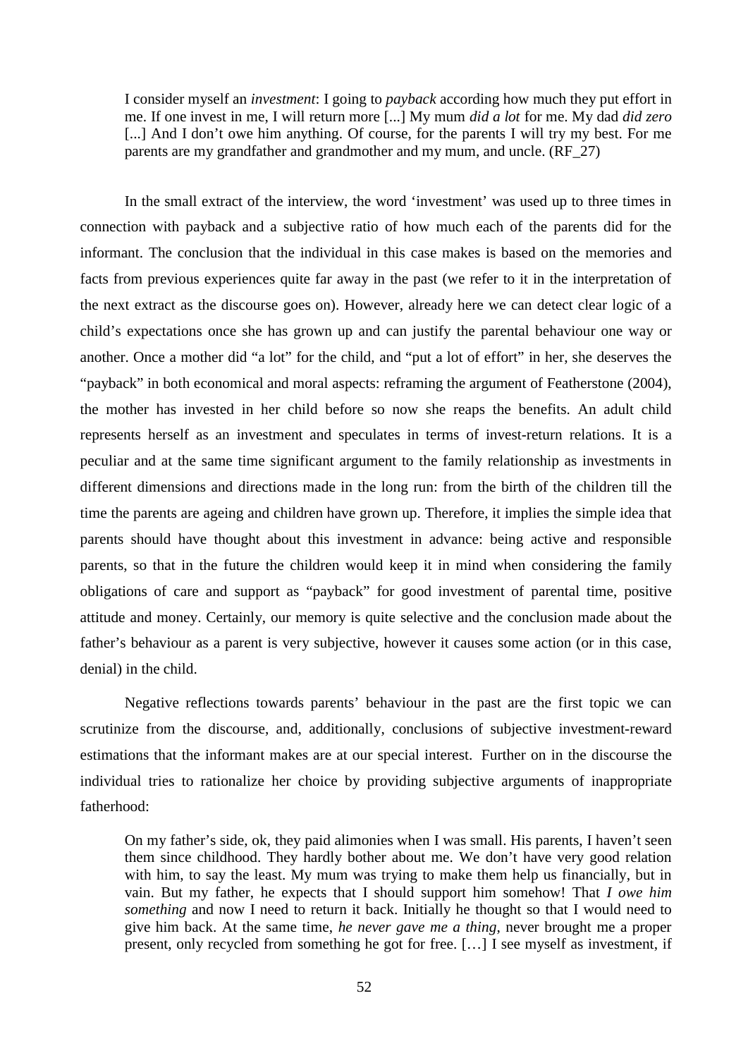> I consider myself an *investment*: I going to *payback* according how much they put effort in me. If one invest in me, I will return more [...] My mum *did a lot* for me. My dad *did zero* [...] And I don't owe him anything. Of course, for the parents I will try my best. For me parents are my grandfather and grandmother and my mum, and uncle. (RF_27)

In the small extract of the interview, the word 'investment' was used up to three times in connection with payback and a subjective ratio of how much each of the parents did for the informant. The conclusion that the individual in this case makes is based on the memories and facts from previous experiences quite far away in the past (we refer to it in the interpretation of the next extract as the discourse goes on). However, already here we can detect clear logic of a child's expectations once she has grown up and can justify the parental behaviour one way or another. Once a mother did "a lot" for the child, and "put a lot of effort" in her, she deserves the "payback" in both economical and moral aspects: reframing the argument of Featherstone (2004), the mother has invested in her child before so now she reaps the benefits. An adult child represents herself as an investment and speculates in terms of invest-return relations. It is a peculiar and at the same time significant argument to the family relationship as investments in different dimensions and directions made in the long run: from the birth of the children till the time the parents are ageing and children have grown up. Therefore, it implies the simple idea that parents should have thought about this investment in advance: being active and responsible parents, so that in the future the children would keep it in mind when considering the family obligations of care and support as "payback" for good investment of parental time, positive attitude and money. Certainly, our memory is quite selective and the conclusion made about the father's behaviour as a parent is very subjective, however it causes some action (or in this case, denial) in the child.

Negative reflections towards parents' behaviour in the past are the first topic we can scrutinize from the discourse, and, additionally, conclusions of subjective investment-reward estimations that the informant makes are at our special interest. Further on in the discourse the individual tries to rationalize her choice by providing subjective arguments of inappropriate fatherhood:

> On my father's side, ok, they paid alimonies when I was small. His parents, I haven't seen them since childhood. They hardly bother about me. We don't have very good relation with him, to say the least. My mum was trying to make them help us financially, but in vain. But my father, he expects that I should support him somehow! That *I owe him something* and now I need to return it back. Initially he thought so that I would need to give him back. At the same time, *he never gave me a thing*, never brought me a proper present, only recycled from something he got for free. […] I see myself as investment, if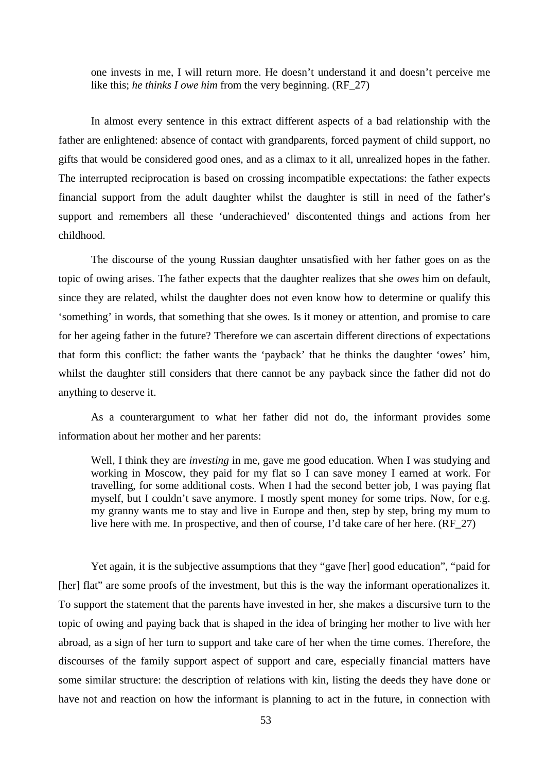> one invests in me, I will return more. He doesn't understand it and doesn't perceive me like this; *he thinks I owe him* from the very beginning. (RF_27)

In almost every sentence in this extract different aspects of a bad relationship with the father are enlightened: absence of contact with grandparents, forced payment of child support, no gifts that would be considered good ones, and as a climax to it all, unrealized hopes in the father. The interrupted reciprocation is based on crossing incompatible expectations: the father expects financial support from the adult daughter whilst the daughter is still in need of the father's support and remembers all these 'underachieved' discontented things and actions from her childhood.

The discourse of the young Russian daughter unsatisfied with her father goes on as the topic of owing arises. The father expects that the daughter realizes that she *owes* him on default, since they are related, whilst the daughter does not even know how to determine or qualify this 'something' in words, that something that she owes. Is it money or attention, and promise to care for her ageing father in the future? Therefore we can ascertain different directions of expectations that form this conflict: the father wants the 'payback' that he thinks the daughter 'owes' him, whilst the daughter still considers that there cannot be any payback since the father did not do anything to deserve it.

As a counterargument to what her father did not do, the informant provides some information about her mother and her parents:

> Well, I think they are *investing* in me, gave me good education. When I was studying and working in Moscow, they paid for my flat so I can save money I earned at work. For travelling, for some additional costs. When I had the second better job, I was paying flat myself, but I couldn't save anymore. I mostly spent money for some trips. Now, for e.g. my granny wants me to stay and live in Europe and then, step by step, bring my mum to live here with me. In prospective, and then of course, I'd take care of her here. (RF_27)

Yet again, it is the subjective assumptions that they "gave [her] good education", "paid for [her] flat" are some proofs of the investment, but this is the way the informant operationalizes it. To support the statement that the parents have invested in her, she makes a discursive turn to the topic of owing and paying back that is shaped in the idea of bringing her mother to live with her abroad, as a sign of her turn to support and take care of her when the time comes. Therefore, the discourses of the family support aspect of support and care, especially financial matters have some similar structure: the description of relations with kin, listing the deeds they have done or have not and reaction on how the informant is planning to act in the future, in connection with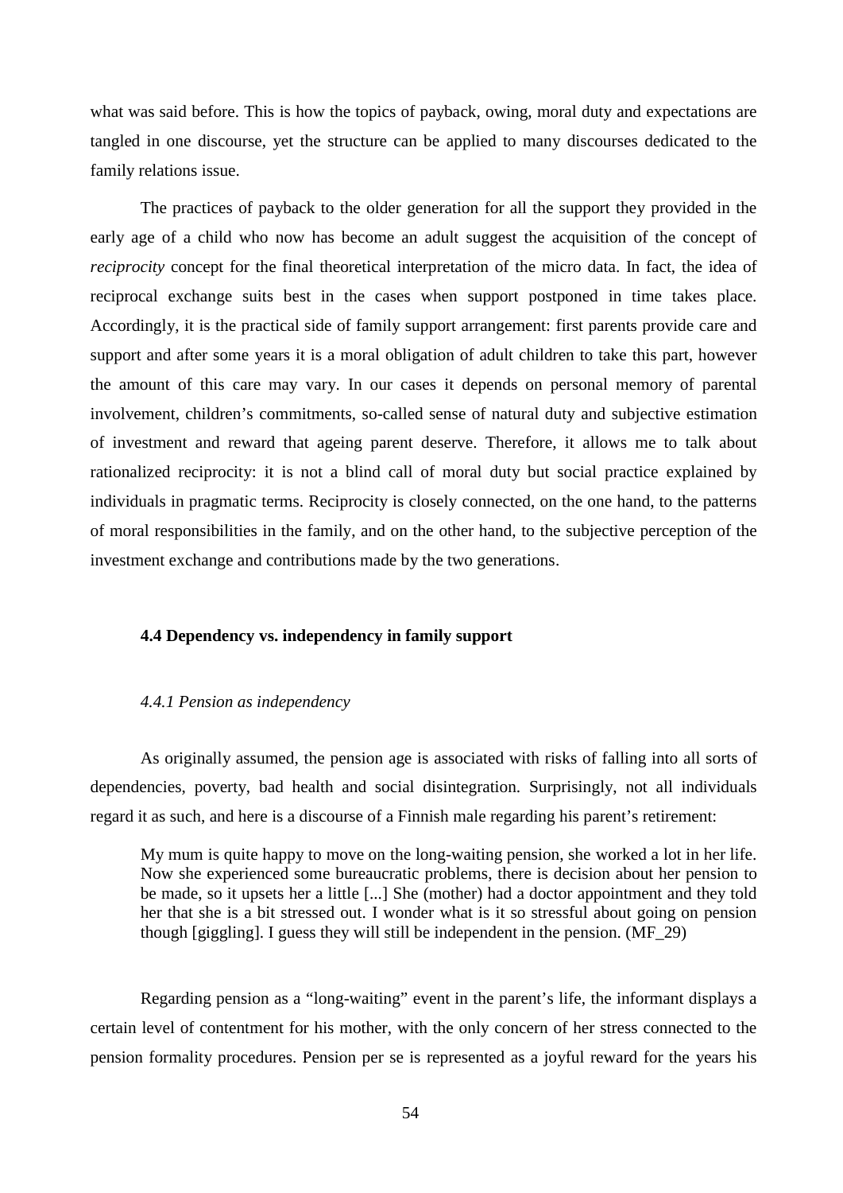what was said before. This is how the topics of payback, owing, moral duty and expectations are tangled in one discourse, yet the structure can be applied to many discourses dedicated to the family relations issue.

The practices of payback to the older generation for all the support they provided in the early age of a child who now has become an adult suggest the acquisition of the concept of *reciprocity* concept for the final theoretical interpretation of the micro data. In fact, the idea of reciprocal exchange suits best in the cases when support postponed in time takes place. Accordingly, it is the practical side of family support arrangement: first parents provide care and support and after some years it is a moral obligation of adult children to take this part, however the amount of this care may vary. In our cases it depends on personal memory of parental involvement, children's commitments, so-called sense of natural duty and subjective estimation of investment and reward that ageing parent deserve. Therefore, it allows me to talk about rationalized reciprocity: it is not a blind call of moral duty but social practice explained by individuals in pragmatic terms. Reciprocity is closely connected, on the one hand, to the patterns of moral responsibilities in the family, and on the other hand, to the subjective perception of the investment exchange and contributions made by the two generations.

### 4.4 Dependency vs. independency in family support

#### *4.4.1 Pension as independency*

As originally assumed, the pension age is associated with risks of falling into all sorts of dependencies, poverty, bad health and social disintegration. Surprisingly, not all individuals regard it as such, and here is a discourse of a Finnish male regarding his parent's retirement:

> My mum is quite happy to move on the long-waiting pension, she worked a lot in her life. Now she experienced some bureaucratic problems, there is decision about her pension to be made, so it upsets her a little [...] She (mother) had a doctor appointment and they told her that she is a bit stressed out. I wonder what is it so stressful about going on pension though [giggling]. I guess they will still be independent in the pension. (MF_29)

Regarding pension as a "long-waiting" event in the parent's life, the informant displays a certain level of contentment for his mother, with the only concern of her stress connected to the pension formality procedures. Pension per se is represented as a joyful reward for the years his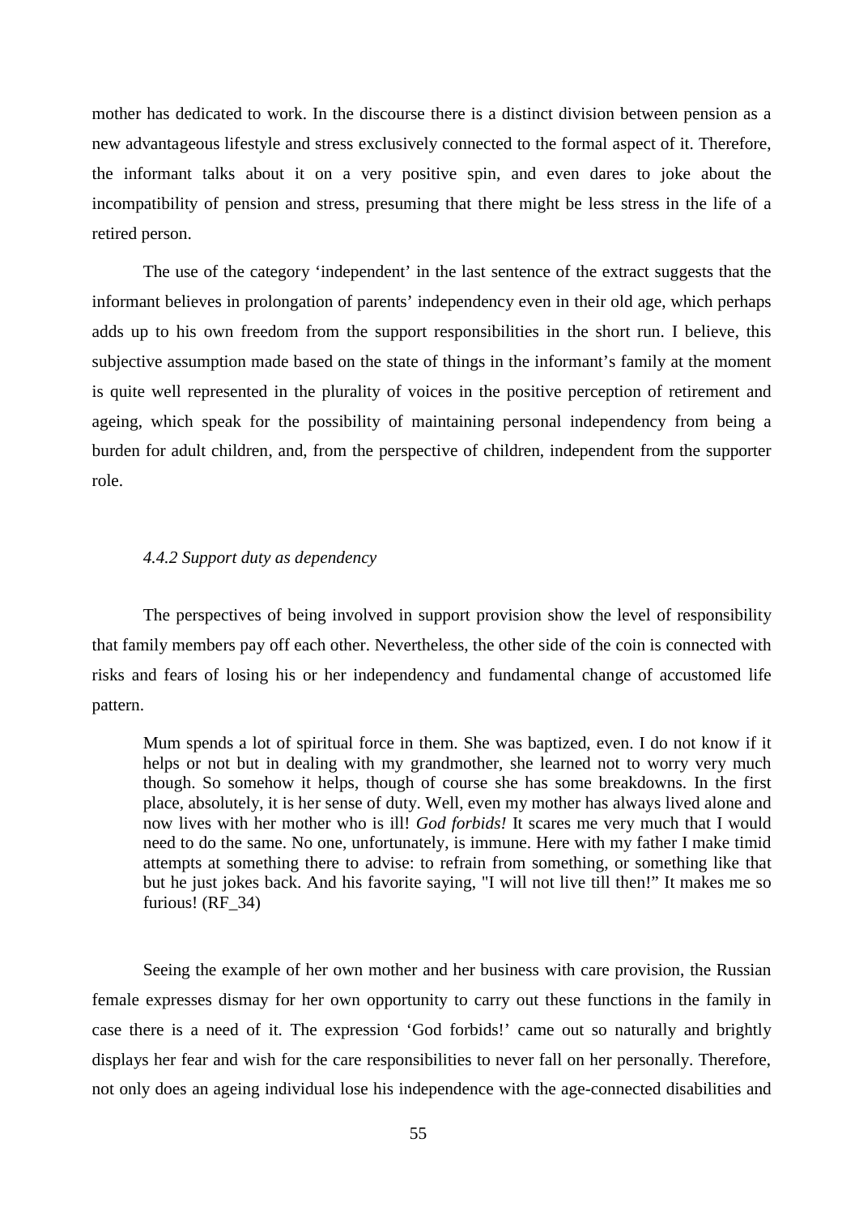mother has dedicated to work. In the discourse there is a distinct division between pension as a new advantageous lifestyle and stress exclusively connected to the formal aspect of it. Therefore, the informant talks about it on a very positive spin, and even dares to joke about the incompatibility of pension and stress, presuming that there might be less stress in the life of a retired person.

The use of the category 'independent' in the last sentence of the extract suggests that the informant believes in prolongation of parents' independency even in their old age, which perhaps adds up to his own freedom from the support responsibilities in the short run. I believe, this subjective assumption made based on the state of things in the informant's family at the moment is quite well represented in the plurality of voices in the positive perception of retirement and ageing, which speak for the possibility of maintaining personal independency from being a burden for adult children, and, from the perspective of children, independent from the supporter role.

#### *4.4.2 Support duty as dependency*

The perspectives of being involved in support provision show the level of responsibility that family members pay off each other. Nevertheless, the other side of the coin is connected with risks and fears of losing his or her independency and fundamental change of accustomed life pattern.

> Mum spends a lot of spiritual force in them. She was baptized, even. I do not know if it helps or not but in dealing with my grandmother, she learned not to worry very much though. So somehow it helps, though of course she has some breakdowns. In the first place, absolutely, it is her sense of duty. Well, even my mother has always lived alone and now lives with her mother who is ill! *God forbids!* It scares me very much that I would need to do the same. No one, unfortunately, is immune. Here with my father I make timid attempts at something there to advise: to refrain from something, or something like that but he just jokes back. And his favorite saying, "I will not live till then!" It makes me so furious! (RF_34)

Seeing the example of her own mother and her business with care provision, the Russian female expresses dismay for her own opportunity to carry out these functions in the family in case there is a need of it. The expression 'God forbids!' came out so naturally and brightly displays her fear and wish for the care responsibilities to never fall on her personally. Therefore, not only does an ageing individual lose his independence with the age-connected disabilities and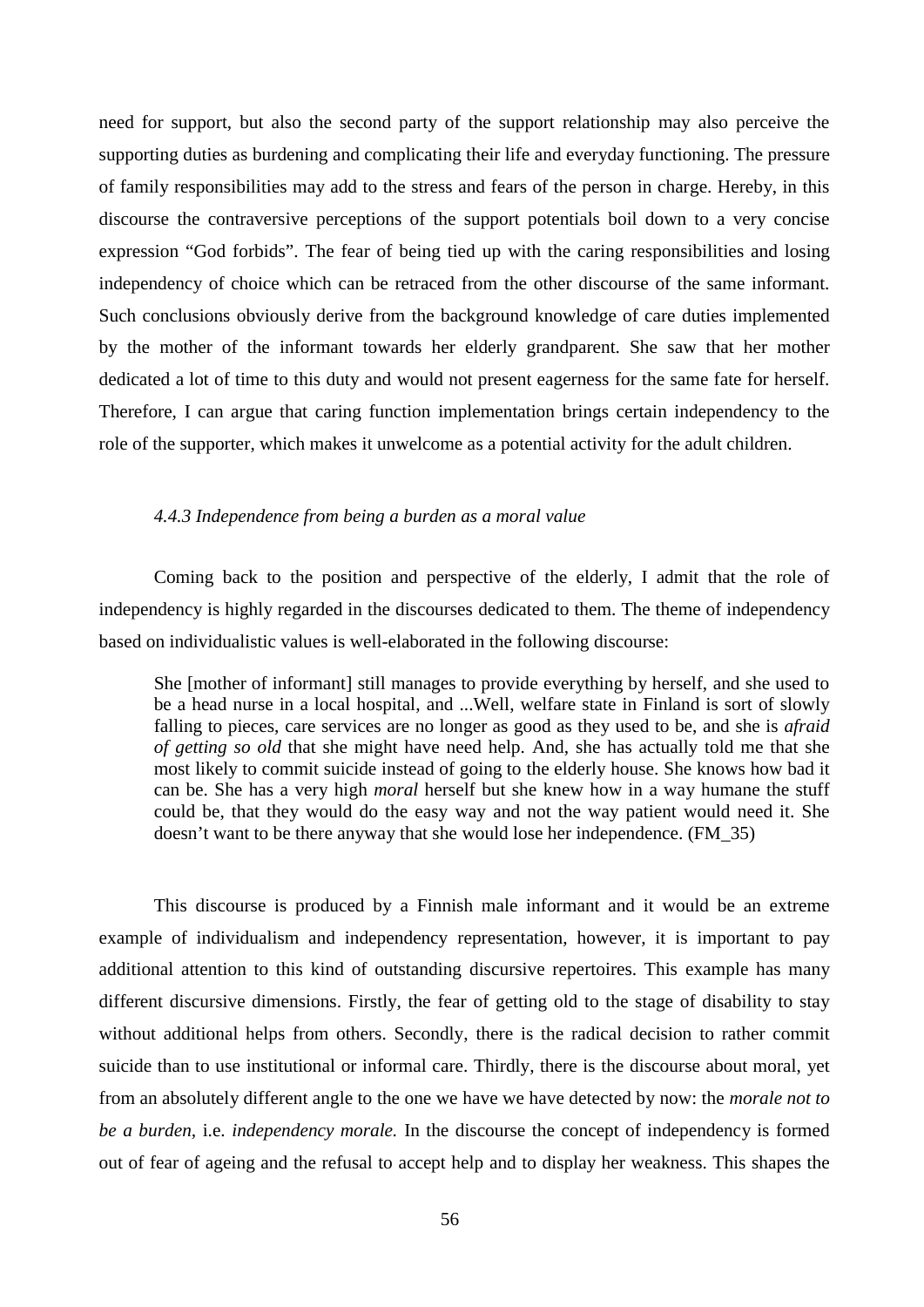need for support, but also the second party of the support relationship may also perceive the supporting duties as burdening and complicating their life and everyday functioning. The pressure of family responsibilities may add to the stress and fears of the person in charge. Hereby, in this discourse the contraversive perceptions of the support potentials boil down to a very concise expression "God forbids". The fear of being tied up with the caring responsibilities and losing independency of choice which can be retraced from the other discourse of the same informant. Such conclusions obviously derive from the background knowledge of care duties implemented by the mother of the informant towards her elderly grandparent. She saw that her mother dedicated a lot of time to this duty and would not present eagerness for the same fate for herself. Therefore, I can argue that caring function implementation brings certain independency to the role of the supporter, which makes it unwelcome as a potential activity for the adult children.

#### *4.4.3 Independence from being a burden as a moral value*

Coming back to the position and perspective of the elderly, I admit that the role of independency is highly regarded in the discourses dedicated to them. The theme of independency based on individualistic values is well-elaborated in the following discourse:

> She [mother of informant] still manages to provide everything by herself, and she used to be a head nurse in a local hospital, and ...Well, welfare state in Finland is sort of slowly falling to pieces, care services are no longer as good as they used to be, and she is *afraid of getting so old* that she might have need help. And, she has actually told me that she most likely to commit suicide instead of going to the elderly house. She knows how bad it can be. She has a very high *moral* herself but she knew how in a way humane the stuff could be, that they would do the easy way and not the way patient would need it. She doesn't want to be there anyway that she would lose her independence. (FM_35)

This discourse is produced by a Finnish male informant and it would be an extreme example of individualism and independency representation, however, it is important to pay additional attention to this kind of outstanding discursive repertoires. This example has many different discursive dimensions. Firstly, the fear of getting old to the stage of disability to stay without additional helps from others. Secondly, there is the radical decision to rather commit suicide than to use institutional or informal care. Thirdly, there is the discourse about moral, yet from an absolutely different angle to the one we have we have detected by now: the *morale not to be a burden*, i.e. *independency morale.* In the discourse the concept of independency is formed out of fear of ageing and the refusal to accept help and to display her weakness. This shapes the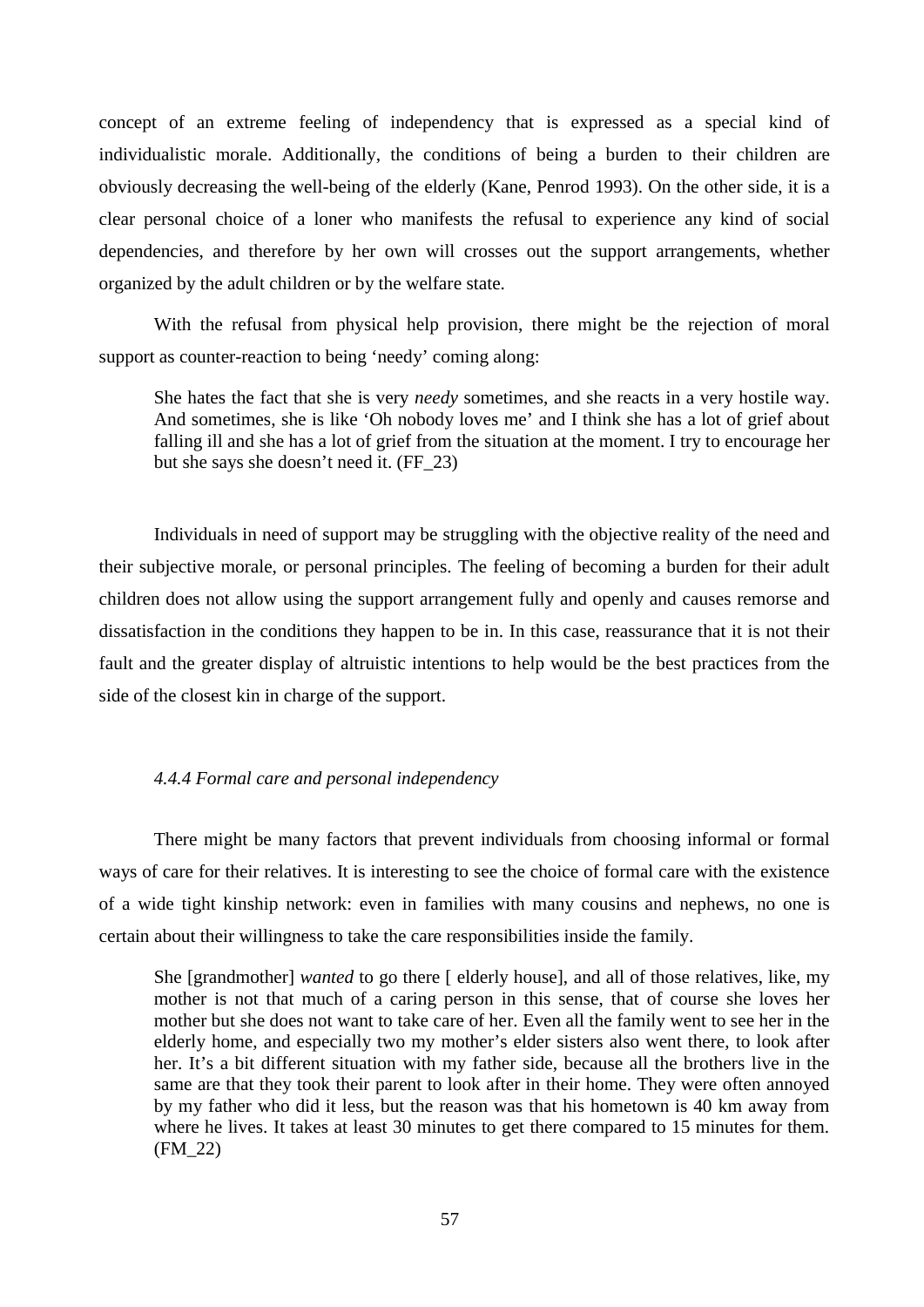concept of an extreme feeling of independency that is expressed as a special kind of individualistic morale. Additionally, the conditions of being a burden to their children are obviously decreasing the well-being of the elderly (Kane, Penrod 1993). On the other side, it is a clear personal choice of a loner who manifests the refusal to experience any kind of social dependencies, and therefore by her own will crosses out the support arrangements, whether organized by the adult children or by the welfare state.

With the refusal from physical help provision, there might be the rejection of moral support as counter-reaction to being 'needy' coming along:

> She hates the fact that she is very *needy* sometimes, and she reacts in a very hostile way. And sometimes, she is like 'Oh nobody loves me' and I think she has a lot of grief about falling ill and she has a lot of grief from the situation at the moment. I try to encourage her but she says she doesn't need it. (FF_23)

Individuals in need of support may be struggling with the objective reality of the need and their subjective morale, or personal principles. The feeling of becoming a burden for their adult children does not allow using the support arrangement fully and openly and causes remorse and dissatisfaction in the conditions they happen to be in. In this case, reassurance that it is not their fault and the greater display of altruistic intentions to help would be the best practices from the side of the closest kin in charge of the support.

### *4.4.4 Formal care and personal independency*

There might be many factors that prevent individuals from choosing informal or formal ways of care for their relatives. It is interesting to see the choice of formal care with the existence of a wide tight kinship network: even in families with many cousins and nephews, no one is certain about their willingness to take the care responsibilities inside the family.

> She [grandmother] *wanted* to go there [ elderly house], and all of those relatives, like, my mother is not that much of a caring person in this sense, that of course she loves her mother but she does not want to take care of her. Even all the family went to see her in the elderly home, and especially two my mother's elder sisters also went there, to look after her. It's a bit different situation with my father side, because all the brothers live in the same are that they took their parent to look after in their home. They were often annoyed by my father who did it less, but the reason was that his hometown is 40 km away from where he lives. It takes at least 30 minutes to get there compared to 15 minutes for them. (FM_22)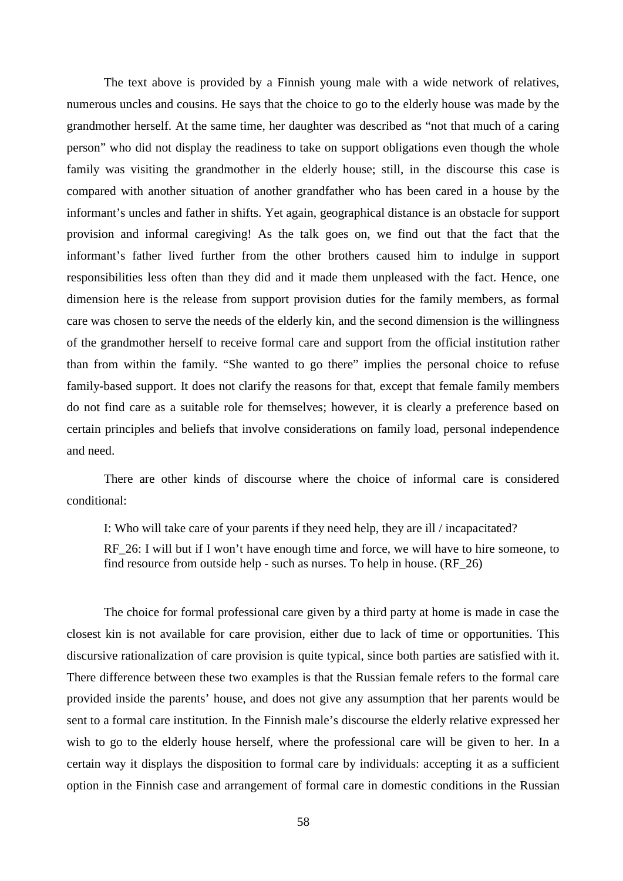The text above is provided by a Finnish young male with a wide network of relatives, numerous uncles and cousins. He says that the choice to go to the elderly house was made by the grandmother herself. At the same time, her daughter was described as "not that much of a caring person" who did not display the readiness to take on support obligations even though the whole family was visiting the grandmother in the elderly house; still, in the discourse this case is compared with another situation of another grandfather who has been cared in a house by the informant's uncles and father in shifts. Yet again, geographical distance is an obstacle for support provision and informal caregiving! As the talk goes on, we find out that the fact that the informant's father lived further from the other brothers caused him to indulge in support responsibilities less often than they did and it made them unpleased with the fact. Hence, one dimension here is the release from support provision duties for the family members, as formal care was chosen to serve the needs of the elderly kin, and the second dimension is the willingness of the grandmother herself to receive formal care and support from the official institution rather than from within the family. "She wanted to go there" implies the personal choice to refuse family-based support. It does not clarify the reasons for that, except that female family members do not find care as a suitable role for themselves; however, it is clearly a preference based on certain principles and beliefs that involve considerations on family load, personal independence and need.

There are other kinds of discourse where the choice of informal care is considered conditional:

> I: Who will take care of your parents if they need help, they are ill / incapacitated?
>
> RF_26: I will but if I won't have enough time and force, we will have to hire someone, to find resource from outside help - such as nurses. To help in house. (RF_26)

The choice for formal professional care given by a third party at home is made in case the closest kin is not available for care provision, either due to lack of time or opportunities. This discursive rationalization of care provision is quite typical, since both parties are satisfied with it. There difference between these two examples is that the Russian female refers to the formal care provided inside the parents' house, and does not give any assumption that her parents would be sent to a formal care institution. In the Finnish male's discourse the elderly relative expressed her wish to go to the elderly house herself, where the professional care will be given to her. In a certain way it displays the disposition to formal care by individuals: accepting it as a sufficient option in the Finnish case and arrangement of formal care in domestic conditions in the Russian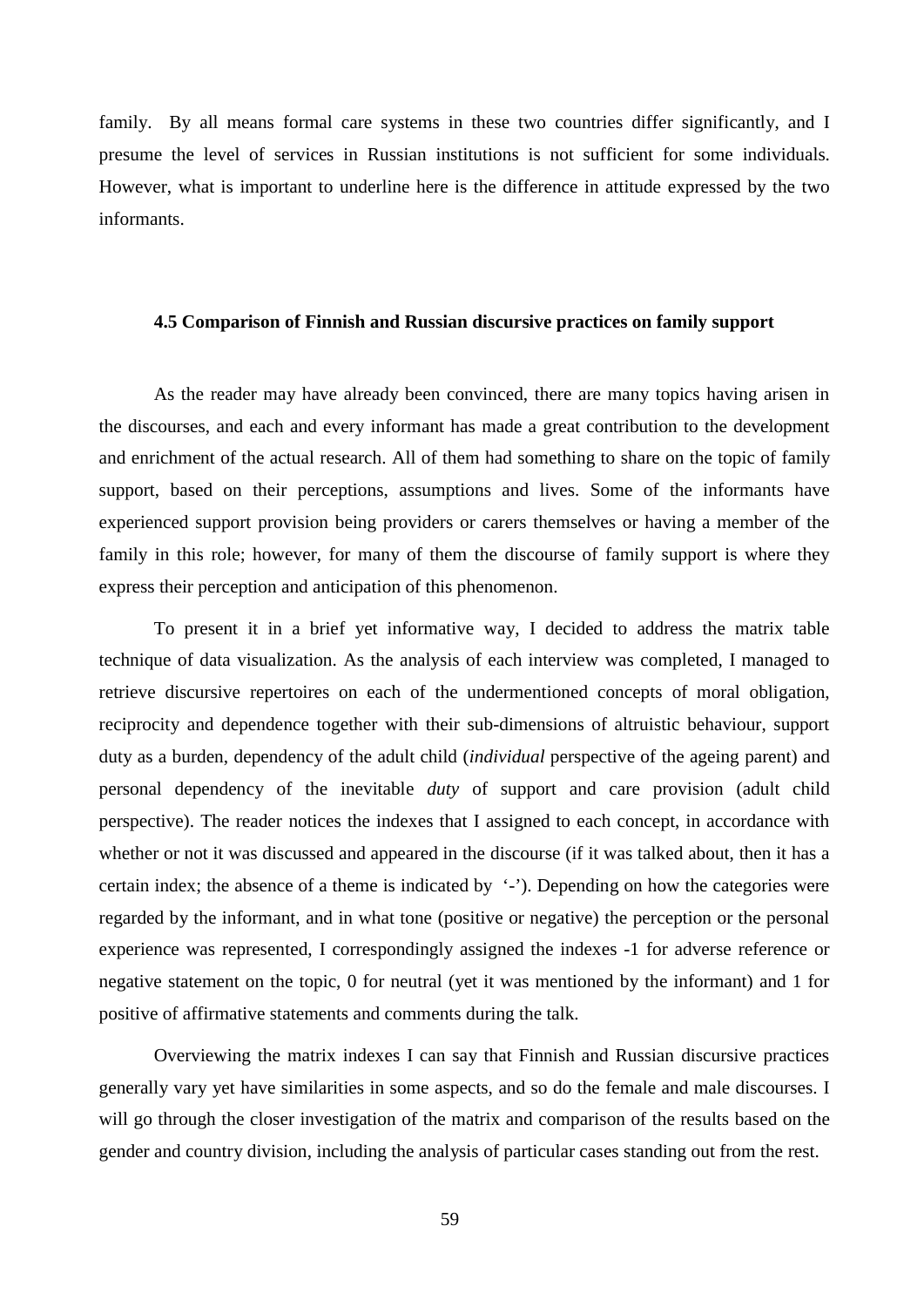family. By all means formal care systems in these two countries differ significantly, and I presume the level of services in Russian institutions is not sufficient for some individuals. However, what is important to underline here is the difference in attitude expressed by the two informants.

### 4.5 Comparison of Finnish and Russian discursive practices on family support

As the reader may have already been convinced, there are many topics having arisen in the discourses, and each and every informant has made a great contribution to the development and enrichment of the actual research. All of them had something to share on the topic of family support, based on their perceptions, assumptions and lives. Some of the informants have experienced support provision being providers or carers themselves or having a member of the family in this role; however, for many of them the discourse of family support is where they express their perception and anticipation of this phenomenon.

To present it in a brief yet informative way, I decided to address the matrix table technique of data visualization. As the analysis of each interview was completed, I managed to retrieve discursive repertoires on each of the undermentioned concepts of moral obligation, reciprocity and dependence together with their sub-dimensions of altruistic behaviour, support duty as a burden, dependency of the adult child (*individual* perspective of the ageing parent) and personal dependency of the inevitable *duty* of support and care provision (adult child perspective). The reader notices the indexes that I assigned to each concept, in accordance with whether or not it was discussed and appeared in the discourse (if it was talked about, then it has a certain index; the absence of a theme is indicated by '-'). Depending on how the categories were regarded by the informant, and in what tone (positive or negative) the perception or the personal experience was represented, I correspondingly assigned the indexes -1 for adverse reference or negative statement on the topic, 0 for neutral (yet it was mentioned by the informant) and 1 for positive of affirmative statements and comments during the talk.

Overviewing the matrix indexes I can say that Finnish and Russian discursive practices generally vary yet have similarities in some aspects, and so do the female and male discourses. I will go through the closer investigation of the matrix and comparison of the results based on the gender and country division, including the analysis of particular cases standing out from the rest.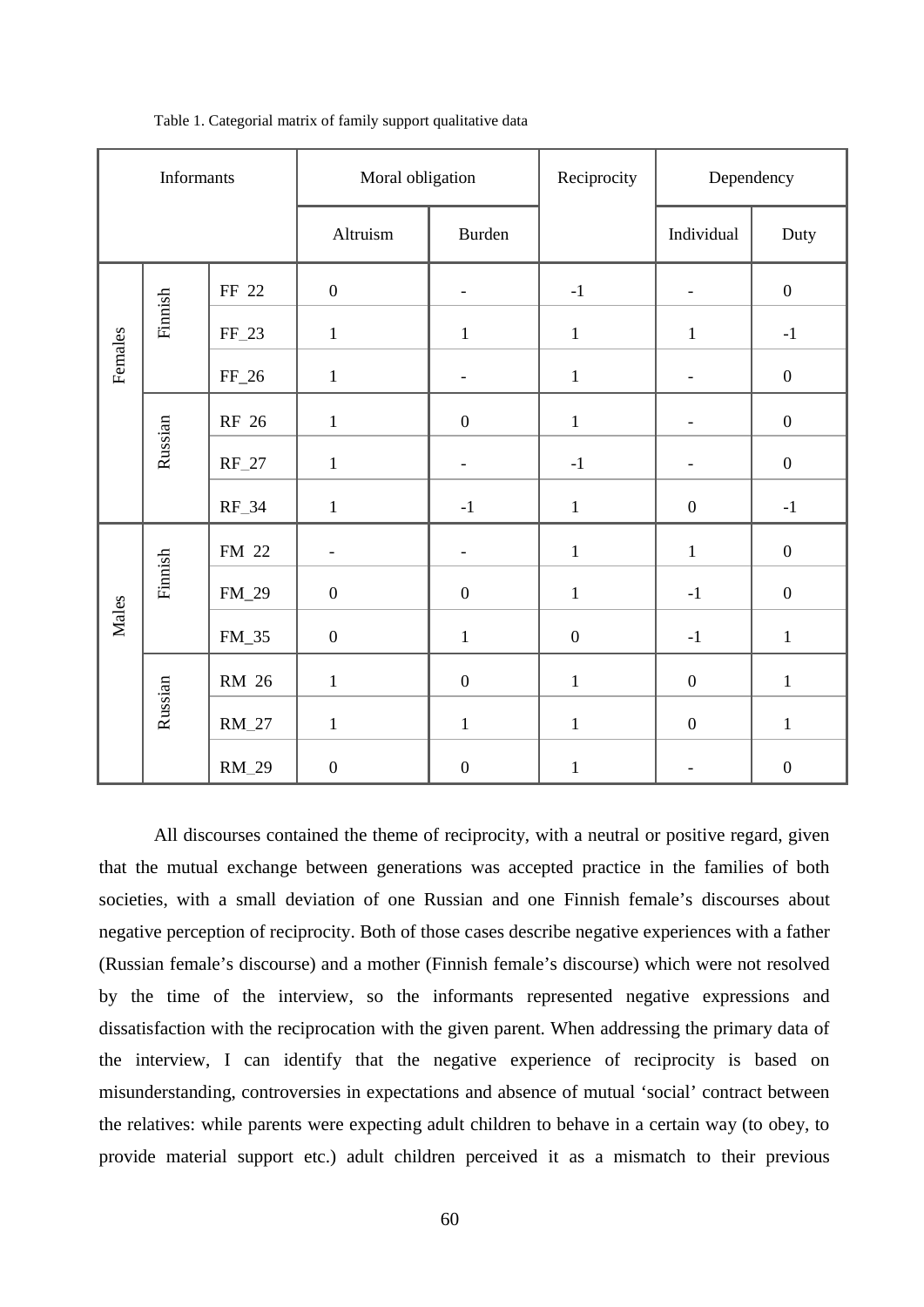Table 1. Categorial matrix of family support qualitative data

| Informants | | | Moral obligation | | Reciprocity | Dependency | |
|---|---|---|---|---|---|---|---|
| | | | Altruism | Burden | | Individual | Duty |
| Females | Finnish | FF_22 | 0 | - | -1 | - | 0 |
| | | FF_23 | 1 | 1 | 1 | 1 | -1 |
| | | FF_26 | 1 | - | 1 | - | 0 |
| | Russian | RF_26 | 1 | 0 | 1 | - | 0 |
| | | RF_27 | 1 | - | -1 | - | 0 |
| | | RF_34 | 1 | -1 | 1 | 0 | -1 |
| Males | Finnish | FM_22 | - | - | 1 | 1 | 0 |
| | | FM_29 | 0 | 0 | 1 | -1 | 0 |
| | | FM_35 | 0 | 1 | 0 | -1 | 1 |
| | Russian | RM_26 | 1 | 0 | 1 | 0 | 1 |
| | | RM_27 | 1 | 1 | 1 | 0 | 1 |
| | | RM_29 | 0 | 0 | 1 | - | 0 |

All discourses contained the theme of reciprocity, with a neutral or positive regard, given that the mutual exchange between generations was accepted practice in the families of both societies, with a small deviation of one Russian and one Finnish female's discourses about negative perception of reciprocity. Both of those cases describe negative experiences with a father (Russian female's discourse) and a mother (Finnish female's discourse) which were not resolved by the time of the interview, so the informants represented negative expressions and dissatisfaction with the reciprocation with the given parent. When addressing the primary data of the interview, I can identify that the negative experience of reciprocity is based on misunderstanding, controversies in expectations and absence of mutual 'social' contract between the relatives: while parents were expecting adult children to behave in a certain way (to obey, to provide material support etc.) adult children perceived it as a mismatch to their previous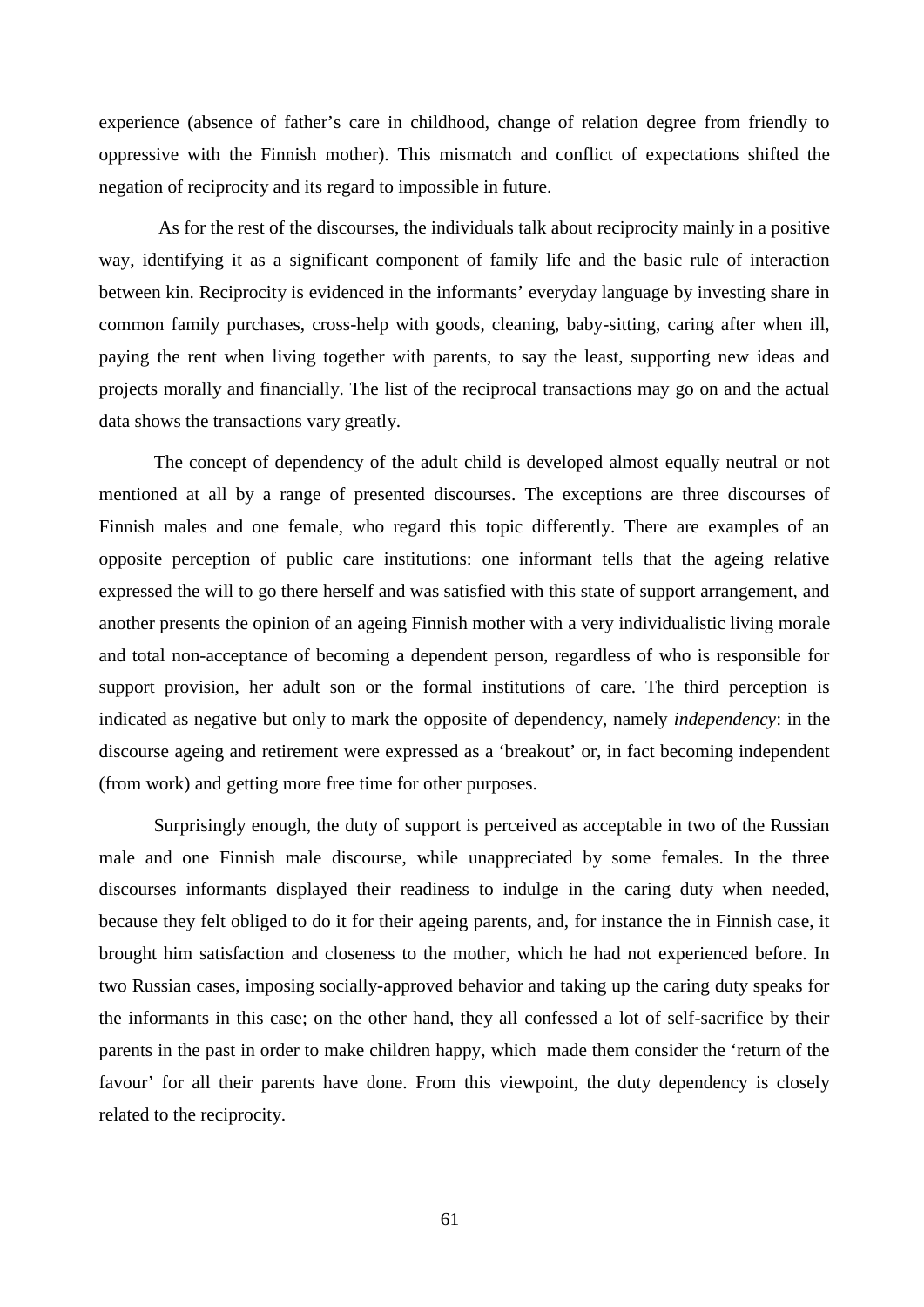experience (absence of father's care in childhood, change of relation degree from friendly to oppressive with the Finnish mother). This mismatch and conflict of expectations shifted the negation of reciprocity and its regard to impossible in future.

As for the rest of the discourses, the individuals talk about reciprocity mainly in a positive way, identifying it as a significant component of family life and the basic rule of interaction between kin. Reciprocity is evidenced in the informants' everyday language by investing share in common family purchases, cross-help with goods, cleaning, baby-sitting, caring after when ill, paying the rent when living together with parents, to say the least, supporting new ideas and projects morally and financially. The list of the reciprocal transactions may go on and the actual data shows the transactions vary greatly.

The concept of dependency of the adult child is developed almost equally neutral or not mentioned at all by a range of presented discourses. The exceptions are three discourses of Finnish males and one female, who regard this topic differently. There are examples of an opposite perception of public care institutions: one informant tells that the ageing relative expressed the will to go there herself and was satisfied with this state of support arrangement, and another presents the opinion of an ageing Finnish mother with a very individualistic living morale and total non-acceptance of becoming a dependent person, regardless of who is responsible for support provision, her adult son or the formal institutions of care. The third perception is indicated as negative but only to mark the opposite of dependency, namely *independency*: in the discourse ageing and retirement were expressed as a 'breakout' or, in fact becoming independent (from work) and getting more free time for other purposes.

Surprisingly enough, the duty of support is perceived as acceptable in two of the Russian male and one Finnish male discourse, while unappreciated by some females. In the three discourses informants displayed their readiness to indulge in the caring duty when needed, because they felt obliged to do it for their ageing parents, and, for instance the in Finnish case, it brought him satisfaction and closeness to the mother, which he had not experienced before. In two Russian cases, imposing socially-approved behavior and taking up the caring duty speaks for the informants in this case; on the other hand, they all confessed a lot of self-sacrifice by their parents in the past in order to make children happy, which made them consider the 'return of the favour' for all their parents have done. From this viewpoint, the duty dependency is closely related to the reciprocity.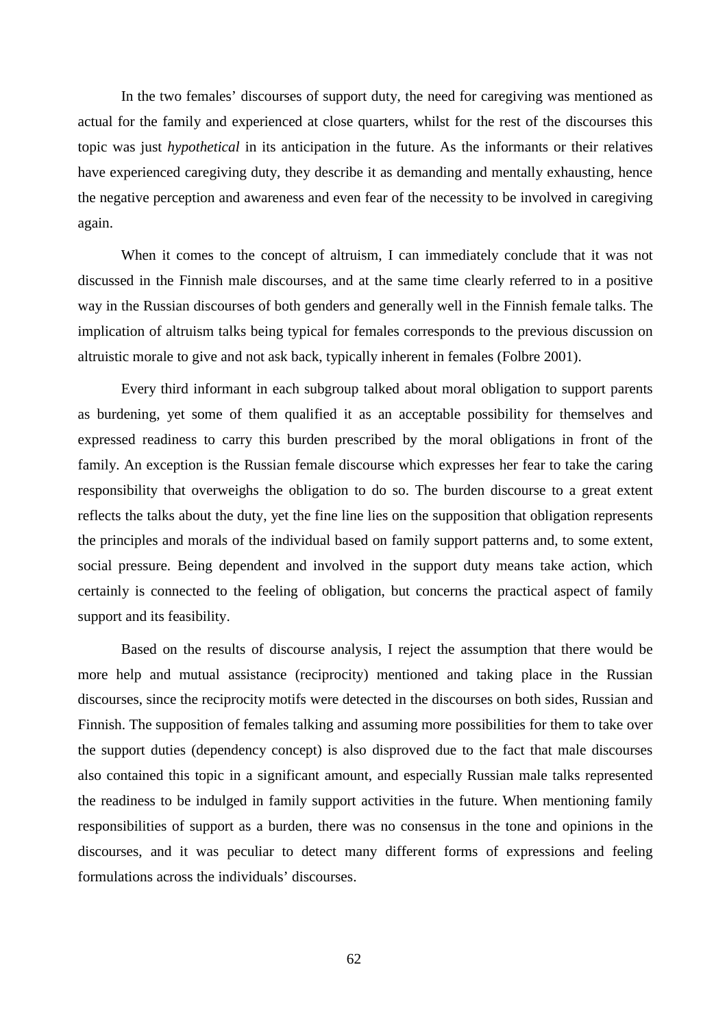In the two females' discourses of support duty, the need for caregiving was mentioned as actual for the family and experienced at close quarters, whilst for the rest of the discourses this topic was just *hypothetical* in its anticipation in the future. As the informants or their relatives have experienced caregiving duty, they describe it as demanding and mentally exhausting, hence the negative perception and awareness and even fear of the necessity to be involved in caregiving again.

When it comes to the concept of altruism, I can immediately conclude that it was not discussed in the Finnish male discourses, and at the same time clearly referred to in a positive way in the Russian discourses of both genders and generally well in the Finnish female talks. The implication of altruism talks being typical for females corresponds to the previous discussion on altruistic morale to give and not ask back, typically inherent in females (Folbre 2001).

Every third informant in each subgroup talked about moral obligation to support parents as burdening, yet some of them qualified it as an acceptable possibility for themselves and expressed readiness to carry this burden prescribed by the moral obligations in front of the family. An exception is the Russian female discourse which expresses her fear to take the caring responsibility that overweighs the obligation to do so. The burden discourse to a great extent reflects the talks about the duty, yet the fine line lies on the supposition that obligation represents the principles and morals of the individual based on family support patterns and, to some extent, social pressure. Being dependent and involved in the support duty means take action, which certainly is connected to the feeling of obligation, but concerns the practical aspect of family support and its feasibility.

Based on the results of discourse analysis, I reject the assumption that there would be more help and mutual assistance (reciprocity) mentioned and taking place in the Russian discourses, since the reciprocity motifs were detected in the discourses on both sides, Russian and Finnish. The supposition of females talking and assuming more possibilities for them to take over the support duties (dependency concept) is also disproved due to the fact that male discourses also contained this topic in a significant amount, and especially Russian male talks represented the readiness to be indulged in family support activities in the future. When mentioning family responsibilities of support as a burden, there was no consensus in the tone and opinions in the discourses, and it was peculiar to detect many different forms of expressions and feeling formulations across the individuals' discourses.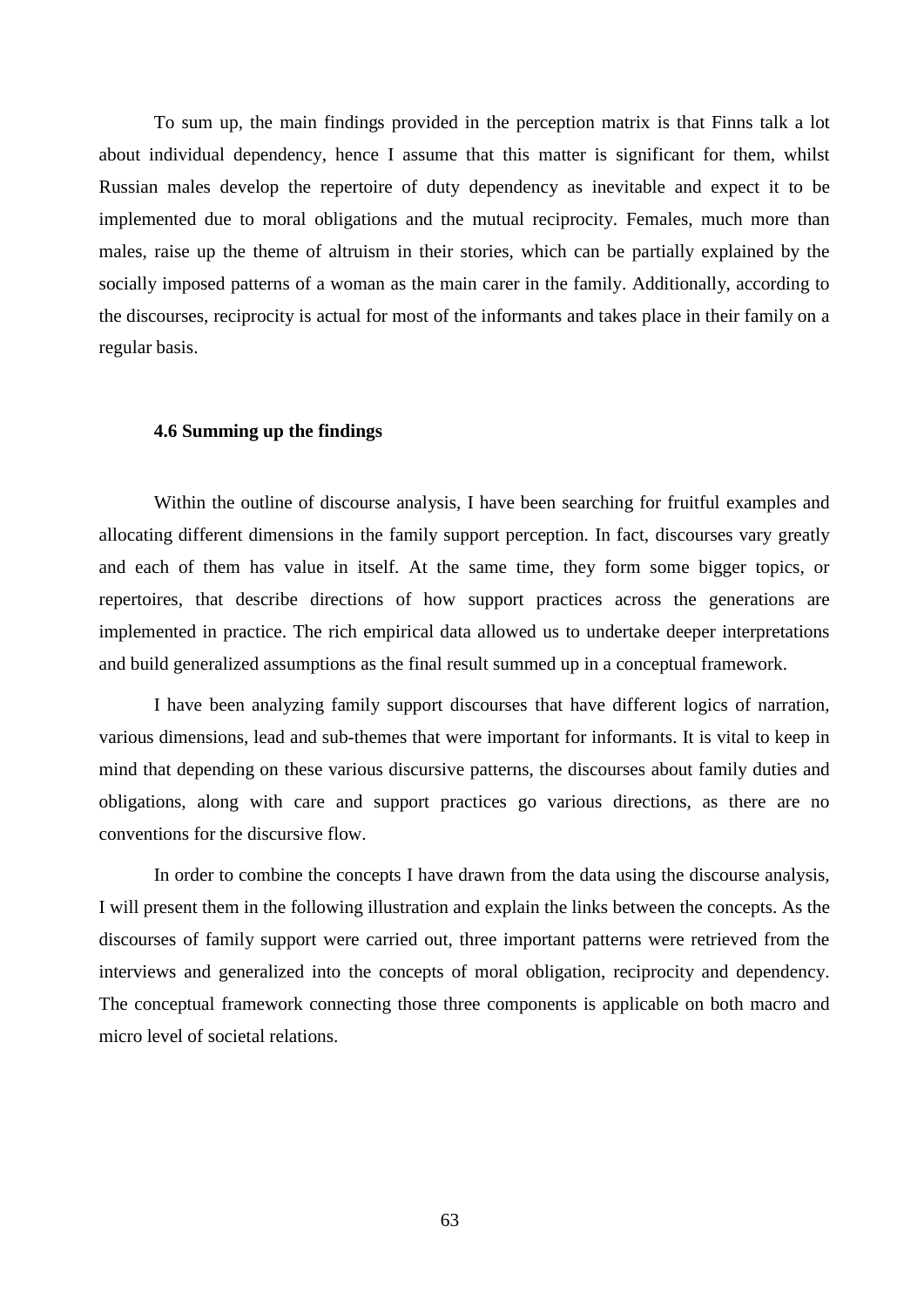To sum up, the main findings provided in the perception matrix is that Finns talk a lot about individual dependency, hence I assume that this matter is significant for them, whilst Russian males develop the repertoire of duty dependency as inevitable and expect it to be implemented due to moral obligations and the mutual reciprocity. Females, much more than males, raise up the theme of altruism in their stories, which can be partially explained by the socially imposed patterns of a woman as the main carer in the family. Additionally, according to the discourses, reciprocity is actual for most of the informants and takes place in their family on a regular basis.

### 4.6 Summing up the findings

Within the outline of discourse analysis, I have been searching for fruitful examples and allocating different dimensions in the family support perception. In fact, discourses vary greatly and each of them has value in itself. At the same time, they form some bigger topics, or repertoires, that describe directions of how support practices across the generations are implemented in practice. The rich empirical data allowed us to undertake deeper interpretations and build generalized assumptions as the final result summed up in a conceptual framework.

I have been analyzing family support discourses that have different logics of narration, various dimensions, lead and sub-themes that were important for informants. It is vital to keep in mind that depending on these various discursive patterns, the discourses about family duties and obligations, along with care and support practices go various directions, as there are no conventions for the discursive flow.

In order to combine the concepts I have drawn from the data using the discourse analysis, I will present them in the following illustration and explain the links between the concepts. As the discourses of family support were carried out, three important patterns were retrieved from the interviews and generalized into the concepts of moral obligation, reciprocity and dependency. The conceptual framework connecting those three components is applicable on both macro and micro level of societal relations.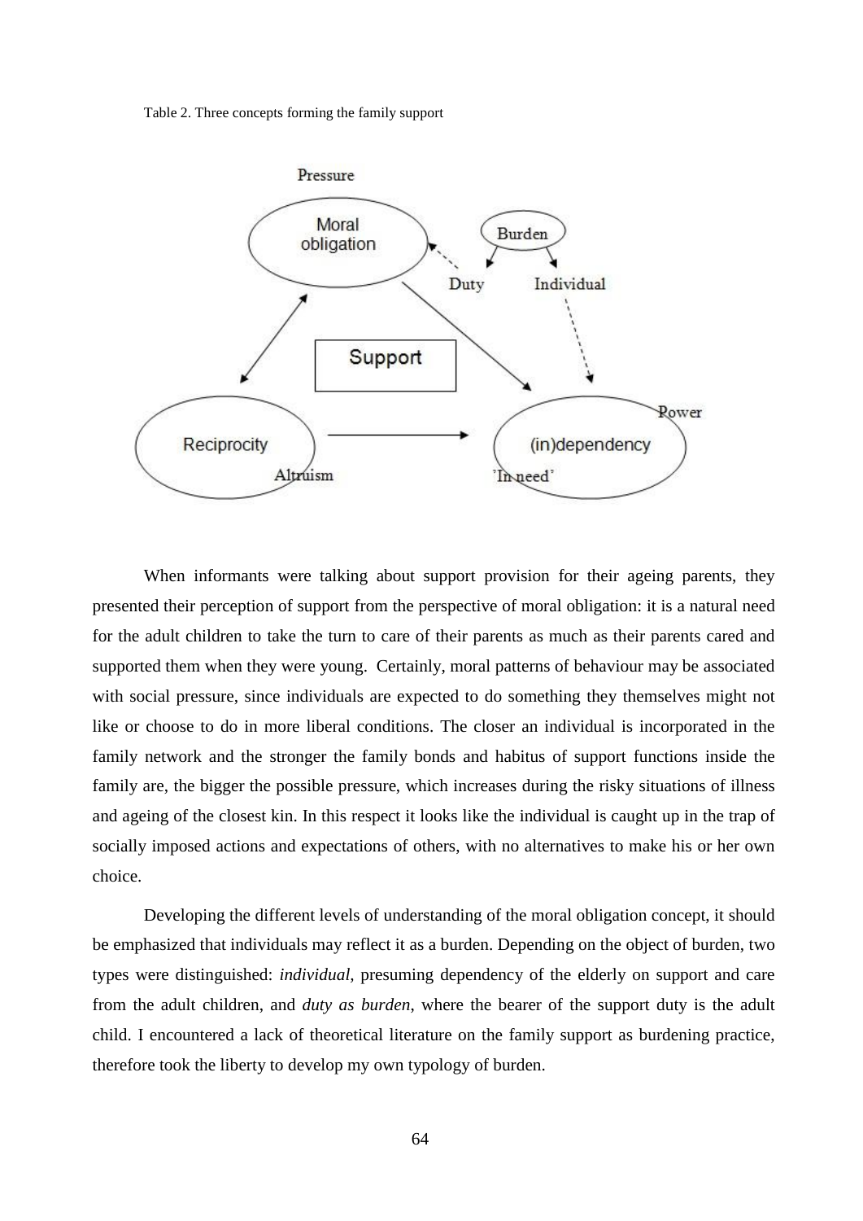Table 2. Three concepts forming the family support

When informants were talking about support provision for their ageing parents, they presented their perception of support from the perspective of moral obligation: it is a natural need for the adult children to take the turn to care of their parents as much as their parents cared and supported them when they were young. Certainly, moral patterns of behaviour may be associated with social pressure, since individuals are expected to do something they themselves might not like or choose to do in more liberal conditions. The closer an individual is incorporated in the family network and the stronger the family bonds and habitus of support functions inside the family are, the bigger the possible pressure, which increases during the risky situations of illness and ageing of the closest kin. In this respect it looks like the individual is caught up in the trap of socially imposed actions and expectations of others, with no alternatives to make his or her own choice.

Developing the different levels of understanding of the moral obligation concept, it should be emphasized that individuals may reflect it as a burden. Depending on the object of burden, two types were distinguished: *individual*, presuming dependency of the elderly on support and care from the adult children, and *duty as burden*, where the bearer of the support duty is the adult child. I encountered a lack of theoretical literature on the family support as burdening practice, therefore took the liberty to develop my own typology of burden.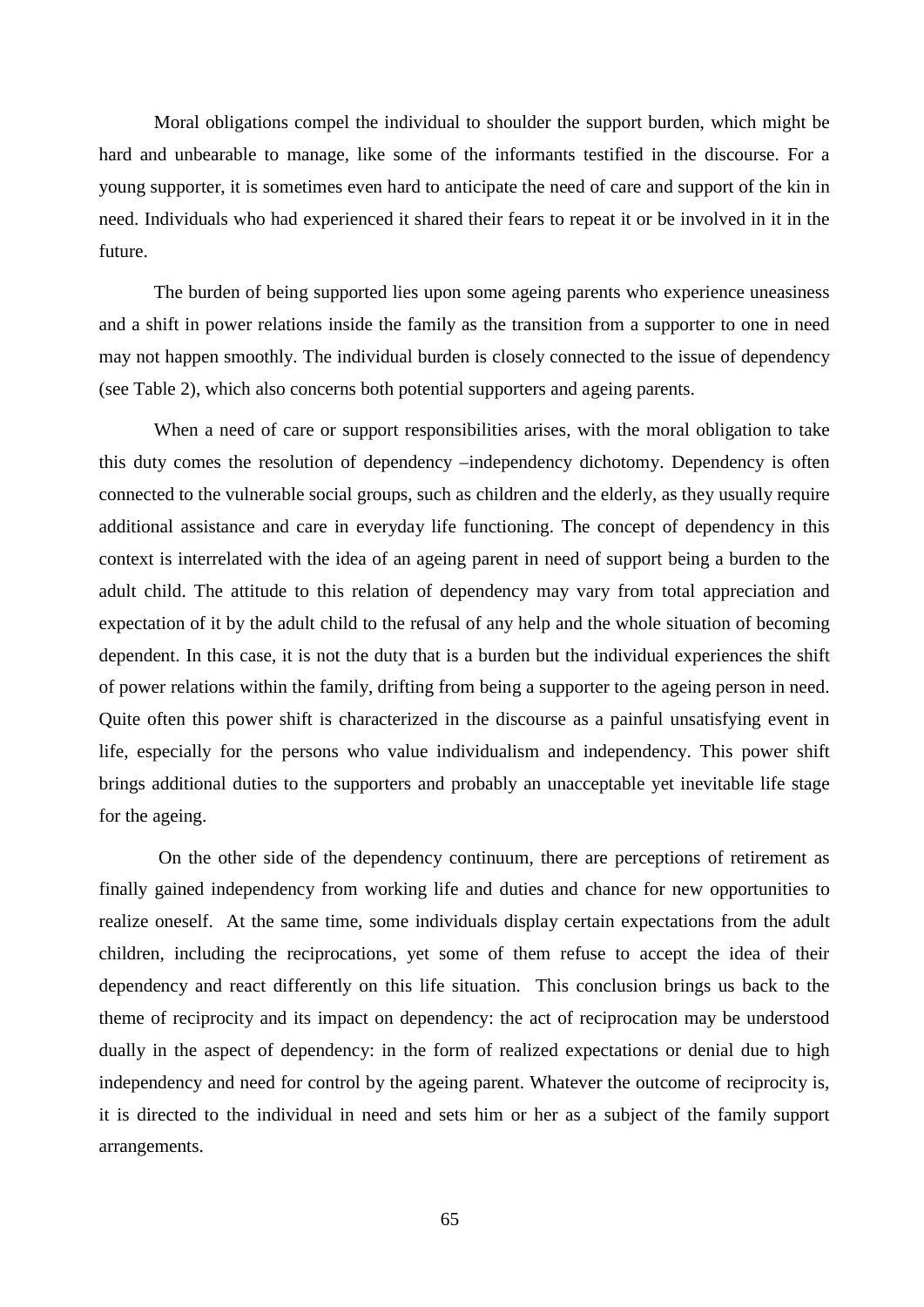Moral obligations compel the individual to shoulder the support burden, which might be hard and unbearable to manage, like some of the informants testified in the discourse. For a young supporter, it is sometimes even hard to anticipate the need of care and support of the kin in need. Individuals who had experienced it shared their fears to repeat it or be involved in it in the future.

The burden of being supported lies upon some ageing parents who experience uneasiness and a shift in power relations inside the family as the transition from a supporter to one in need may not happen smoothly. The individual burden is closely connected to the issue of dependency (see Table 2), which also concerns both potential supporters and ageing parents.

When a need of care or support responsibilities arises, with the moral obligation to take this duty comes the resolution of dependency –independency dichotomy. Dependency is often connected to the vulnerable social groups, such as children and the elderly, as they usually require additional assistance and care in everyday life functioning. The concept of dependency in this context is interrelated with the idea of an ageing parent in need of support being a burden to the adult child. The attitude to this relation of dependency may vary from total appreciation and expectation of it by the adult child to the refusal of any help and the whole situation of becoming dependent. In this case, it is not the duty that is a burden but the individual experiences the shift of power relations within the family, drifting from being a supporter to the ageing person in need. Quite often this power shift is characterized in the discourse as a painful unsatisfying event in life, especially for the persons who value individualism and independency. This power shift brings additional duties to the supporters and probably an unacceptable yet inevitable life stage for the ageing.

On the other side of the dependency continuum, there are perceptions of retirement as finally gained independency from working life and duties and chance for new opportunities to realize oneself. At the same time, some individuals display certain expectations from the adult children, including the reciprocations, yet some of them refuse to accept the idea of their dependency and react differently on this life situation. This conclusion brings us back to the theme of reciprocity and its impact on dependency: the act of reciprocation may be understood dually in the aspect of dependency: in the form of realized expectations or denial due to high independency and need for control by the ageing parent. Whatever the outcome of reciprocity is, it is directed to the individual in need and sets him or her as a subject of the family support arrangements.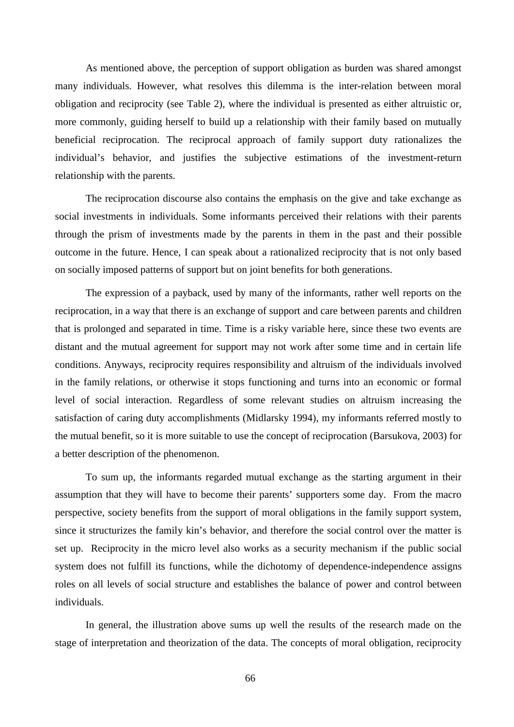As mentioned above, the perception of support obligation as burden was shared amongst many individuals. However, what resolves this dilemma is the inter-relation between moral obligation and reciprocity (see Table 2), where the individual is presented as either altruistic or, more commonly, guiding herself to build up a relationship with their family based on mutually beneficial reciprocation. The reciprocal approach of family support duty rationalizes the individual's behavior, and justifies the subjective estimations of the investment-return relationship with the parents.

The reciprocation discourse also contains the emphasis on the give and take exchange as social investments in individuals. Some informants perceived their relations with their parents through the prism of investments made by the parents in them in the past and their possible outcome in the future. Hence, I can speak about a rationalized reciprocity that is not only based on socially imposed patterns of support but on joint benefits for both generations.

The expression of a payback, used by many of the informants, rather well reports on the reciprocation, in a way that there is an exchange of support and care between parents and children that is prolonged and separated in time. Time is a risky variable here, since these two events are distant and the mutual agreement for support may not work after some time and in certain life conditions. Anyways, reciprocity requires responsibility and altruism of the individuals involved in the family relations, or otherwise it stops functioning and turns into an economic or formal level of social interaction. Regardless of some relevant studies on altruism increasing the satisfaction of caring duty accomplishments (Midlarsky 1994), my informants referred mostly to the mutual benefit, so it is more suitable to use the concept of reciprocation (Barsukova, 2003) for a better description of the phenomenon.

To sum up, the informants regarded mutual exchange as the starting argument in their assumption that they will have to become their parents' supporters some day. From the macro perspective, society benefits from the support of moral obligations in the family support system, since it structurizes the family kin's behavior, and therefore the social control over the matter is set up. Reciprocity in the micro level also works as a security mechanism if the public social system does not fulfill its functions, while the dichotomy of dependence-independence assigns roles on all levels of social structure and establishes the balance of power and control between individuals.

In general, the illustration above sums up well the results of the research made on the stage of interpretation and theorization of the data. The concepts of moral obligation, reciprocity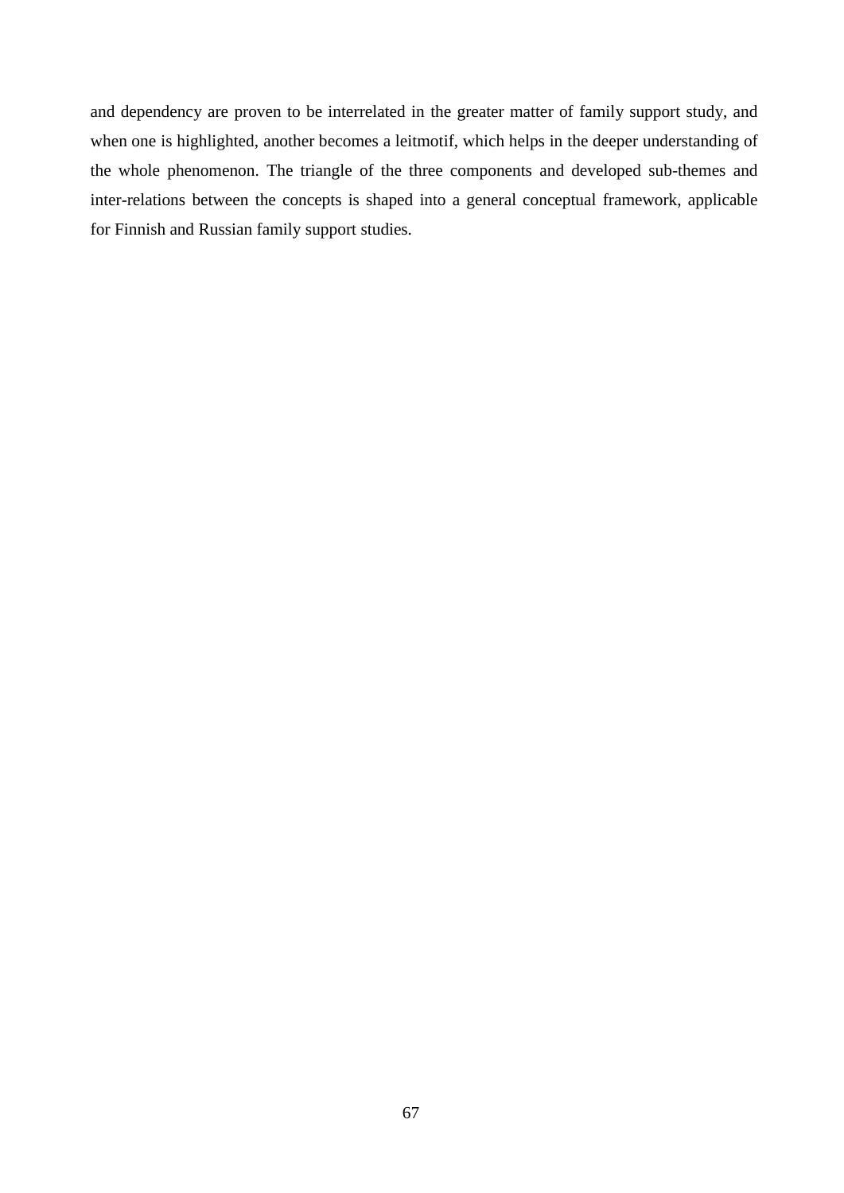and dependency are proven to be interrelated in the greater matter of family support study, and when one is highlighted, another becomes a leitmotif, which helps in the deeper understanding of the whole phenomenon. The triangle of the three components and developed sub-themes and inter-relations between the concepts is shaped into a general conceptual framework, applicable for Finnish and Russian family support studies.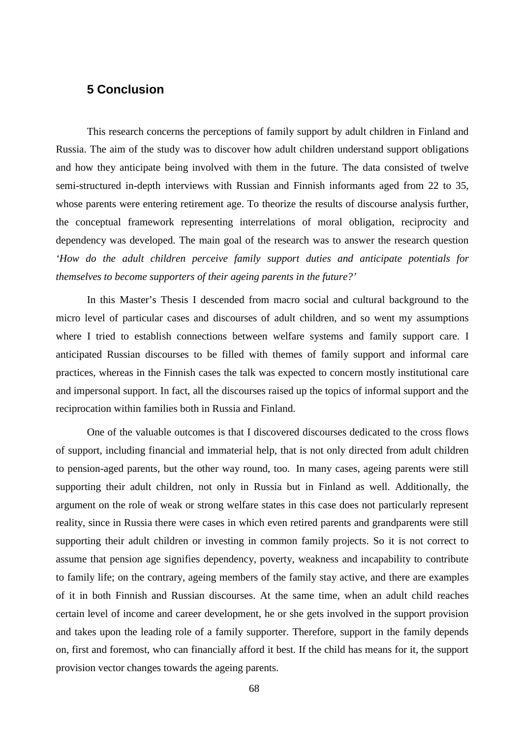## 5 Conclusion

This research concerns the perceptions of family support by adult children in Finland and Russia. The aim of the study was to discover how adult children understand support obligations and how they anticipate being involved with them in the future. The data consisted of twelve semi-structured in-depth interviews with Russian and Finnish informants aged from 22 to 35, whose parents were entering retirement age. To theorize the results of discourse analysis further, the conceptual framework representing interrelations of moral obligation, reciprocity and dependency was developed. The main goal of the research was to answer the research question *'How do the adult children perceive family support duties and anticipate potentials for themselves to become supporters of their ageing parents in the future?'*

In this Master's Thesis I descended from macro social and cultural background to the micro level of particular cases and discourses of adult children, and so went my assumptions where I tried to establish connections between welfare systems and family support care. I anticipated Russian discourses to be filled with themes of family support and informal care practices, whereas in the Finnish cases the talk was expected to concern mostly institutional care and impersonal support. In fact, all the discourses raised up the topics of informal support and the reciprocation within families both in Russia and Finland.

One of the valuable outcomes is that I discovered discourses dedicated to the cross flows of support, including financial and immaterial help, that is not only directed from adult children to pension-aged parents, but the other way round, too. In many cases, ageing parents were still supporting their adult children, not only in Russia but in Finland as well. Additionally, the argument on the role of weak or strong welfare states in this case does not particularly represent reality, since in Russia there were cases in which even retired parents and grandparents were still supporting their adult children or investing in common family projects. So it is not correct to assume that pension age signifies dependency, poverty, weakness and incapability to contribute to family life; on the contrary, ageing members of the family stay active, and there are examples of it in both Finnish and Russian discourses. At the same time, when an adult child reaches certain level of income and career development, he or she gets involved in the support provision and takes upon the leading role of a family supporter. Therefore, support in the family depends on, first and foremost, who can financially afford it best. If the child has means for it, the support provision vector changes towards the ageing parents.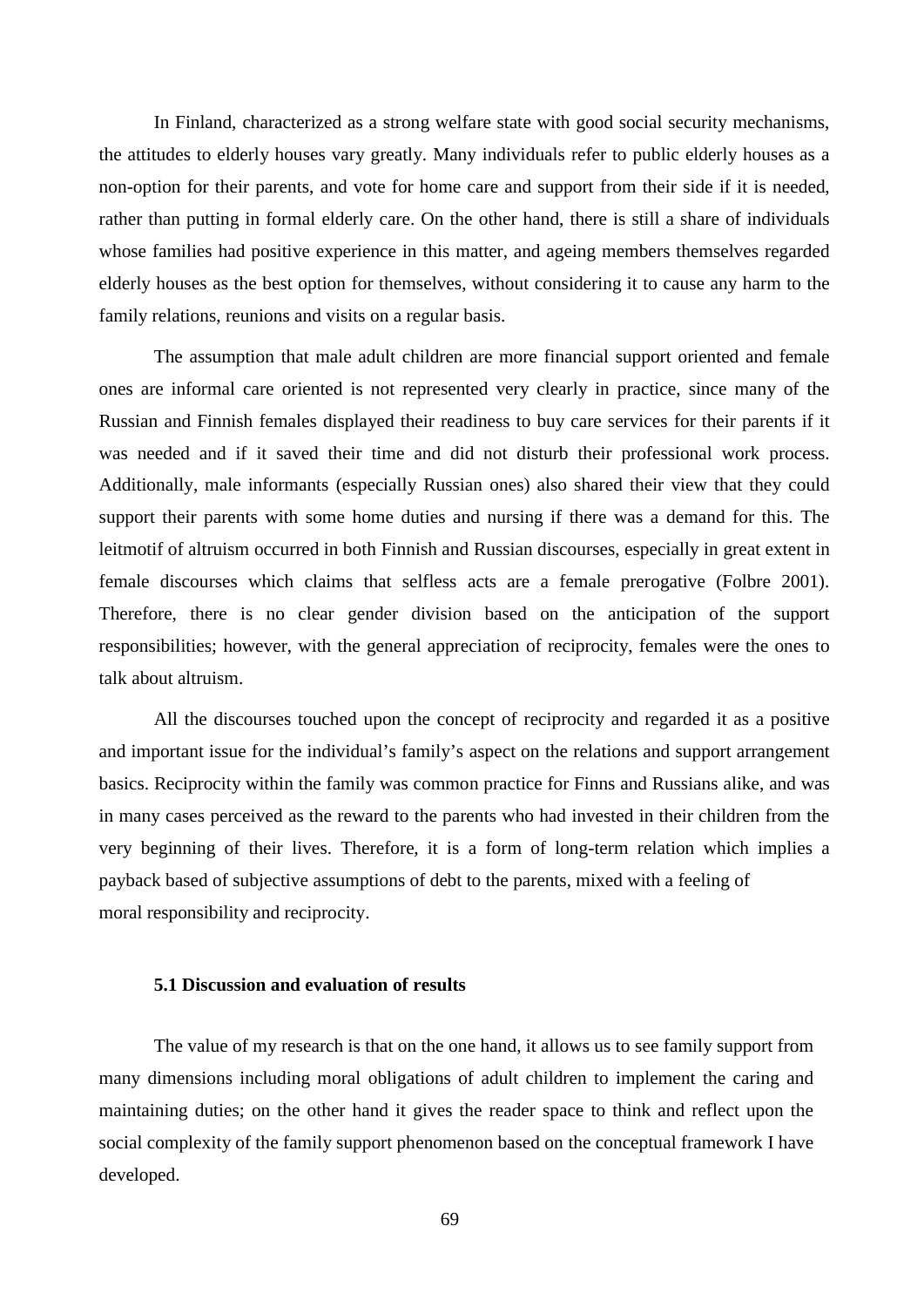In Finland, characterized as a strong welfare state with good social security mechanisms, the attitudes to elderly houses vary greatly. Many individuals refer to public elderly houses as a non-option for their parents, and vote for home care and support from their side if it is needed, rather than putting in formal elderly care. On the other hand, there is still a share of individuals whose families had positive experience in this matter, and ageing members themselves regarded elderly houses as the best option for themselves, without considering it to cause any harm to the family relations, reunions and visits on a regular basis.

The assumption that male adult children are more financial support oriented and female ones are informal care oriented is not represented very clearly in practice, since many of the Russian and Finnish females displayed their readiness to buy care services for their parents if it was needed and if it saved their time and did not disturb their professional work process. Additionally, male informants (especially Russian ones) also shared their view that they could support their parents with some home duties and nursing if there was a demand for this. The leitmotif of altruism occurred in both Finnish and Russian discourses, especially in great extent in female discourses which claims that selfless acts are a female prerogative (Folbre 2001). Therefore, there is no clear gender division based on the anticipation of the support responsibilities; however, with the general appreciation of reciprocity, females were the ones to talk about altruism.

All the discourses touched upon the concept of reciprocity and regarded it as a positive and important issue for the individual's family's aspect on the relations and support arrangement basics. Reciprocity within the family was common practice for Finns and Russians alike, and was in many cases perceived as the reward to the parents who had invested in their children from the very beginning of their lives. Therefore, it is a form of long-term relation which implies a payback based of subjective assumptions of debt to the parents, mixed with a feeling of moral responsibility and reciprocity.

### 5.1 Discussion and evaluation of results

The value of my research is that on the one hand, it allows us to see family support from many dimensions including moral obligations of adult children to implement the caring and maintaining duties; on the other hand it gives the reader space to think and reflect upon the social complexity of the family support phenomenon based on the conceptual framework I have developed.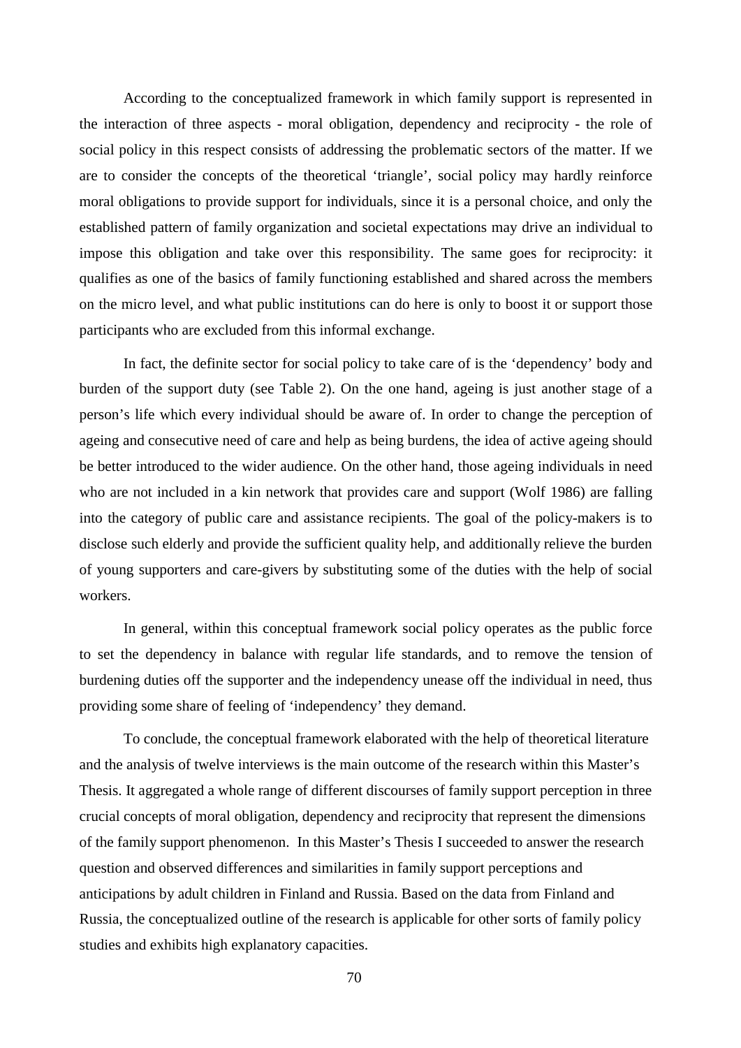According to the conceptualized framework in which family support is represented in the interaction of three aspects - moral obligation, dependency and reciprocity - the role of social policy in this respect consists of addressing the problematic sectors of the matter. If we are to consider the concepts of the theoretical 'triangle', social policy may hardly reinforce moral obligations to provide support for individuals, since it is a personal choice, and only the established pattern of family organization and societal expectations may drive an individual to impose this obligation and take over this responsibility. The same goes for reciprocity: it qualifies as one of the basics of family functioning established and shared across the members on the micro level, and what public institutions can do here is only to boost it or support those participants who are excluded from this informal exchange.

In fact, the definite sector for social policy to take care of is the 'dependency' body and burden of the support duty (see Table 2). On the one hand, ageing is just another stage of a person's life which every individual should be aware of. In order to change the perception of ageing and consecutive need of care and help as being burdens, the idea of active ageing should be better introduced to the wider audience. On the other hand, those ageing individuals in need who are not included in a kin network that provides care and support (Wolf 1986) are falling into the category of public care and assistance recipients. The goal of the policy-makers is to disclose such elderly and provide the sufficient quality help, and additionally relieve the burden of young supporters and care-givers by substituting some of the duties with the help of social workers.

In general, within this conceptual framework social policy operates as the public force to set the dependency in balance with regular life standards, and to remove the tension of burdening duties off the supporter and the independency unease off the individual in need, thus providing some share of feeling of 'independency' they demand.

To conclude, the conceptual framework elaborated with the help of theoretical literature and the analysis of twelve interviews is the main outcome of the research within this Master's Thesis. It aggregated a whole range of different discourses of family support perception in three crucial concepts of moral obligation, dependency and reciprocity that represent the dimensions of the family support phenomenon. In this Master's Thesis I succeeded to answer the research question and observed differences and similarities in family support perceptions and anticipations by adult children in Finland and Russia. Based on the data from Finland and Russia, the conceptualized outline of the research is applicable for other sorts of family policy studies and exhibits high explanatory capacities.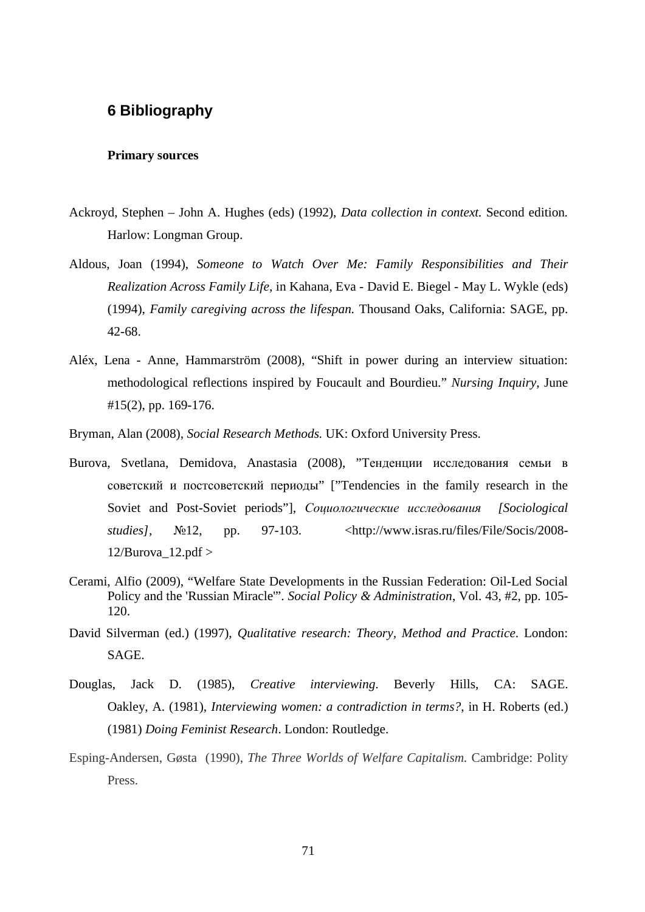## 6 Bibliography

**Primary sources**

Ackroyd, Stephen – John A. Hughes (eds) (1992), *Data collection in context.* Second edition*.* Harlow: Longman Group.

Aldous, Joan (1994), *Someone to Watch Over Me: Family Responsibilities and Their Realization Across Family Life,* in Kahana, Eva - David E. Biegel - May L. Wykle (eds) (1994), *Family caregiving across the lifespan.* Thousand Oaks, California: SAGE, pp. 42-68.

Aléx, Lena - Anne, Hammarström (2008), "Shift in power during an interview situation: methodological reflections inspired by Foucault and Bourdieu." *Nursing Inquiry*, June #15(2), pp. 169-176.

Bryman, Alan (2008), *Social Research Methods.* UK: Oxford University Press.

Burova, Svetlana, Demidova, Anastasia (2008), "Тенденции исследования семьи в советский и постсоветский периоды" ["Tendencies in the family research in the Soviet and Post-Soviet periods"], *Социологические исследования [Sociological studies]*, №12, pp. 97-103. <http://www.isras.ru/files/File/Socis/2008-12/Burova_12.pdf >

Cerami, Alfio (2009), "Welfare State Developments in the Russian Federation: Oil-Led Social Policy and the 'Russian Miracle'". *Social Policy & Administration*, Vol. 43, #2, pp. 105-120.

David Silverman (ed.) (1997), *Qualitative research: Theory, Method and Practice*. London: SAGE.

Douglas, Jack D. (1985), *Creative interviewing.* Beverly Hills, CA: SAGE. Oakley, A. (1981), *Interviewing women: a contradiction in terms?*, in H. Roberts (ed.) (1981) *Doing Feminist Research*. London: Routledge.

Esping-Andersen, Gøsta (1990), *The Three Worlds of Welfare Capitalism.* Cambridge: Polity Press.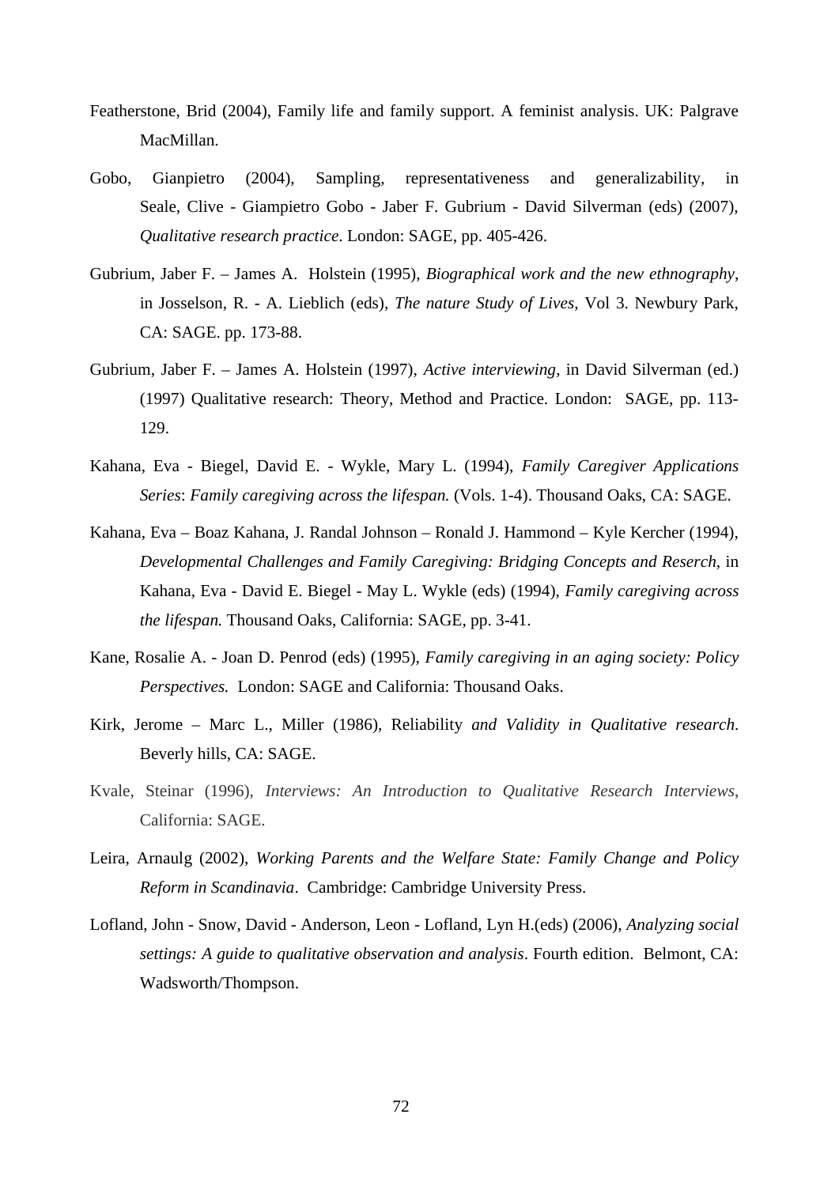Featherstone, Brid (2004), Family life and family support. A feminist analysis. UK: Palgrave MacMillan.

Gobo, Gianpietro (2004), Sampling, representativeness and generalizability, in Seale, Clive - Giampietro Gobo - Jaber F. Gubrium - David Silverman (eds) (2007), *Qualitative research practice*. London: SAGE, pp. 405-426.

Gubrium, Jaber F. – James A. Holstein (1995), *Biographical work and the new ethnography*, in Josselson, R. - A. Lieblich (eds), *The nature Study of Lives*, Vol 3. Newbury Park, CA: SAGE. pp. 173-88.

Gubrium, Jaber F. – James A. Holstein (1997), *Active interviewing*, in David Silverman (ed.) (1997) Qualitative research: Theory, Method and Practice. London: SAGE, pp. 113-129.

Kahana, Eva - Biegel, David E. - Wykle, Mary L. (1994), *Family Caregiver Applications Series*: *Family caregiving across the lifespan.* (Vols. 1-4). Thousand Oaks, CA: SAGE.

Kahana, Eva – Boaz Kahana, J. Randal Johnson – Ronald J. Hammond – Kyle Kercher (1994), *Developmental Challenges and Family Caregiving: Bridging Concepts and Reserch*, in Kahana, Eva - David E. Biegel - May L. Wykle (eds) (1994), *Family caregiving across the lifespan.* Thousand Oaks, California: SAGE, pp. 3-41.

Kane, Rosalie A. - Joan D. Penrod (eds) (1995), *Family caregiving in an aging society: Policy Perspectives.* London: SAGE and California: Thousand Oaks.

Kirk, Jerome – Marc L., Miller (1986), Reliability *and Validity in Qualitative research*. Beverly hills, CA: SAGE.

Kvale, Steinar (1996), *Interviews: An Introduction to Qualitative Research Interviews*, California: SAGE.

Leira, Arnaulg (2002), *Working Parents and the Welfare State: Family Change and Policy Reform in Scandinavia*. Cambridge: Cambridge University Press.

Lofland, John - Snow, David - Anderson, Leon - Lofland, Lyn H.(eds) (2006), *Analyzing social settings: A guide to qualitative observation and analysis*. Fourth edition. Belmont, CA: Wadsworth/Thompson.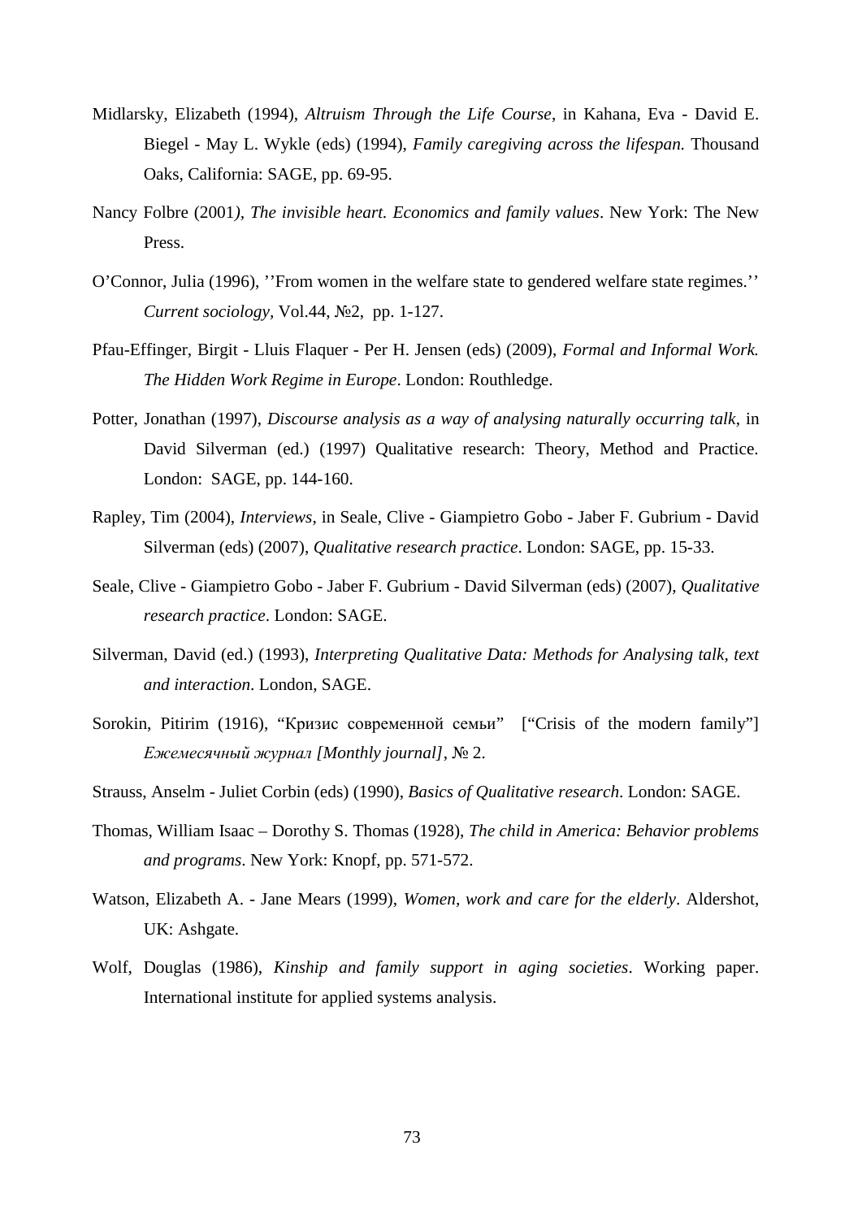Midlarsky, Elizabeth (1994), *Altruism Through the Life Course*, in Kahana, Eva - David E. Biegel - May L. Wykle (eds) (1994), *Family caregiving across the lifespan.* Thousand Oaks, California: SAGE, pp. 69-95.

Nancy Folbre (2001*), The invisible heart. Economics and family values*. New York: The New Press.

O'Connor, Julia (1996), ''From women in the welfare state to gendered welfare state regimes.'' *Current sociology*, Vol.44, №2, pp. 1-127.

Pfau-Effinger, Birgit - Lluis Flaquer - Per H. Jensen (eds) (2009), *Formal and Informal Work. The Hidden Work Regime in Europe*. London: Routhledge.

Potter, Jonathan (1997), *Discourse analysis as a way of analysing naturally occurring talk*, in David Silverman (ed.) (1997) Qualitative research: Theory, Method and Practice. London: SAGE, pp. 144-160.

Rapley, Tim (2004), *Interviews*, in Seale, Clive - Giampietro Gobo - Jaber F. Gubrium - David Silverman (eds) (2007), *Qualitative research practice*. London: SAGE, pp. 15-33.

Seale, Clive - Giampietro Gobo - Jaber F. Gubrium - David Silverman (eds) (2007), *Qualitative research practice*. London: SAGE.

Silverman, David (ed.) (1993), *Interpreting Qualitative Data: Methods for Analysing talk, text and interaction*. London, SAGE.

Sorokin, Pitirim (1916), "Кризис современной семьи" ["Crisis of the modern family"] *Ежемесячный журнал [Monthly journal]*, № 2.

Strauss, Anselm - Juliet Corbin (eds) (1990), *Basics of Qualitative research*. London: SAGE.

Thomas, William Isaac – Dorothy S. Thomas (1928), *The child in America: Behavior problems and programs*. New York: Knopf, pp. 571-572.

Watson, Elizabeth A. - Jane Mears (1999), *Women, work and care for the elderly*. Aldershot, UK: Ashgate.

Wolf, Douglas (1986), *Kinship and family support in aging societies*. Working paper. International institute for applied systems analysis.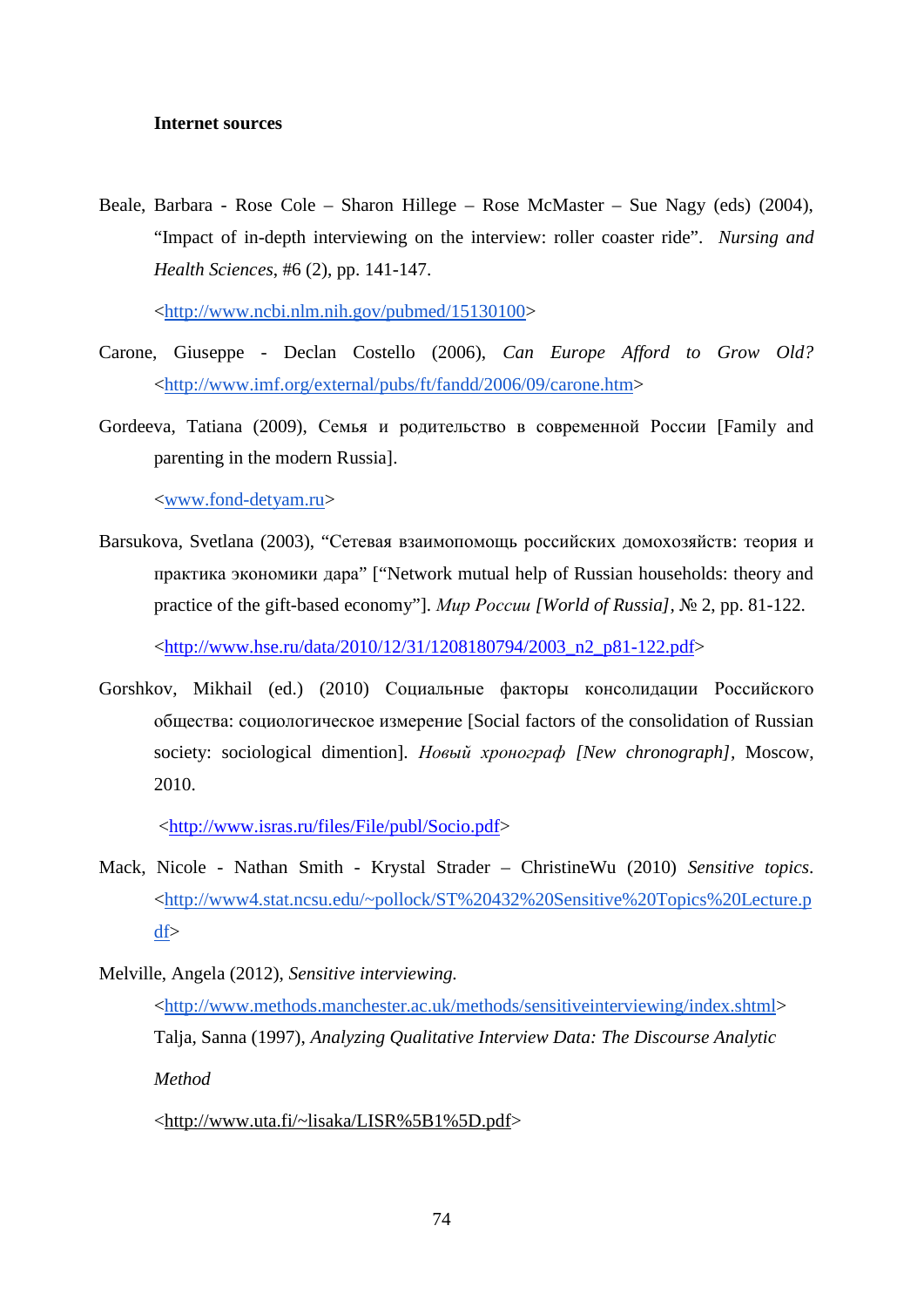**Internet sources**

Beale, Barbara - Rose Cole – Sharon Hillege – Rose McMaster – Sue Nagy (eds) (2004), "Impact of in-depth interviewing on the interview: roller coaster ride". *Nursing and Health Sciences*, #6 (2), pp. 141-147.

<http://www.ncbi.nlm.nih.gov/pubmed/15130100>

Carone, Giuseppe - Declan Costello (2006), *Can Europe Afford to Grow Old?* <http://www.imf.org/external/pubs/ft/fandd/2006/09/carone.htm>

Gordeeva, Tatiana (2009), Семья и родительство в современной России [Family and parenting in the modern Russia].

<www.fond-detyam.ru>

Barsukova, Svetlana (2003), "Сетевая взаимопомощь российских домохозяйств: теория и практика экономики дара" ["Network mutual help of Russian households: theory and practice of the gift-based economy"]. *Мир России [World of Russia]*, № 2, pp. 81-122.

<http://www.hse.ru/data/2010/12/31/1208180794/2003_n2_p81-122.pdf>

Gorshkov, Mikhail (ed.) (2010) Социальные факторы консолидации Российского общества: социологическое измерение [Social factors of the consolidation of Russian society: sociological dimention]. *Новый хронограф [New chronograph]*, Moscow, 2010.

<http://www.isras.ru/files/File/publ/Socio.pdf>

Mack, Nicole - Nathan Smith - Krystal Strader – ChristineWu (2010) *Sensitive topics*. <http://www4.stat.ncsu.edu/~pollock/ST%20432%20Sensitive%20Topics%20Lecture.pdf>

Melville, Angela (2012), *Sensitive interviewing.* <http://www.methods.manchester.ac.uk/methods/sensitiveinterviewing/index.shtml>

Talja, Sanna (1997), *Analyzing Qualitative Interview Data: The Discourse Analytic Method*

<http://www.uta.fi/~lisaka/LISR%5B1%5D.pdf>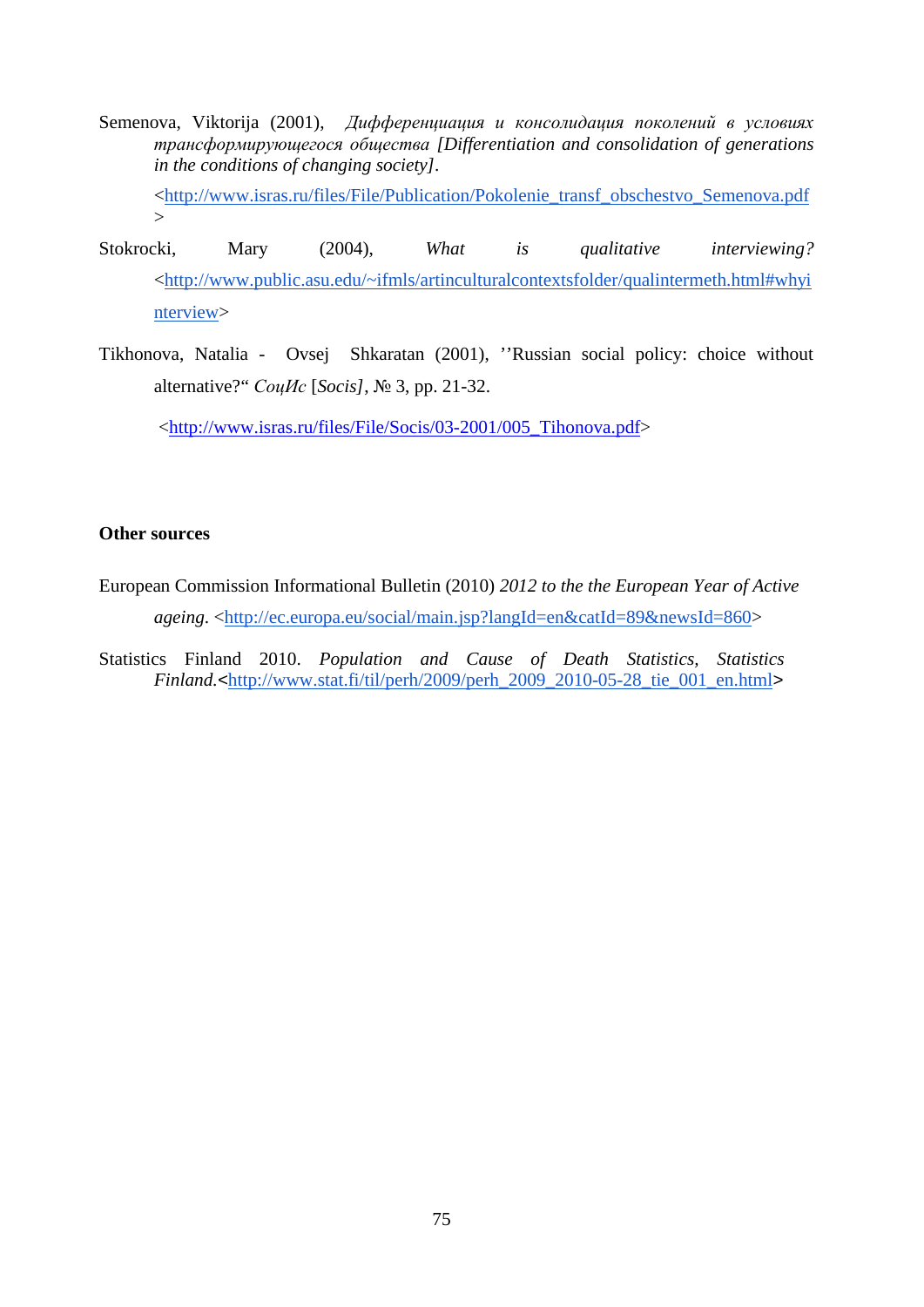Semenova, Viktorija (2001), *Дифференциация и консолидация поколений в условиях трансформирующегося общества [Differentiation and consolidation of generations in the conditions of changing society]*.

<http://www.isras.ru/files/File/Publication/Pokolenie_transf_obschestvo_Semenova.pdf>

Stokrocki, Mary (2004), *What is qualitative interviewing?* <http://www.public.asu.edu/~ifmls/artinculturalcontextsfolder/qualintermeth.html#whyinterview>

Tikhonova, Natalia - Ovsej Shkaratan (2001), ''Russian social policy: choice without alternative?" *СоцИс* [*Socis]*, № 3, pp. 21-32.

<http://www.isras.ru/files/File/Socis/03-2001/005_Tihonova.pdf>

**Other sources**

European Commission Informational Bulletin (2010) *2012 to the the European Year of Active ageing*. <http://ec.europa.eu/social/main.jsp?langId=en&catId=89&newsId=860>

Statistics Finland 2010. *Population and Cause of Death Statistics, Statistics Finland*.<http://www.stat.fi/til/perh/2009/perh_2009_2010-05-28_tie_001_en.html>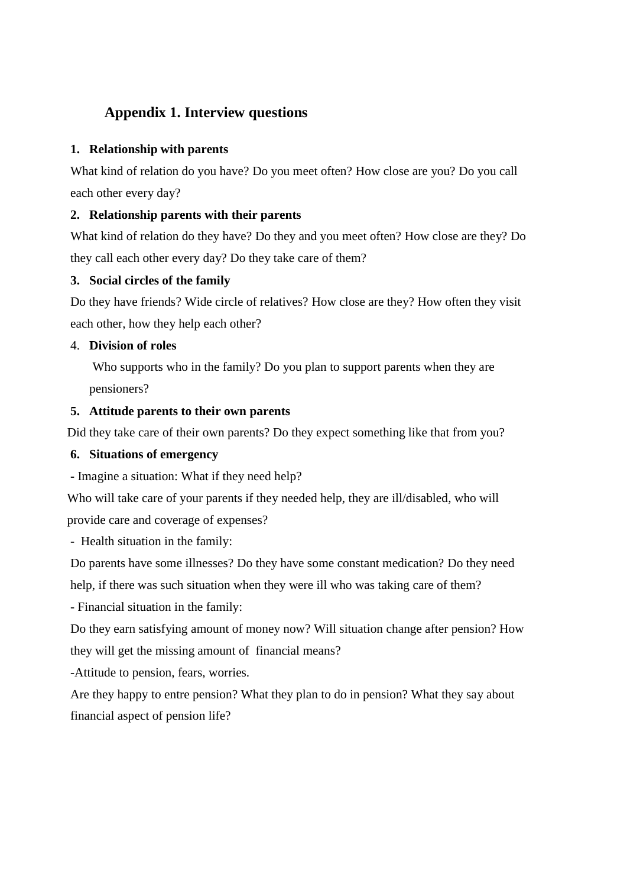## Appendix 1. Interview questions

1. **Relationship with parents**

What kind of relation do you have? Do you meet often? How close are you? Do you call each other every day?

2. **Relationship parents with their parents**

What kind of relation do they have? Do they and you meet often? How close are they? Do they call each other every day? Do they take care of them?

3. **Social circles of the family**

Do they have friends? Wide circle of relatives? How close are they? How often they visit each other, how they help each other?

4. **Division of roles**

   Who supports who in the family? Do you plan to support parents when they are pensioners?

5. **Attitude parents to their own parents**

Did they take care of their own parents? Do they expect something like that from you?

6. **Situations of emergency**

- Imagine a situation: What if they need help?

Who will take care of your parents if they needed help, they are ill/disabled, who will provide care and coverage of expenses?

- Health situation in the family:

Do parents have some illnesses? Do they have some constant medication? Do they need help, if there was such situation when they were ill who was taking care of them?

- Financial situation in the family:

Do they earn satisfying amount of money now? Will situation change after pension? How they will get the missing amount of financial means?

-Attitude to pension, fears, worries.

Are they happy to entre pension? What they plan to do in pension? What they say about financial aspect of pension life?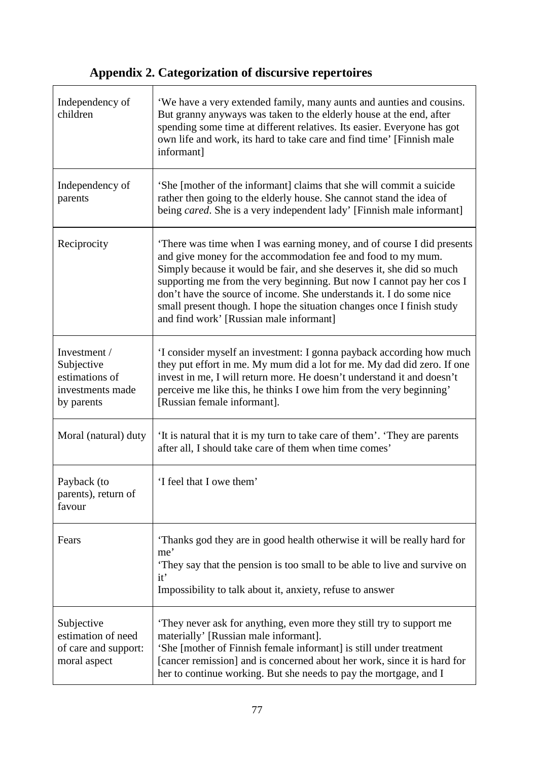## Appendix 2. Categorization of discursive repertoires

| | |
|---|---|
| Independency of children | 'We have a very extended family, many aunts and aunties and cousins. But granny anyways was taken to the elderly house at the end, after spending some time at different relatives. Its easier. Everyone has got own life and work, its hard to take care and find time' [Finnish male informant] |
| Independency of parents | 'She [mother of the informant] claims that she will commit a suicide rather then going to the elderly house. She cannot stand the idea of being *cared*. She is a very independent lady' [Finnish male informant] |
| Reciprocity | 'There was time when I was earning money, and of course I did presents and give money for the accommodation fee and food to my mum. Simply because it would be fair, and she deserves it, she did so much supporting me from the very beginning. But now I cannot pay her cos I don't have the source of income. She understands it. I do some nice small present though. I hope the situation changes once I finish study and find work' [Russian male informant] |
| Investment / Subjective estimations of investments made by parents | 'I consider myself an investment: I gonna payback according how much they put effort in me. My mum did a lot for me. My dad did zero. If one invest in me, I will return more. He doesn't understand it and doesn't perceive me like this, he thinks I owe him from the very beginning' [Russian female informant]. |
| Moral (natural) duty | 'It is natural that it is my turn to take care of them'. 'They are parents after all, I should take care of them when time comes' |
| Payback (to parents), return of favour | 'I feel that I owe them' |
| Fears | 'Thanks god they are in good health otherwise it will be really hard for me'<br>'They say that the pension is too small to be able to live and survive on it'<br>Impossibility to talk about it, anxiety, refuse to answer |
| Subjective estimation of need of care and support: moral aspect | 'They never ask for anything, even more they still try to support me materially' [Russian male informant].<br>'She [mother of Finnish female informant] is still under treatment [cancer remission] and is concerned about her work, since it is hard for her to continue working. But she needs to pay the mortgage, and I |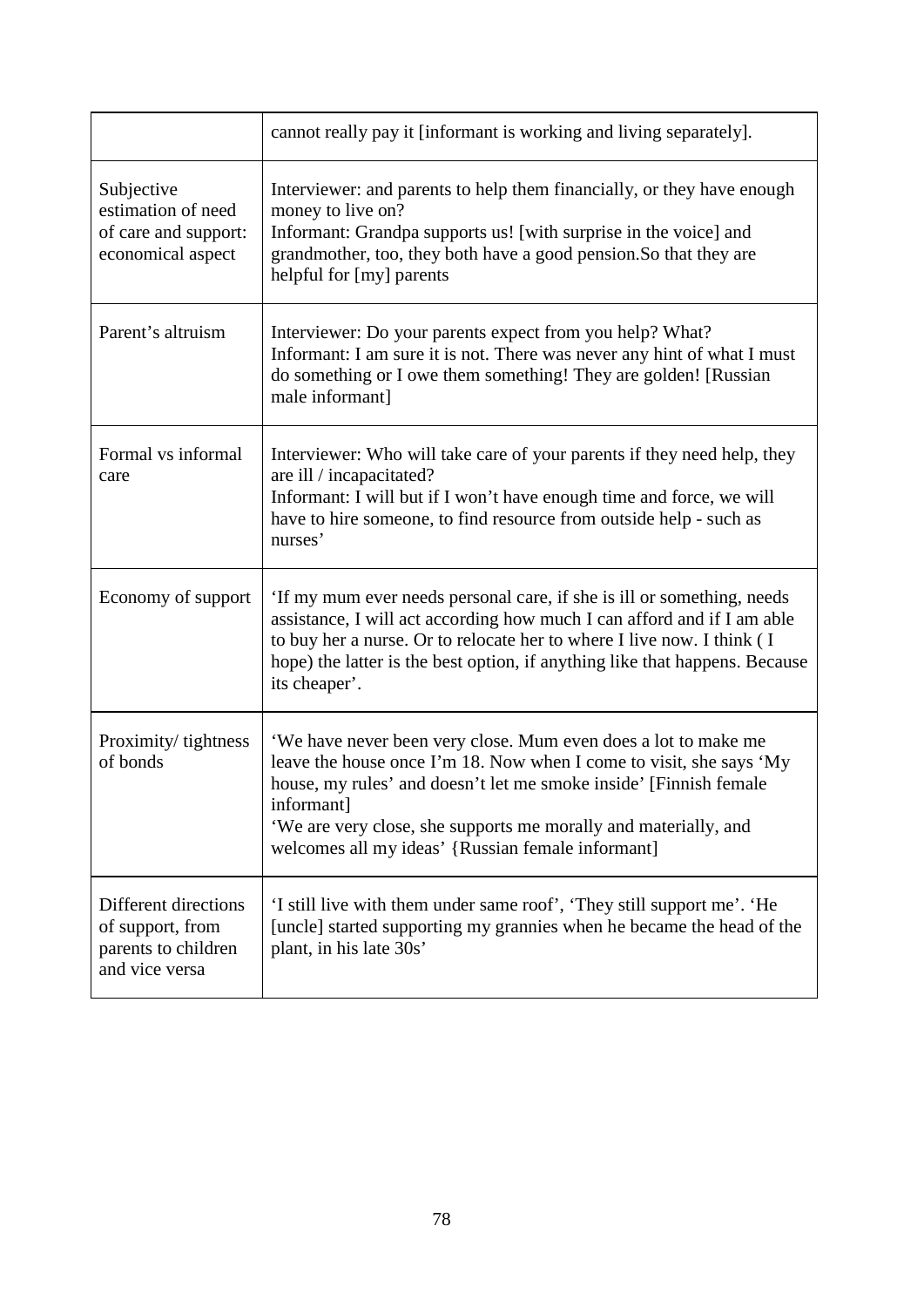| | |
|---|---|
| | cannot really pay it [informant is working and living separately]. |
| Subjective estimation of need of care and support: economical aspect | Interviewer: and parents to help them financially, or they have enough money to live on?<br>Informant: Grandpa supports us! [with surprise in the voice] and grandmother, too, they both have a good pension.So that they are helpful for [my] parents |
| Parent's altruism | Interviewer: Do your parents expect from you help? What?<br>Informant: I am sure it is not. There was never any hint of what I must do something or I owe them something! They are golden! [Russian male informant] |
| Formal vs informal care | Interviewer: Who will take care of your parents if they need help, they are ill / incapacitated?<br>Informant: I will but if I won't have enough time and force, we will have to hire someone, to find resource from outside help - such as nurses' |
| Economy of support | 'If my mum ever needs personal care, if she is ill or something, needs assistance, I will act according how much I can afford and if I am able to buy her a nurse. Or to relocate her to where I live now. I think ( I hope) the latter is the best option, if anything like that happens. Because its cheaper'. |
| Proximity/ tightness of bonds | 'We have never been very close. Mum even does a lot to make me leave the house once I'm 18. Now when I come to visit, she says 'My house, my rules' and doesn't let me smoke inside' [Finnish female informant]<br>'We are very close, she supports me morally and materially, and welcomes all my ideas' {Russian female informant] |
| Different directions of support, from parents to children and vice versa | 'I still live with them under same roof', 'They still support me'. 'He [uncle] started supporting my grannies when he became the head of the plant, in his late 30s' |